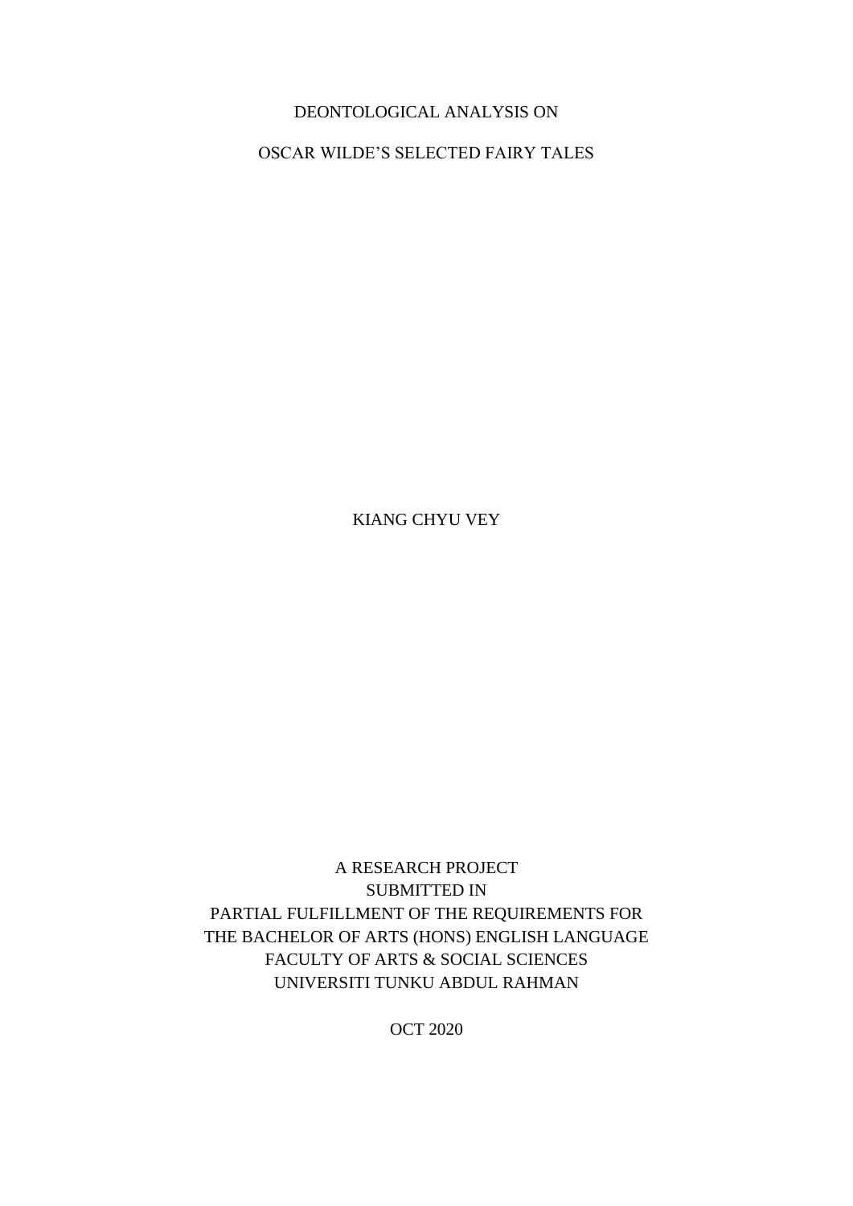# DEONTOLOGICAL ANALYSIS ON

# OSCAR WILDE'S SELECTED FAIRY TALES

KIANG CHYU VEY

A RESEARCH PROJECT
SUBMITTED IN
PARTIAL FULFILLMENT OF THE REQUIREMENTS FOR
THE BACHELOR OF ARTS (HONS) ENGLISH LANGUAGE
FACULTY OF ARTS & SOCIAL SCIENCES
UNIVERSITI TUNKU ABDUL RAHMAN

OCT 2020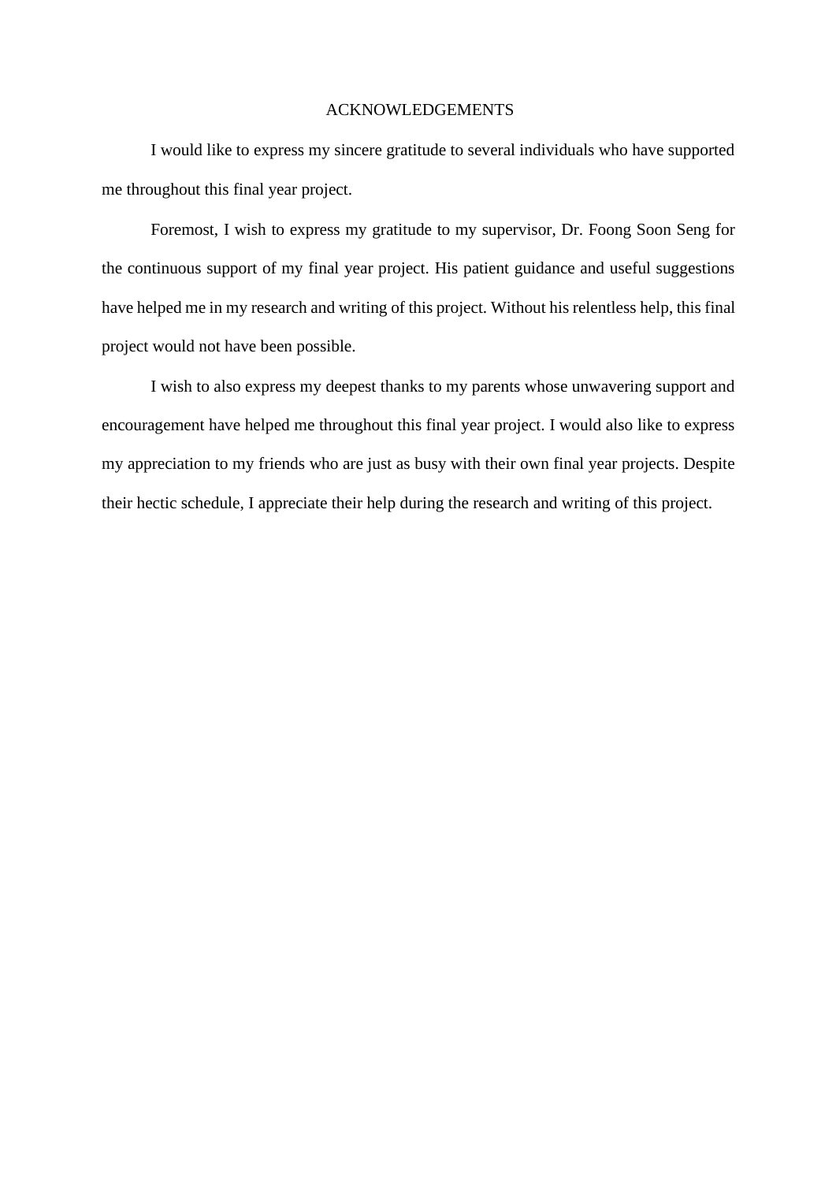# ACKNOWLEDGEMENTS

I would like to express my sincere gratitude to several individuals who have supported me throughout this final year project.

Foremost, I wish to express my gratitude to my supervisor, Dr. Foong Soon Seng for the continuous support of my final year project. His patient guidance and useful suggestions have helped me in my research and writing of this project. Without his relentless help, this final project would not have been possible.

I wish to also express my deepest thanks to my parents whose unwavering support and encouragement have helped me throughout this final year project. I would also like to express my appreciation to my friends who are just as busy with their own final year projects. Despite their hectic schedule, I appreciate their help during the research and writing of this project.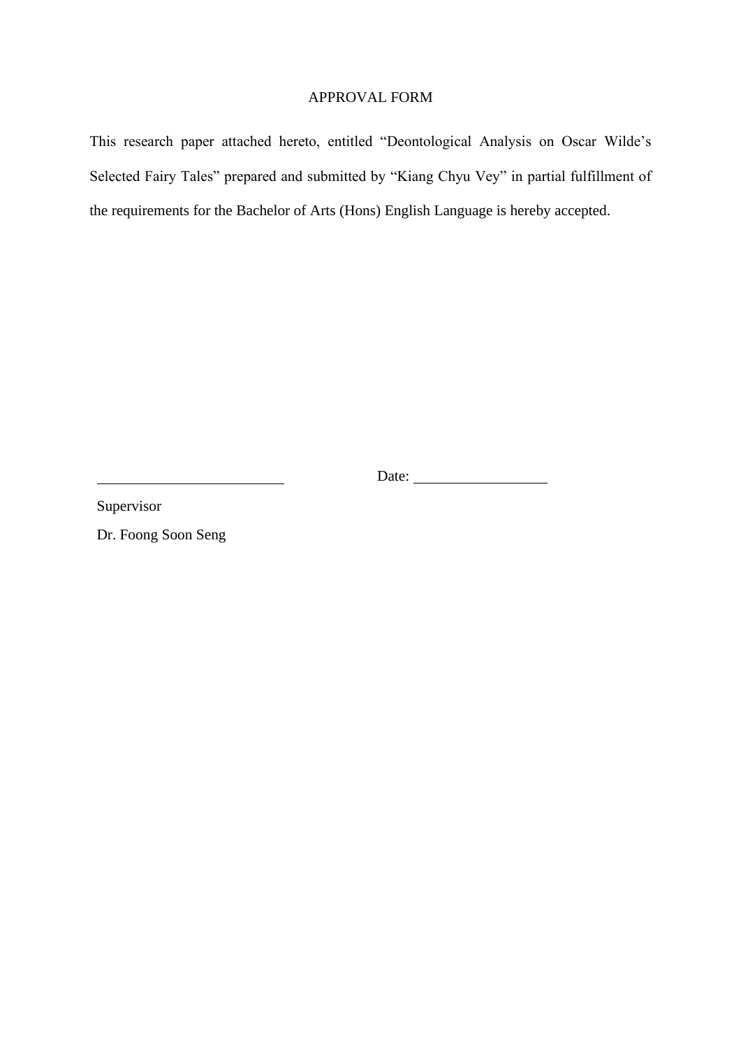# APPROVAL FORM

This research paper attached hereto, entitled "Deontological Analysis on Oscar Wilde's Selected Fairy Tales" prepared and submitted by "Kiang Chyu Vey" in partial fulfillment of the requirements for the Bachelor of Arts (Hons) English Language is hereby accepted.

\_\_\_\_\_\_\_\_\_\_\_\_\_\_\_\_\_\_\_\_\_\_\_\_\_\_ Date: \_\_\_\_\_\_\_\_\_\_\_\_\_\_\_\_\_\_

Supervisor

Dr. Foong Soon Seng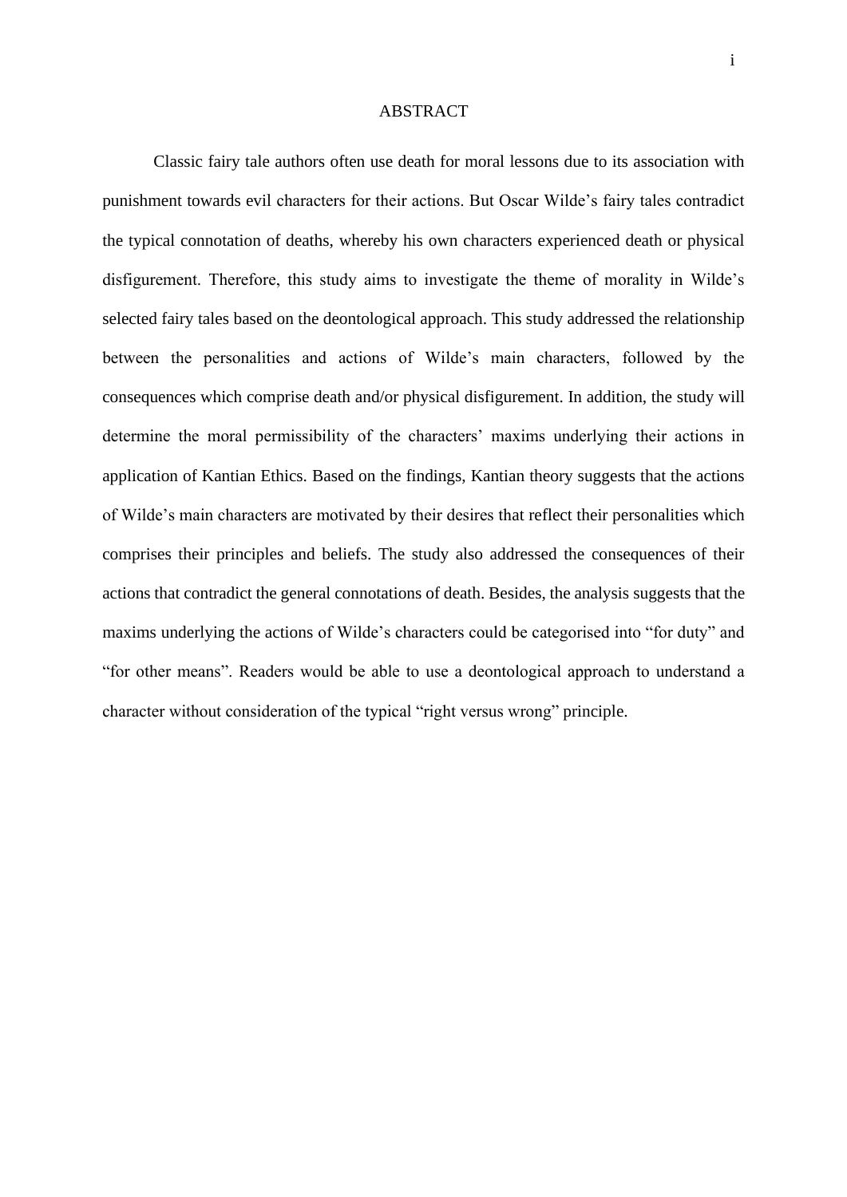# ABSTRACT

Classic fairy tale authors often use death for moral lessons due to its association with punishment towards evil characters for their actions. But Oscar Wilde's fairy tales contradict the typical connotation of deaths, whereby his own characters experienced death or physical disfigurement. Therefore, this study aims to investigate the theme of morality in Wilde's selected fairy tales based on the deontological approach. This study addressed the relationship between the personalities and actions of Wilde's main characters, followed by the consequences which comprise death and/or physical disfigurement. In addition, the study will determine the moral permissibility of the characters' maxims underlying their actions in application of Kantian Ethics. Based on the findings, Kantian theory suggests that the actions of Wilde's main characters are motivated by their desires that reflect their personalities which comprises their principles and beliefs. The study also addressed the consequences of their actions that contradict the general connotations of death. Besides, the analysis suggests that the maxims underlying the actions of Wilde's characters could be categorised into "for duty" and "for other means". Readers would be able to use a deontological approach to understand a character without consideration of the typical "right versus wrong" principle.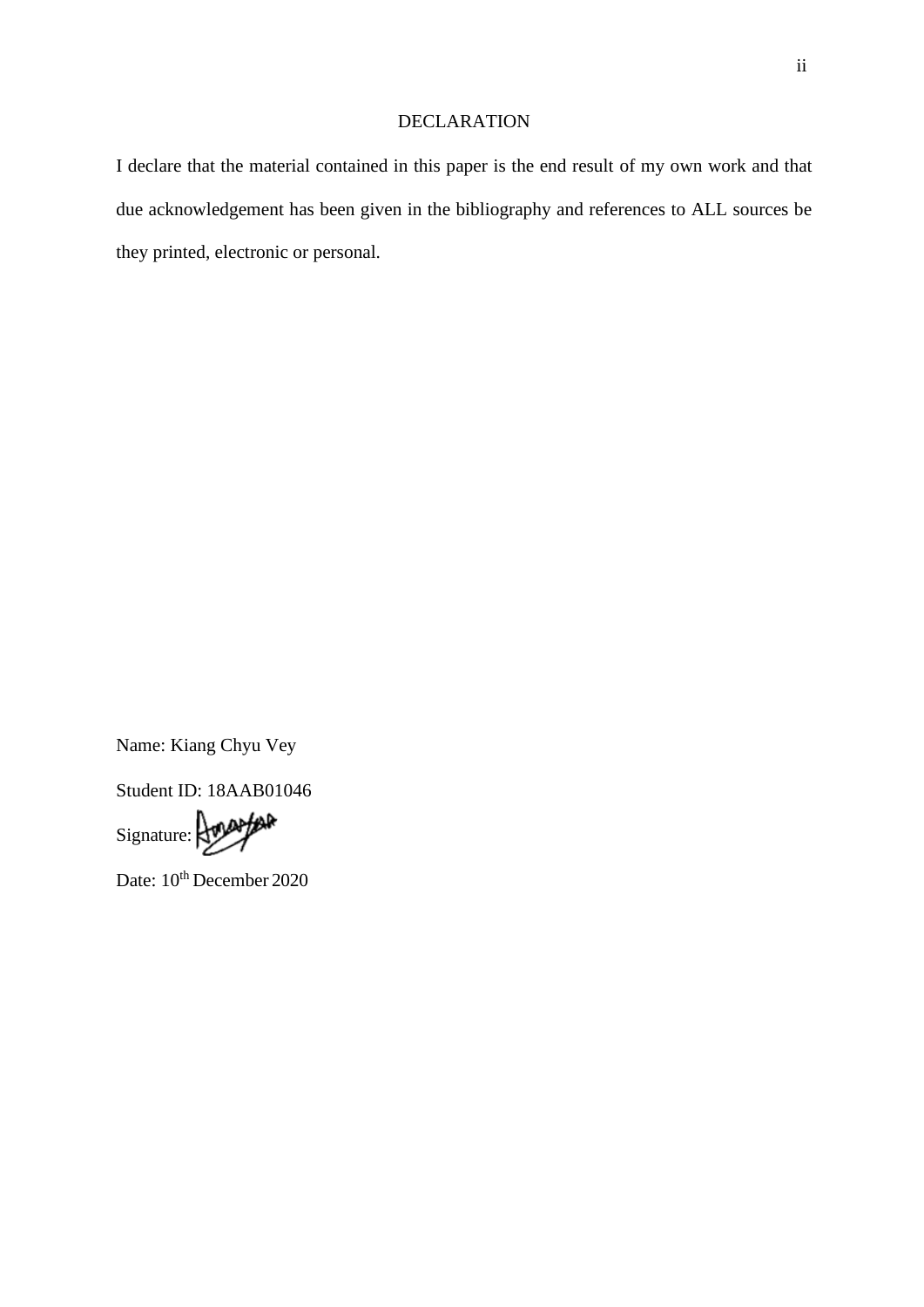# DECLARATION

I declare that the material contained in this paper is the end result of my own work and that due acknowledgement has been given in the bibliography and references to ALL sources be they printed, electronic or personal.

Name: Kiang Chyu Vey

Student ID: 18AAB01046

Signature:

Date: $10^{th}$ December 2020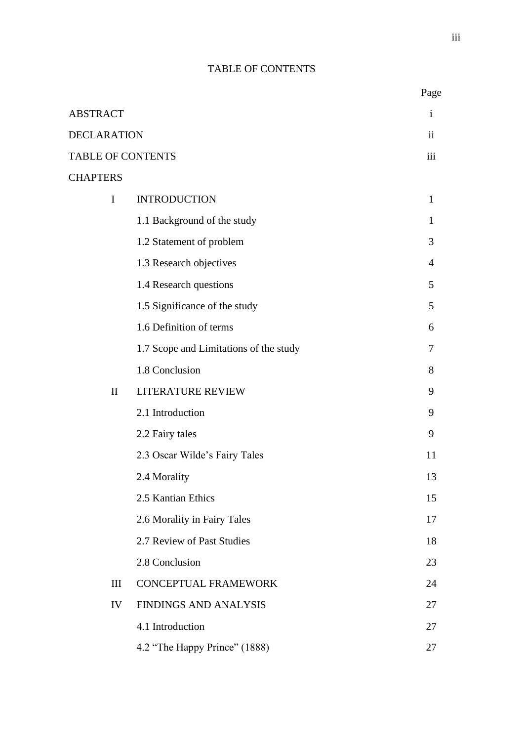# TABLE OF CONTENTS

| | | Page |
|---|---|---|
| ABSTRACT | | i |
| DECLARATION | | ii |
| TABLE OF CONTENTS | | iii |
| CHAPTERS | | |
| I | INTRODUCTION | 1 |
| | 1.1 Background of the study | 1 |
| | 1.2 Statement of problem | 3 |
| | 1.3 Research objectives | 4 |
| | 1.4 Research questions | 5 |
| | 1.5 Significance of the study | 5 |
| | 1.6 Definition of terms | 6 |
| | 1.7 Scope and Limitations of the study | 7 |
| | 1.8 Conclusion | 8 |
| II | LITERATURE REVIEW | 9 |
| | 2.1 Introduction | 9 |
| | 2.2 Fairy tales | 9 |
| | 2.3 Oscar Wilde's Fairy Tales | 11 |
| | 2.4 Morality | 13 |
| | 2.5 Kantian Ethics | 15 |
| | 2.6 Morality in Fairy Tales | 17 |
| | 2.7 Review of Past Studies | 18 |
| | 2.8 Conclusion | 23 |
| III | CONCEPTUAL FRAMEWORK | 24 |
| IV | FINDINGS AND ANALYSIS | 27 |
| | 4.1 Introduction | 27 |
| | 4.2 "The Happy Prince" (1888) | 27 |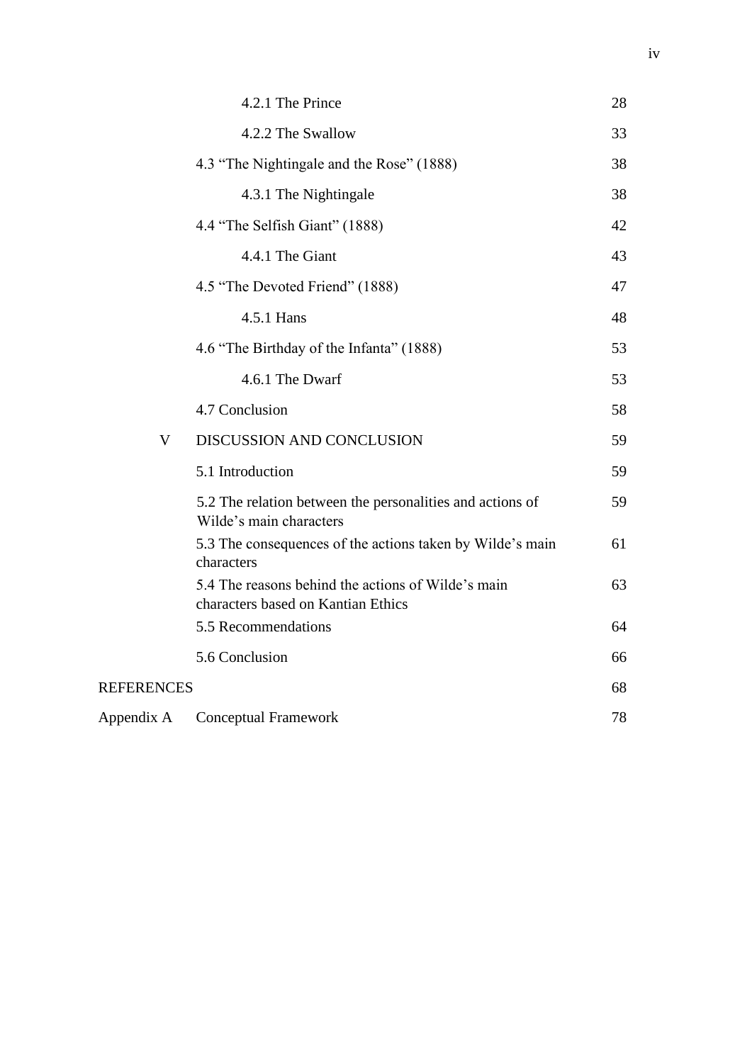| | | |
|---|---|---|
| | 4.2.1 The Prince | 28 |
| | 4.2.2 The Swallow | 33 |
| | 4.3 "The Nightingale and the Rose" (1888) | 38 |
| | 4.3.1 The Nightingale | 38 |
| | 4.4 "The Selfish Giant" (1888) | 42 |
| | 4.4.1 The Giant | 43 |
| | 4.5 "The Devoted Friend" (1888) | 47 |
| | 4.5.1 Hans | 48 |
| | 4.6 "The Birthday of the Infanta" (1888) | 53 |
| | 4.6.1 The Dwarf | 53 |
| | 4.7 Conclusion | 58 |
| V | DISCUSSION AND CONCLUSION | 59 |
| | 5.1 Introduction | 59 |
| | 5.2 The relation between the personalities and actions of Wilde's main characters | 59 |
| | 5.3 The consequences of the actions taken by Wilde's main characters | 61 |
| | 5.4 The reasons behind the actions of Wilde's main characters based on Kantian Ethics | 63 |
| | 5.5 Recommendations | 64 |
| | 5.6 Conclusion | 66 |
| REFERENCES | | 68 |
| Appendix A | Conceptual Framework | 78 |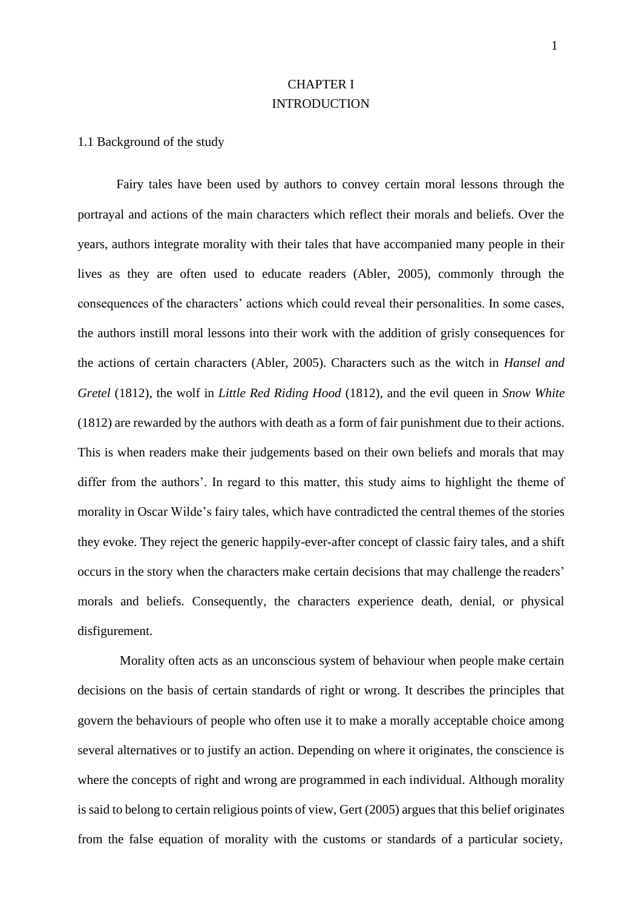# CHAPTER I
# INTRODUCTION

## 1.1 Background of the study

Fairy tales have been used by authors to convey certain moral lessons through the portrayal and actions of the main characters which reflect their morals and beliefs. Over the years, authors integrate morality with their tales that have accompanied many people in their lives as they are often used to educate readers (Abler, 2005), commonly through the consequences of the characters' actions which could reveal their personalities. In some cases, the authors instill moral lessons into their work with the addition of grisly consequences for the actions of certain characters (Abler, 2005). Characters such as the witch in *Hansel and Gretel* (1812), the wolf in *Little Red Riding Hood* (1812), and the evil queen in *Snow White* (1812) are rewarded by the authors with death as a form of fair punishment due to their actions. This is when readers make their judgements based on their own beliefs and morals that may differ from the authors'. In regard to this matter, this study aims to highlight the theme of morality in Oscar Wilde's fairy tales, which have contradicted the central themes of the stories they evoke. They reject the generic happily-ever-after concept of classic fairy tales, and a shift occurs in the story when the characters make certain decisions that may challenge the readers' morals and beliefs. Consequently, the characters experience death, denial, or physical disfigurement.

Morality often acts as an unconscious system of behaviour when people make certain decisions on the basis of certain standards of right or wrong. It describes the principles that govern the behaviours of people who often use it to make a morally acceptable choice among several alternatives or to justify an action. Depending on where it originates, the conscience is where the concepts of right and wrong are programmed in each individual. Although morality is said to belong to certain religious points of view, Gert (2005) argues that this belief originates from the false equation of morality with the customs or standards of a particular society,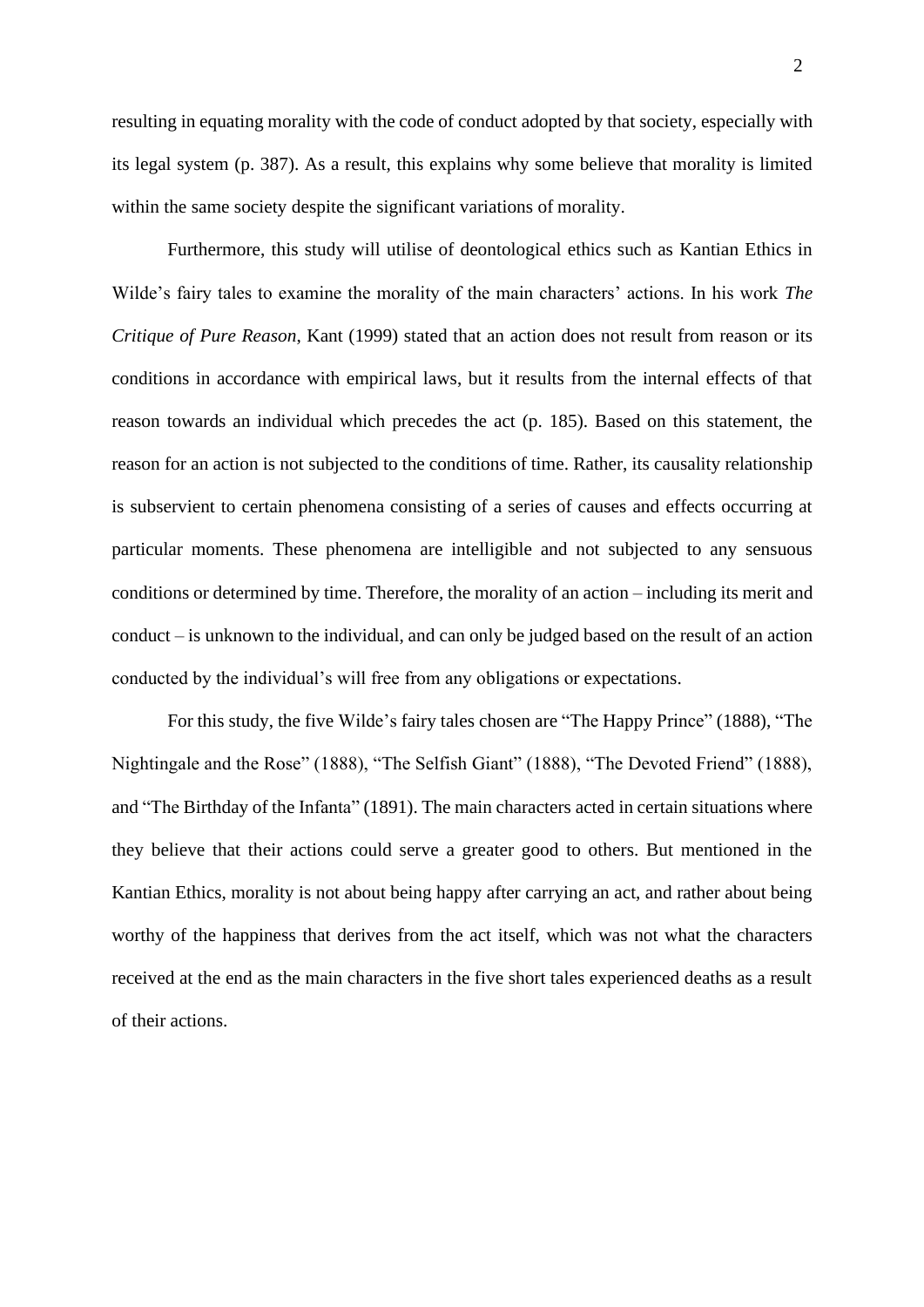resulting in equating morality with the code of conduct adopted by that society, especially with its legal system (p. 387). As a result, this explains why some believe that morality is limited within the same society despite the significant variations of morality.

Furthermore, this study will utilise of deontological ethics such as Kantian Ethics in Wilde's fairy tales to examine the morality of the main characters' actions. In his work *The Critique of Pure Reason*, Kant (1999) stated that an action does not result from reason or its conditions in accordance with empirical laws, but it results from the internal effects of that reason towards an individual which precedes the act (p. 185). Based on this statement, the reason for an action is not subjected to the conditions of time. Rather, its causality relationship is subservient to certain phenomena consisting of a series of causes and effects occurring at particular moments. These phenomena are intelligible and not subjected to any sensuous conditions or determined by time. Therefore, the morality of an action – including its merit and conduct – is unknown to the individual, and can only be judged based on the result of an action conducted by the individual's will free from any obligations or expectations.

For this study, the five Wilde's fairy tales chosen are "The Happy Prince" (1888), "The Nightingale and the Rose" (1888), "The Selfish Giant" (1888), "The Devoted Friend" (1888), and "The Birthday of the Infanta" (1891). The main characters acted in certain situations where they believe that their actions could serve a greater good to others. But mentioned in the Kantian Ethics, morality is not about being happy after carrying an act, and rather about being worthy of the happiness that derives from the act itself, which was not what the characters received at the end as the main characters in the five short tales experienced deaths as a result of their actions.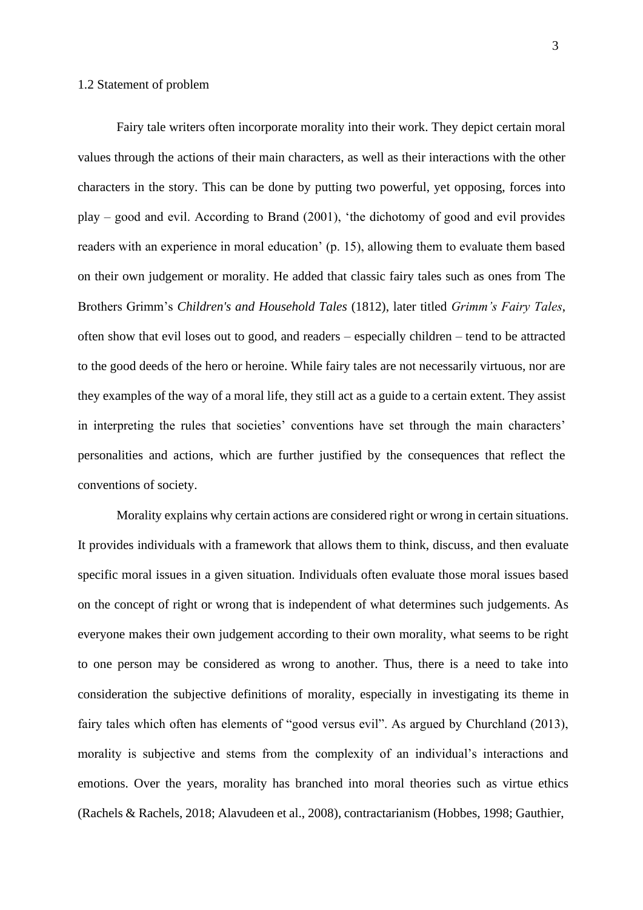### 1.2 Statement of problem

Fairy tale writers often incorporate morality into their work. They depict certain moral values through the actions of their main characters, as well as their interactions with the other characters in the story. This can be done by putting two powerful, yet opposing, forces into play – good and evil. According to Brand (2001), 'the dichotomy of good and evil provides readers with an experience in moral education' (p. 15), allowing them to evaluate them based on their own judgement or morality. He added that classic fairy tales such as ones from The Brothers Grimm's *Children's and Household Tales* (1812), later titled *Grimm's Fairy Tales*, often show that evil loses out to good, and readers – especially children – tend to be attracted to the good deeds of the hero or heroine. While fairy tales are not necessarily virtuous, nor are they examples of the way of a moral life, they still act as a guide to a certain extent. They assist in interpreting the rules that societies' conventions have set through the main characters' personalities and actions, which are further justified by the consequences that reflect the conventions of society.

Morality explains why certain actions are considered right or wrong in certain situations. It provides individuals with a framework that allows them to think, discuss, and then evaluate specific moral issues in a given situation. Individuals often evaluate those moral issues based on the concept of right or wrong that is independent of what determines such judgements. As everyone makes their own judgement according to their own morality, what seems to be right to one person may be considered as wrong to another. Thus, there is a need to take into consideration the subjective definitions of morality, especially in investigating its theme in fairy tales which often has elements of "good versus evil". As argued by Churchland (2013), morality is subjective and stems from the complexity of an individual's interactions and emotions. Over the years, morality has branched into moral theories such as virtue ethics (Rachels & Rachels, 2018; Alavudeen et al., 2008), contractarianism (Hobbes, 1998; Gauthier,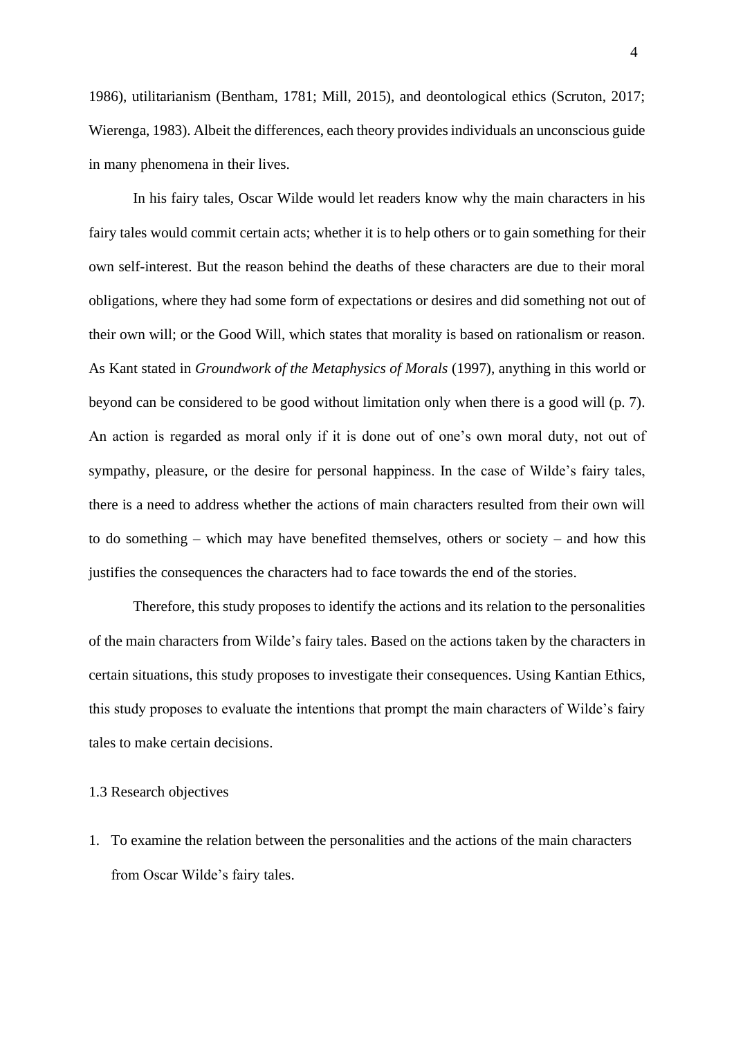1986), utilitarianism (Bentham, 1781; Mill, 2015), and deontological ethics (Scruton, 2017; Wierenga, 1983). Albeit the differences, each theory provides individuals an unconscious guide in many phenomena in their lives.

In his fairy tales, Oscar Wilde would let readers know why the main characters in his fairy tales would commit certain acts; whether it is to help others or to gain something for their own self-interest. But the reason behind the deaths of these characters are due to their moral obligations, where they had some form of expectations or desires and did something not out of their own will; or the Good Will, which states that morality is based on rationalism or reason. As Kant stated in *Groundwork of the Metaphysics of Morals* (1997), anything in this world or beyond can be considered to be good without limitation only when there is a good will (p. 7). An action is regarded as moral only if it is done out of one's own moral duty, not out of sympathy, pleasure, or the desire for personal happiness. In the case of Wilde's fairy tales, there is a need to address whether the actions of main characters resulted from their own will to do something – which may have benefited themselves, others or society – and how this justifies the consequences the characters had to face towards the end of the stories.

Therefore, this study proposes to identify the actions and its relation to the personalities of the main characters from Wilde's fairy tales. Based on the actions taken by the characters in certain situations, this study proposes to investigate their consequences. Using Kantian Ethics, this study proposes to evaluate the intentions that prompt the main characters of Wilde's fairy tales to make certain decisions.

## 1.3 Research objectives

1. To examine the relation between the personalities and the actions of the main characters from Oscar Wilde's fairy tales.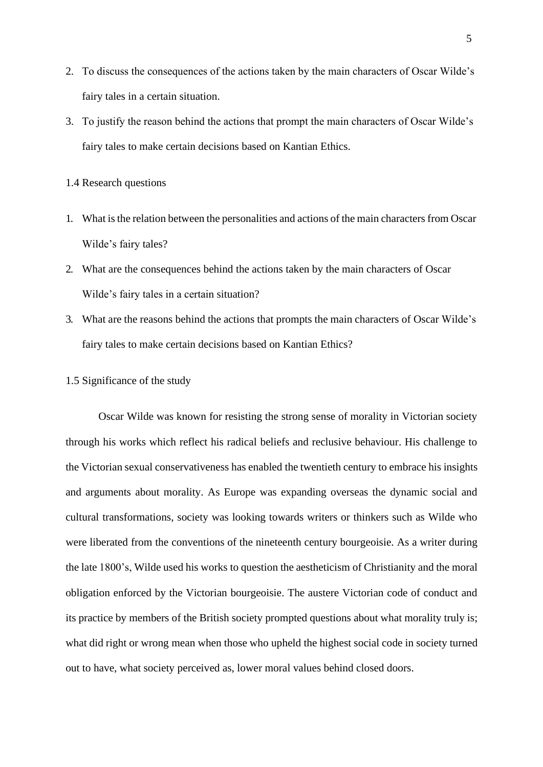2. To discuss the consequences of the actions taken by the main characters of Oscar Wilde's fairy tales in a certain situation.
3. To justify the reason behind the actions that prompt the main characters of Oscar Wilde's fairy tales to make certain decisions based on Kantian Ethics.

### 1.4 Research questions

1. What is the relation between the personalities and actions of the main characters from Oscar Wilde's fairy tales?
2. What are the consequences behind the actions taken by the main characters of Oscar Wilde's fairy tales in a certain situation?
3. What are the reasons behind the actions that prompts the main characters of Oscar Wilde's fairy tales to make certain decisions based on Kantian Ethics?

### 1.5 Significance of the study

Oscar Wilde was known for resisting the strong sense of morality in Victorian society through his works which reflect his radical beliefs and reclusive behaviour. His challenge to the Victorian sexual conservativeness has enabled the twentieth century to embrace his insights and arguments about morality. As Europe was expanding overseas the dynamic social and cultural transformations, society was looking towards writers or thinkers such as Wilde who were liberated from the conventions of the nineteenth century bourgeoisie. As a writer during the late 1800's, Wilde used his works to question the aestheticism of Christianity and the moral obligation enforced by the Victorian bourgeoisie. The austere Victorian code of conduct and its practice by members of the British society prompted questions about what morality truly is; what did right or wrong mean when those who upheld the highest social code in society turned out to have, what society perceived as, lower moral values behind closed doors.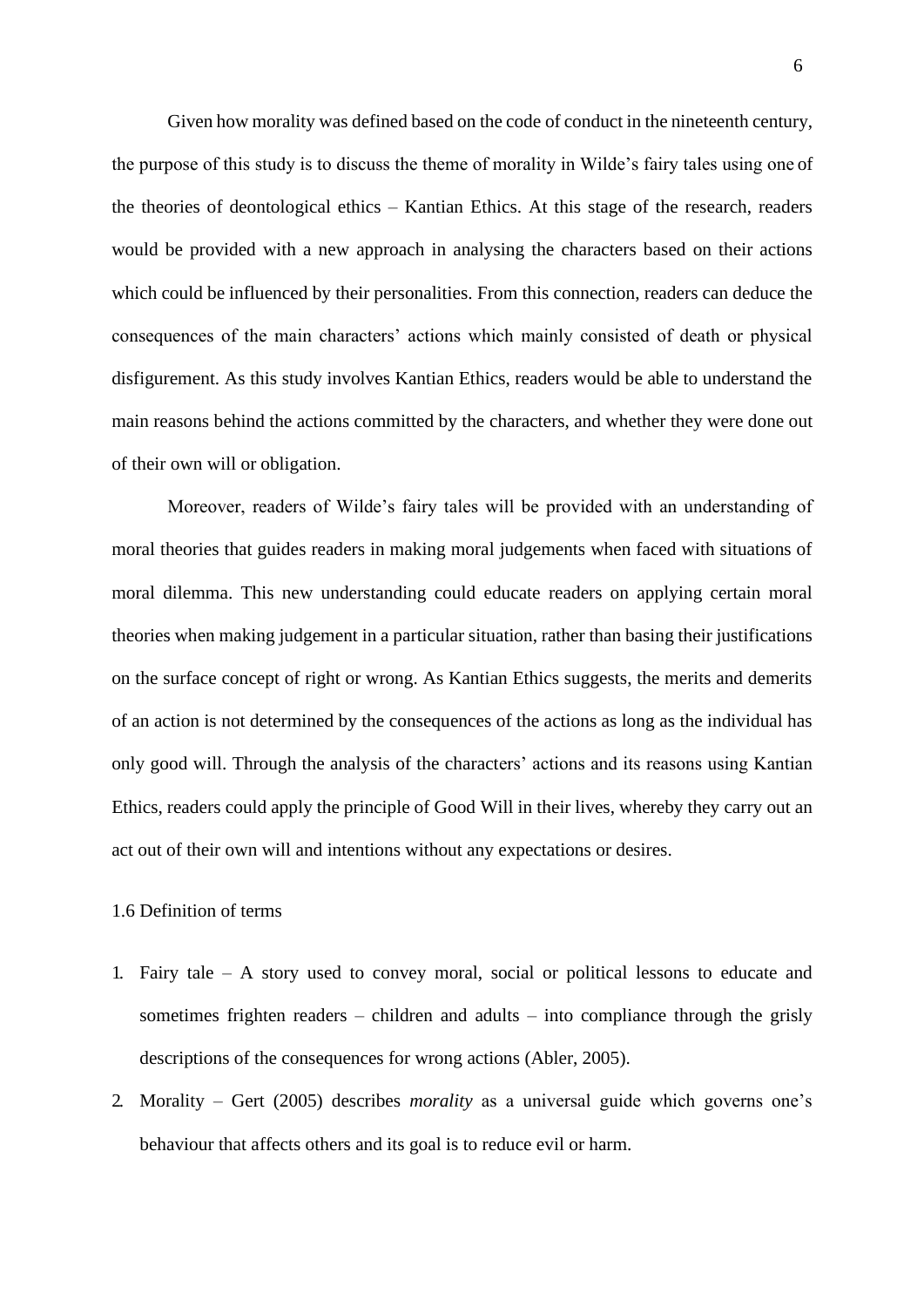Given how morality was defined based on the code of conduct in the nineteenth century, the purpose of this study is to discuss the theme of morality in Wilde's fairy tales using one of the theories of deontological ethics – Kantian Ethics. At this stage of the research, readers would be provided with a new approach in analysing the characters based on their actions which could be influenced by their personalities. From this connection, readers can deduce the consequences of the main characters' actions which mainly consisted of death or physical disfigurement. As this study involves Kantian Ethics, readers would be able to understand the main reasons behind the actions committed by the characters, and whether they were done out of their own will or obligation.

Moreover, readers of Wilde's fairy tales will be provided with an understanding of moral theories that guides readers in making moral judgements when faced with situations of moral dilemma. This new understanding could educate readers on applying certain moral theories when making judgement in a particular situation, rather than basing their justifications on the surface concept of right or wrong. As Kantian Ethics suggests, the merits and demerits of an action is not determined by the consequences of the actions as long as the individual has only good will. Through the analysis of the characters' actions and its reasons using Kantian Ethics, readers could apply the principle of Good Will in their lives, whereby they carry out an act out of their own will and intentions without any expectations or desires.

## 1.6 Definition of terms

1. Fairy tale – A story used to convey moral, social or political lessons to educate and sometimes frighten readers – children and adults – into compliance through the grisly descriptions of the consequences for wrong actions (Abler, 2005).
2. Morality – Gert (2005) describes *morality* as a universal guide which governs one's behaviour that affects others and its goal is to reduce evil or harm.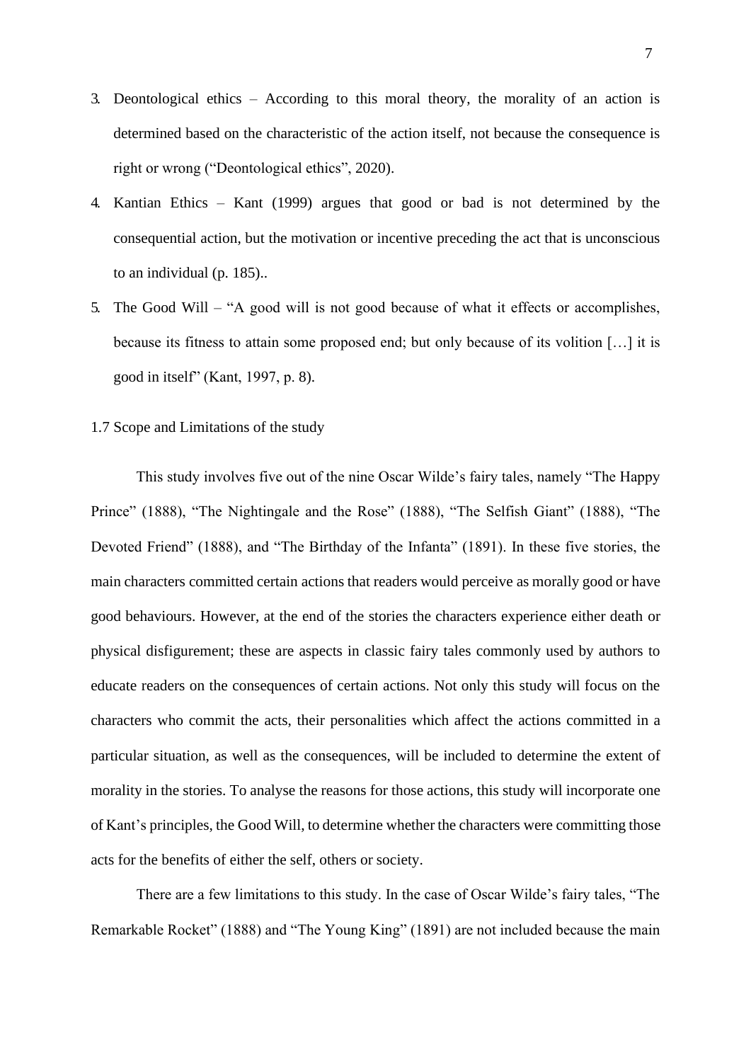3. Deontological ethics – According to this moral theory, the morality of an action is determined based on the characteristic of the action itself, not because the consequence is right or wrong ("Deontological ethics", 2020).
4. Kantian Ethics – Kant (1999) argues that good or bad is not determined by the consequential action, but the motivation or incentive preceding the act that is unconscious to an individual (p. 185)..
5. The Good Will – "A good will is not good because of what it effects or accomplishes, because its fitness to attain some proposed end; but only because of its volition […] it is good in itself" (Kant, 1997, p. 8).

## 1.7 Scope and Limitations of the study

This study involves five out of the nine Oscar Wilde's fairy tales, namely "The Happy Prince" (1888), "The Nightingale and the Rose" (1888), "The Selfish Giant" (1888), "The Devoted Friend" (1888), and "The Birthday of the Infanta" (1891). In these five stories, the main characters committed certain actions that readers would perceive as morally good or have good behaviours. However, at the end of the stories the characters experience either death or physical disfigurement; these are aspects in classic fairy tales commonly used by authors to educate readers on the consequences of certain actions. Not only this study will focus on the characters who commit the acts, their personalities which affect the actions committed in a particular situation, as well as the consequences, will be included to determine the extent of morality in the stories. To analyse the reasons for those actions, this study will incorporate one of Kant's principles, the Good Will, to determine whether the characters were committing those acts for the benefits of either the self, others or society.

There are a few limitations to this study. In the case of Oscar Wilde's fairy tales, "The Remarkable Rocket" (1888) and "The Young King" (1891) are not included because the main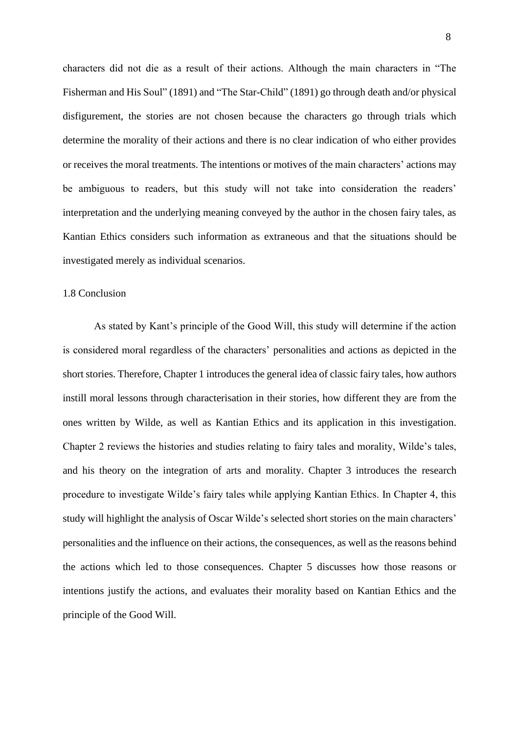characters did not die as a result of their actions. Although the main characters in "The Fisherman and His Soul" (1891) and "The Star-Child" (1891) go through death and/or physical disfigurement, the stories are not chosen because the characters go through trials which determine the morality of their actions and there is no clear indication of who either provides or receives the moral treatments. The intentions or motives of the main characters' actions may be ambiguous to readers, but this study will not take into consideration the readers' interpretation and the underlying meaning conveyed by the author in the chosen fairy tales, as Kantian Ethics considers such information as extraneous and that the situations should be investigated merely as individual scenarios.

### 1.8 Conclusion

As stated by Kant's principle of the Good Will, this study will determine if the action is considered moral regardless of the characters' personalities and actions as depicted in the short stories. Therefore, Chapter 1 introduces the general idea of classic fairy tales, how authors instill moral lessons through characterisation in their stories, how different they are from the ones written by Wilde, as well as Kantian Ethics and its application in this investigation. Chapter 2 reviews the histories and studies relating to fairy tales and morality, Wilde's tales, and his theory on the integration of arts and morality. Chapter 3 introduces the research procedure to investigate Wilde's fairy tales while applying Kantian Ethics. In Chapter 4, this study will highlight the analysis of Oscar Wilde's selected short stories on the main characters' personalities and the influence on their actions, the consequences, as well as the reasons behind the actions which led to those consequences. Chapter 5 discusses how those reasons or intentions justify the actions, and evaluates their morality based on Kantian Ethics and the principle of the Good Will.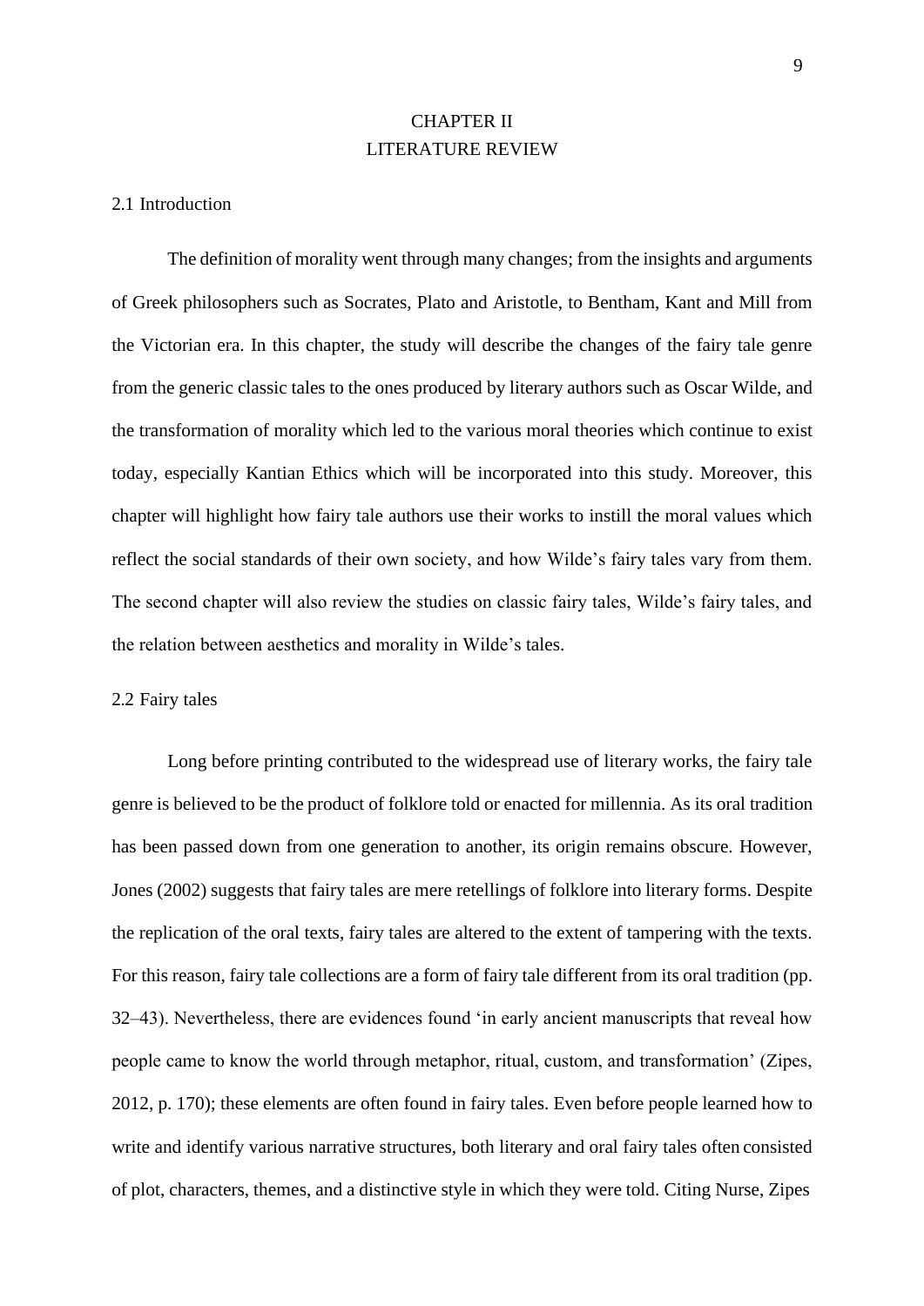# CHAPTER II
# LITERATURE REVIEW

## 2.1 Introduction

The definition of morality went through many changes; from the insights and arguments of Greek philosophers such as Socrates, Plato and Aristotle, to Bentham, Kant and Mill from the Victorian era. In this chapter, the study will describe the changes of the fairy tale genre from the generic classic tales to the ones produced by literary authors such as Oscar Wilde, and the transformation of morality which led to the various moral theories which continue to exist today, especially Kantian Ethics which will be incorporated into this study. Moreover, this chapter will highlight how fairy tale authors use their works to instill the moral values which reflect the social standards of their own society, and how Wilde's fairy tales vary from them. The second chapter will also review the studies on classic fairy tales, Wilde's fairy tales, and the relation between aesthetics and morality in Wilde's tales.

## 2.2 Fairy tales

Long before printing contributed to the widespread use of literary works, the fairy tale genre is believed to be the product of folklore told or enacted for millennia. As its oral tradition has been passed down from one generation to another, its origin remains obscure. However, Jones (2002) suggests that fairy tales are mere retellings of folklore into literary forms. Despite the replication of the oral texts, fairy tales are altered to the extent of tampering with the texts. For this reason, fairy tale collections are a form of fairy tale different from its oral tradition (pp. 32–43). Nevertheless, there are evidences found 'in early ancient manuscripts that reveal how people came to know the world through metaphor, ritual, custom, and transformation' (Zipes, 2012, p. 170); these elements are often found in fairy tales. Even before people learned how to write and identify various narrative structures, both literary and oral fairy tales often consisted of plot, characters, themes, and a distinctive style in which they were told. Citing Nurse, Zipes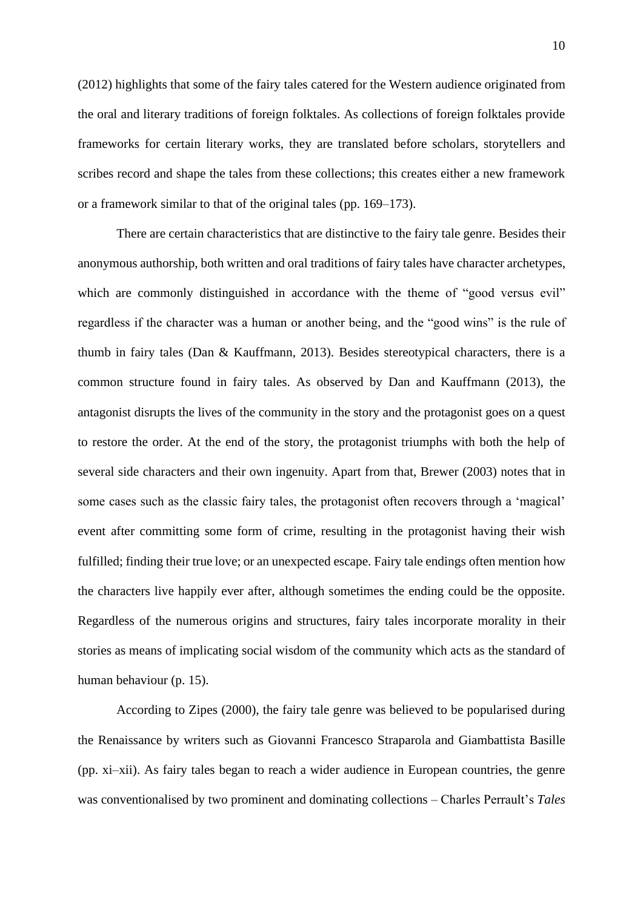(2012) highlights that some of the fairy tales catered for the Western audience originated from the oral and literary traditions of foreign folktales. As collections of foreign folktales provide frameworks for certain literary works, they are translated before scholars, storytellers and scribes record and shape the tales from these collections; this creates either a new framework or a framework similar to that of the original tales (pp. 169–173).

There are certain characteristics that are distinctive to the fairy tale genre. Besides their anonymous authorship, both written and oral traditions of fairy tales have character archetypes, which are commonly distinguished in accordance with the theme of "good versus evil" regardless if the character was a human or another being, and the "good wins" is the rule of thumb in fairy tales (Dan & Kauffmann, 2013). Besides stereotypical characters, there is a common structure found in fairy tales. As observed by Dan and Kauffmann (2013), the antagonist disrupts the lives of the community in the story and the protagonist goes on a quest to restore the order. At the end of the story, the protagonist triumphs with both the help of several side characters and their own ingenuity. Apart from that, Brewer (2003) notes that in some cases such as the classic fairy tales, the protagonist often recovers through a 'magical' event after committing some form of crime, resulting in the protagonist having their wish fulfilled; finding their true love; or an unexpected escape. Fairy tale endings often mention how the characters live happily ever after, although sometimes the ending could be the opposite. Regardless of the numerous origins and structures, fairy tales incorporate morality in their stories as means of implicating social wisdom of the community which acts as the standard of human behaviour (p. 15).

According to Zipes (2000), the fairy tale genre was believed to be popularised during the Renaissance by writers such as Giovanni Francesco Straparola and Giambattista Basille (pp. xi–xii). As fairy tales began to reach a wider audience in European countries, the genre was conventionalised by two prominent and dominating collections – Charles Perrault's *Tales*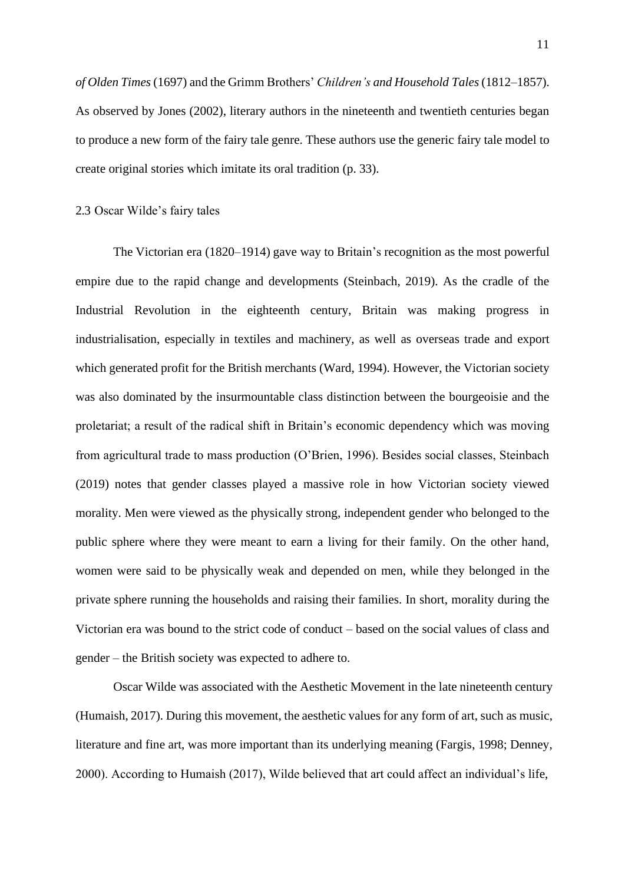*of Olden Times* (1697) and the Grimm Brothers' *Children's and Household Tales* (1812–1857). As observed by Jones (2002), literary authors in the nineteenth and twentieth centuries began to produce a new form of the fairy tale genre. These authors use the generic fairy tale model to create original stories which imitate its oral tradition (p. 33).

### 2.3 Oscar Wilde's fairy tales

The Victorian era (1820–1914) gave way to Britain's recognition as the most powerful empire due to the rapid change and developments (Steinbach, 2019). As the cradle of the Industrial Revolution in the eighteenth century, Britain was making progress in industrialisation, especially in textiles and machinery, as well as overseas trade and export which generated profit for the British merchants (Ward, 1994). However, the Victorian society was also dominated by the insurmountable class distinction between the bourgeoisie and the proletariat; a result of the radical shift in Britain's economic dependency which was moving from agricultural trade to mass production (O'Brien, 1996). Besides social classes, Steinbach (2019) notes that gender classes played a massive role in how Victorian society viewed morality. Men were viewed as the physically strong, independent gender who belonged to the public sphere where they were meant to earn a living for their family. On the other hand, women were said to be physically weak and depended on men, while they belonged in the private sphere running the households and raising their families. In short, morality during the Victorian era was bound to the strict code of conduct – based on the social values of class and gender – the British society was expected to adhere to.

Oscar Wilde was associated with the Aesthetic Movement in the late nineteenth century (Humaish, 2017). During this movement, the aesthetic values for any form of art, such as music, literature and fine art, was more important than its underlying meaning (Fargis, 1998; Denney, 2000). According to Humaish (2017), Wilde believed that art could affect an individual's life,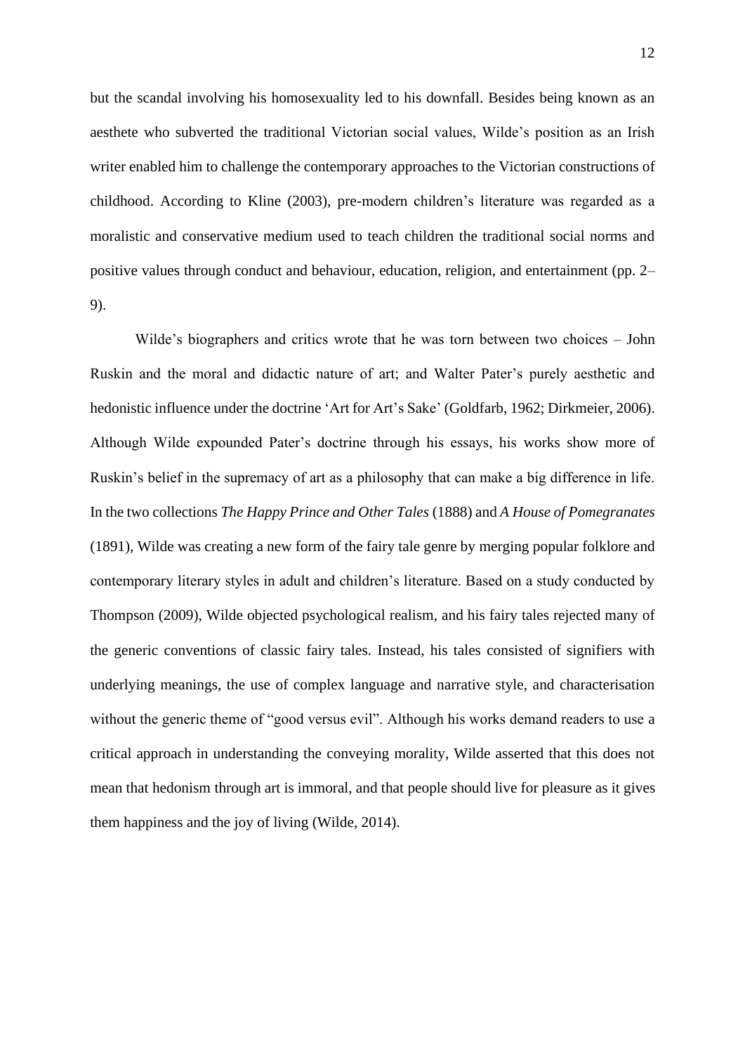but the scandal involving his homosexuality led to his downfall. Besides being known as an aesthete who subverted the traditional Victorian social values, Wilde's position as an Irish writer enabled him to challenge the contemporary approaches to the Victorian constructions of childhood. According to Kline (2003), pre-modern children's literature was regarded as a moralistic and conservative medium used to teach children the traditional social norms and positive values through conduct and behaviour, education, religion, and entertainment (pp. 2–9).

Wilde's biographers and critics wrote that he was torn between two choices – John Ruskin and the moral and didactic nature of art; and Walter Pater's purely aesthetic and hedonistic influence under the doctrine 'Art for Art's Sake' (Goldfarb, 1962; Dirkmeier, 2006). Although Wilde expounded Pater's doctrine through his essays, his works show more of Ruskin's belief in the supremacy of art as a philosophy that can make a big difference in life. In the two collections *The Happy Prince and Other Tales* (1888) and *A House of Pomegranates* (1891), Wilde was creating a new form of the fairy tale genre by merging popular folklore and contemporary literary styles in adult and children's literature. Based on a study conducted by Thompson (2009), Wilde objected psychological realism, and his fairy tales rejected many of the generic conventions of classic fairy tales. Instead, his tales consisted of signifiers with underlying meanings, the use of complex language and narrative style, and characterisation without the generic theme of "good versus evil". Although his works demand readers to use a critical approach in understanding the conveying morality, Wilde asserted that this does not mean that hedonism through art is immoral, and that people should live for pleasure as it gives them happiness and the joy of living (Wilde, 2014).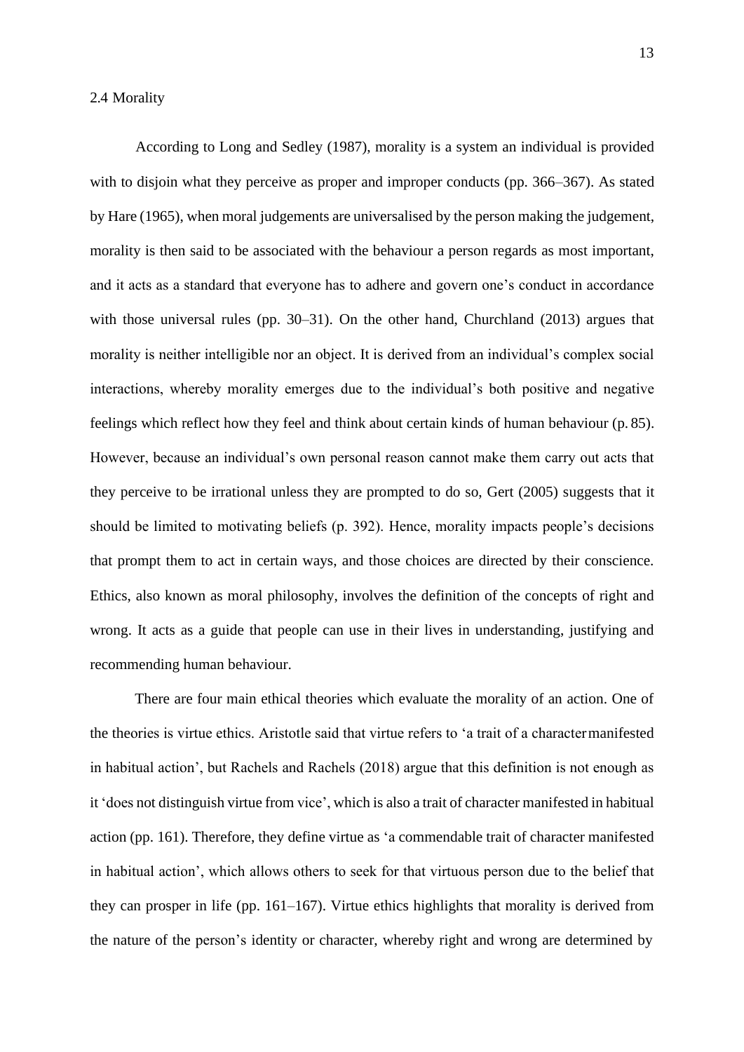## 2.4 Morality

According to Long and Sedley (1987), morality is a system an individual is provided with to disjoin what they perceive as proper and improper conducts (pp. 366–367). As stated by Hare (1965), when moral judgements are universalised by the person making the judgement, morality is then said to be associated with the behaviour a person regards as most important, and it acts as a standard that everyone has to adhere and govern one's conduct in accordance with those universal rules (pp. 30–31). On the other hand, Churchland (2013) argues that morality is neither intelligible nor an object. It is derived from an individual's complex social interactions, whereby morality emerges due to the individual's both positive and negative feelings which reflect how they feel and think about certain kinds of human behaviour (p. 85). However, because an individual's own personal reason cannot make them carry out acts that they perceive to be irrational unless they are prompted to do so, Gert (2005) suggests that it should be limited to motivating beliefs (p. 392). Hence, morality impacts people's decisions that prompt them to act in certain ways, and those choices are directed by their conscience. Ethics, also known as moral philosophy, involves the definition of the concepts of right and wrong. It acts as a guide that people can use in their lives in understanding, justifying and recommending human behaviour.

There are four main ethical theories which evaluate the morality of an action. One of the theories is virtue ethics. Aristotle said that virtue refers to 'a trait of a character manifested in habitual action', but Rachels and Rachels (2018) argue that this definition is not enough as it 'does not distinguish virtue from vice', which is also a trait of character manifested in habitual action (pp. 161). Therefore, they define virtue as 'a commendable trait of character manifested in habitual action', which allows others to seek for that virtuous person due to the belief that they can prosper in life (pp. 161–167). Virtue ethics highlights that morality is derived from the nature of the person's identity or character, whereby right and wrong are determined by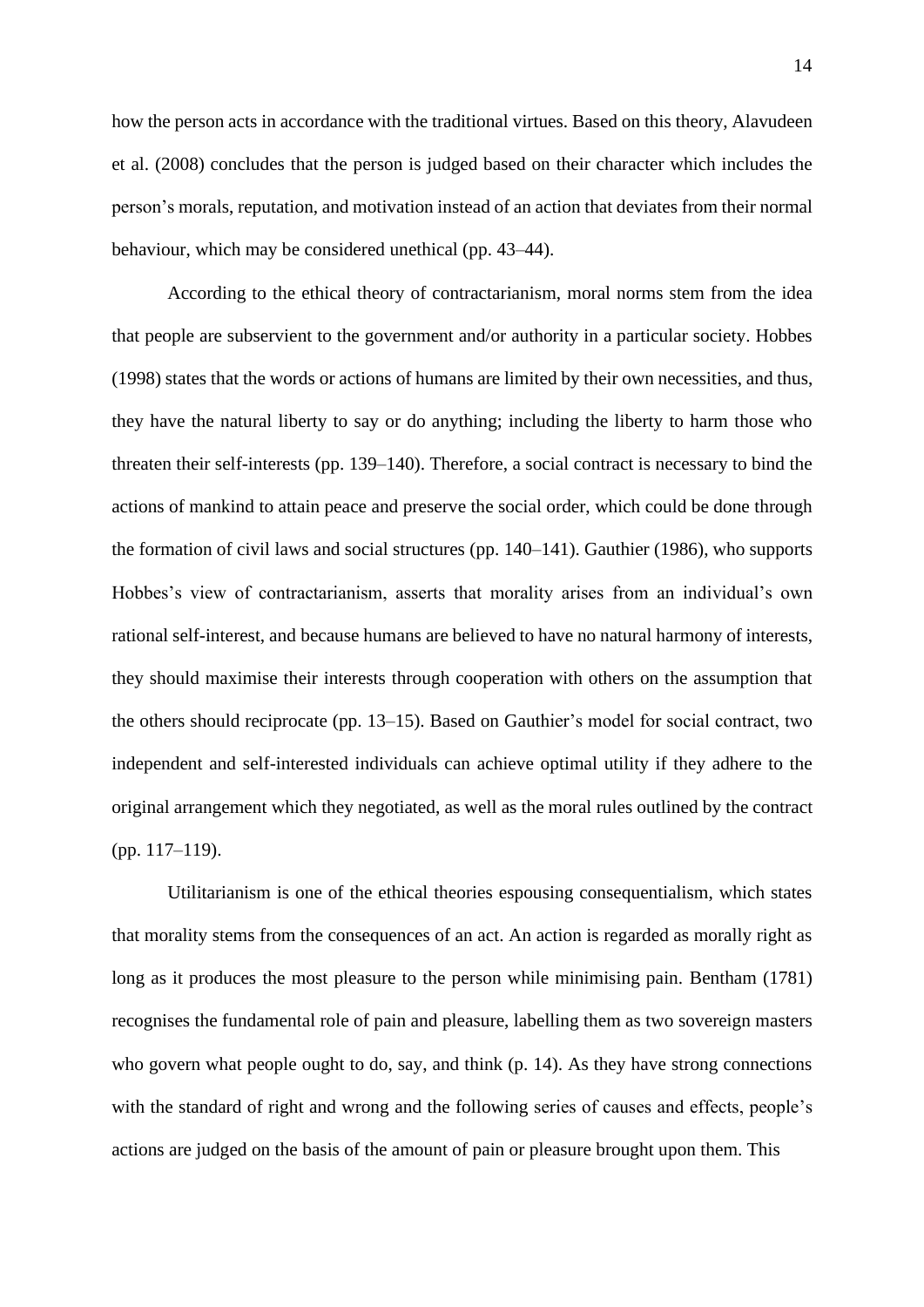how the person acts in accordance with the traditional virtues. Based on this theory, Alavudeen et al. (2008) concludes that the person is judged based on their character which includes the person's morals, reputation, and motivation instead of an action that deviates from their normal behaviour, which may be considered unethical (pp. 43–44).

According to the ethical theory of contractarianism, moral norms stem from the idea that people are subservient to the government and/or authority in a particular society. Hobbes (1998) states that the words or actions of humans are limited by their own necessities, and thus, they have the natural liberty to say or do anything; including the liberty to harm those who threaten their self-interests (pp. 139–140). Therefore, a social contract is necessary to bind the actions of mankind to attain peace and preserve the social order, which could be done through the formation of civil laws and social structures (pp. 140–141). Gauthier (1986), who supports Hobbes's view of contractarianism, asserts that morality arises from an individual's own rational self-interest, and because humans are believed to have no natural harmony of interests, they should maximise their interests through cooperation with others on the assumption that the others should reciprocate (pp. 13–15). Based on Gauthier's model for social contract, two independent and self-interested individuals can achieve optimal utility if they adhere to the original arrangement which they negotiated, as well as the moral rules outlined by the contract (pp. 117–119).

Utilitarianism is one of the ethical theories espousing consequentialism, which states that morality stems from the consequences of an act. An action is regarded as morally right as long as it produces the most pleasure to the person while minimising pain. Bentham (1781) recognises the fundamental role of pain and pleasure, labelling them as two sovereign masters who govern what people ought to do, say, and think (p. 14). As they have strong connections with the standard of right and wrong and the following series of causes and effects, people's actions are judged on the basis of the amount of pain or pleasure brought upon them. This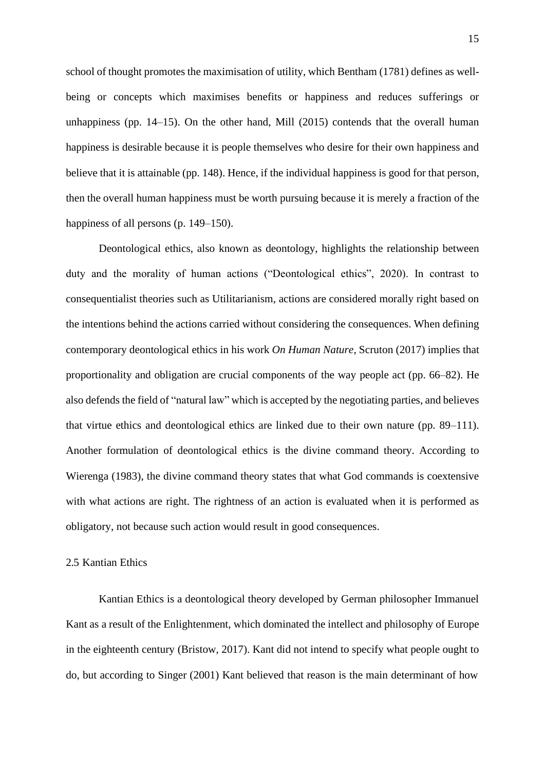school of thought promotes the maximisation of utility, which Bentham (1781) defines as well-being or concepts which maximises benefits or happiness and reduces sufferings or unhappiness (pp. 14–15). On the other hand, Mill (2015) contends that the overall human happiness is desirable because it is people themselves who desire for their own happiness and believe that it is attainable (pp. 148). Hence, if the individual happiness is good for that person, then the overall human happiness must be worth pursuing because it is merely a fraction of the happiness of all persons (p. 149–150).

Deontological ethics, also known as deontology, highlights the relationship between duty and the morality of human actions ("Deontological ethics", 2020). In contrast to consequentialist theories such as Utilitarianism, actions are considered morally right based on the intentions behind the actions carried without considering the consequences. When defining contemporary deontological ethics in his work *On Human Nature*, Scruton (2017) implies that proportionality and obligation are crucial components of the way people act (pp. 66–82). He also defends the field of "natural law" which is accepted by the negotiating parties, and believes that virtue ethics and deontological ethics are linked due to their own nature (pp. 89–111). Another formulation of deontological ethics is the divine command theory. According to Wierenga (1983), the divine command theory states that what God commands is coextensive with what actions are right. The rightness of an action is evaluated when it is performed as obligatory, not because such action would result in good consequences.

## 2.5 Kantian Ethics

Kantian Ethics is a deontological theory developed by German philosopher Immanuel Kant as a result of the Enlightenment, which dominated the intellect and philosophy of Europe in the eighteenth century (Bristow, 2017). Kant did not intend to specify what people ought to do, but according to Singer (2001) Kant believed that reason is the main determinant of how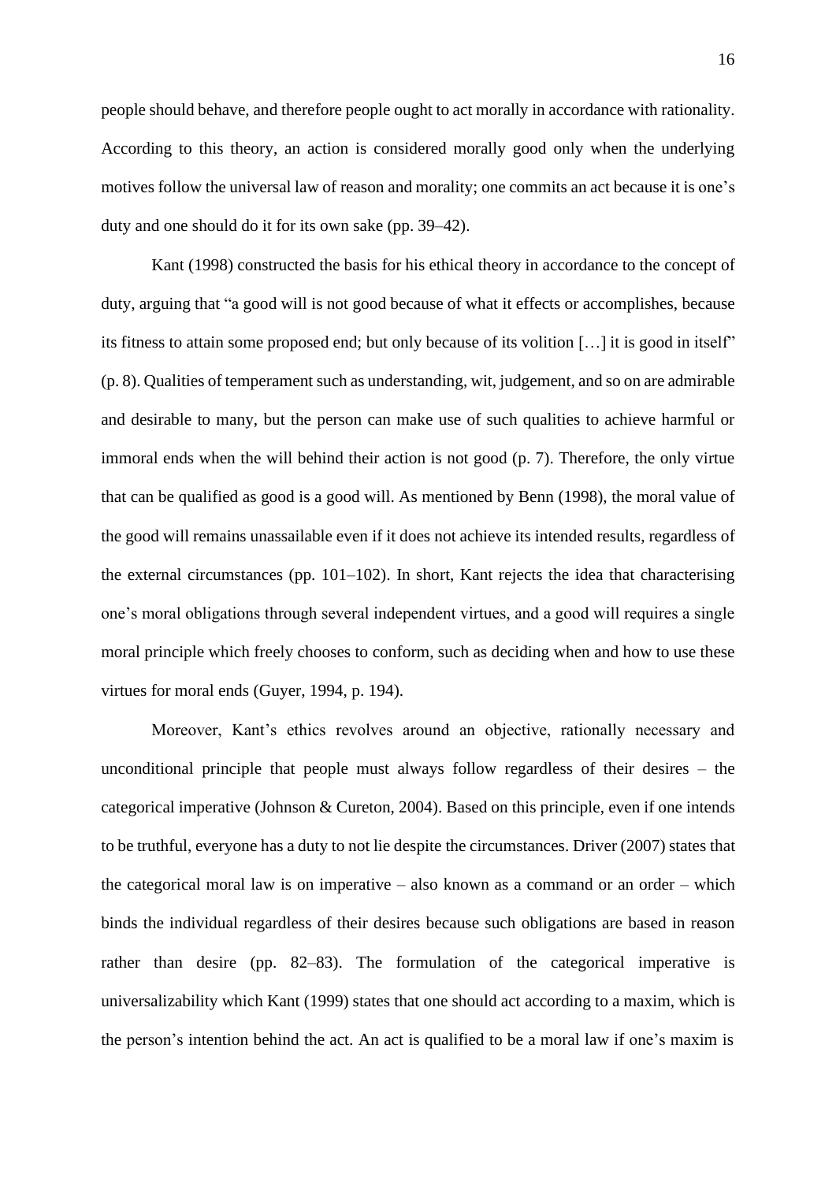people should behave, and therefore people ought to act morally in accordance with rationality. According to this theory, an action is considered morally good only when the underlying motives follow the universal law of reason and morality; one commits an act because it is one's duty and one should do it for its own sake (pp. 39–42).

Kant (1998) constructed the basis for his ethical theory in accordance to the concept of duty, arguing that "a good will is not good because of what it effects or accomplishes, because its fitness to attain some proposed end; but only because of its volition […] it is good in itself" (p. 8). Qualities of temperament such as understanding, wit, judgement, and so on are admirable and desirable to many, but the person can make use of such qualities to achieve harmful or immoral ends when the will behind their action is not good (p. 7). Therefore, the only virtue that can be qualified as good is a good will. As mentioned by Benn (1998), the moral value of the good will remains unassailable even if it does not achieve its intended results, regardless of the external circumstances (pp. 101–102). In short, Kant rejects the idea that characterising one's moral obligations through several independent virtues, and a good will requires a single moral principle which freely chooses to conform, such as deciding when and how to use these virtues for moral ends (Guyer, 1994, p. 194).

Moreover, Kant's ethics revolves around an objective, rationally necessary and unconditional principle that people must always follow regardless of their desires – the categorical imperative (Johnson & Cureton, 2004). Based on this principle, even if one intends to be truthful, everyone has a duty to not lie despite the circumstances. Driver (2007) states that the categorical moral law is on imperative – also known as a command or an order – which binds the individual regardless of their desires because such obligations are based in reason rather than desire (pp. 82–83). The formulation of the categorical imperative is universalizability which Kant (1999) states that one should act according to a maxim, which is the person's intention behind the act. An act is qualified to be a moral law if one's maxim is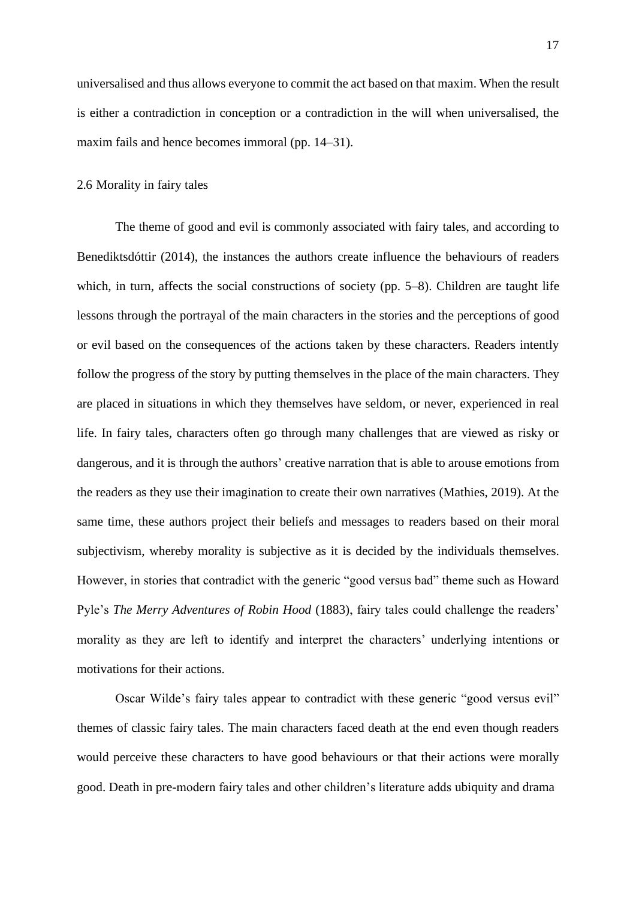universalised and thus allows everyone to commit the act based on that maxim. When the result is either a contradiction in conception or a contradiction in the will when universalised, the maxim fails and hence becomes immoral (pp. 14–31).

### 2.6 Morality in fairy tales

The theme of good and evil is commonly associated with fairy tales, and according to Benediktsdóttir (2014), the instances the authors create influence the behaviours of readers which, in turn, affects the social constructions of society (pp. 5–8). Children are taught life lessons through the portrayal of the main characters in the stories and the perceptions of good or evil based on the consequences of the actions taken by these characters. Readers intently follow the progress of the story by putting themselves in the place of the main characters. They are placed in situations in which they themselves have seldom, or never, experienced in real life. In fairy tales, characters often go through many challenges that are viewed as risky or dangerous, and it is through the authors' creative narration that is able to arouse emotions from the readers as they use their imagination to create their own narratives (Mathies, 2019). At the same time, these authors project their beliefs and messages to readers based on their moral subjectivism, whereby morality is subjective as it is decided by the individuals themselves. However, in stories that contradict with the generic "good versus bad" theme such as Howard Pyle's *The Merry Adventures of Robin Hood* (1883), fairy tales could challenge the readers' morality as they are left to identify and interpret the characters' underlying intentions or motivations for their actions.

Oscar Wilde's fairy tales appear to contradict with these generic "good versus evil" themes of classic fairy tales. The main characters faced death at the end even though readers would perceive these characters to have good behaviours or that their actions were morally good. Death in pre-modern fairy tales and other children's literature adds ubiquity and drama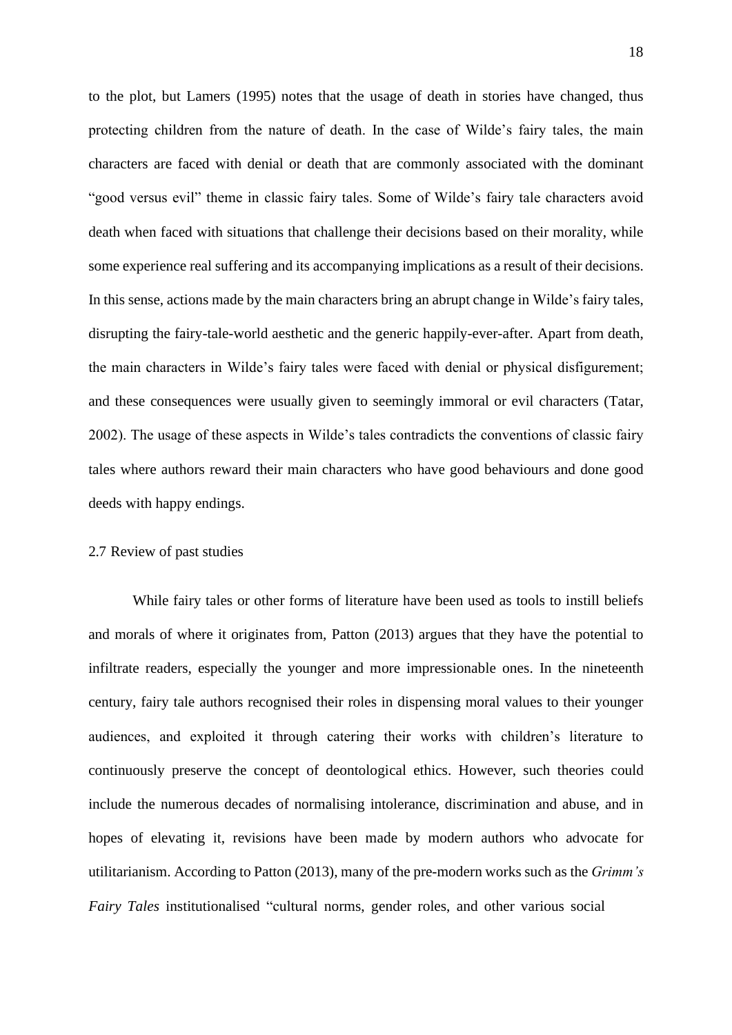to the plot, but Lamers (1995) notes that the usage of death in stories have changed, thus protecting children from the nature of death. In the case of Wilde's fairy tales, the main characters are faced with denial or death that are commonly associated with the dominant "good versus evil" theme in classic fairy tales. Some of Wilde's fairy tale characters avoid death when faced with situations that challenge their decisions based on their morality, while some experience real suffering and its accompanying implications as a result of their decisions. In this sense, actions made by the main characters bring an abrupt change in Wilde's fairy tales, disrupting the fairy-tale-world aesthetic and the generic happily-ever-after. Apart from death, the main characters in Wilde's fairy tales were faced with denial or physical disfigurement; and these consequences were usually given to seemingly immoral or evil characters (Tatar, 2002). The usage of these aspects in Wilde's tales contradicts the conventions of classic fairy tales where authors reward their main characters who have good behaviours and done good deeds with happy endings.

## 2.7 Review of past studies

While fairy tales or other forms of literature have been used as tools to instill beliefs and morals of where it originates from, Patton (2013) argues that they have the potential to infiltrate readers, especially the younger and more impressionable ones. In the nineteenth century, fairy tale authors recognised their roles in dispensing moral values to their younger audiences, and exploited it through catering their works with children's literature to continuously preserve the concept of deontological ethics. However, such theories could include the numerous decades of normalising intolerance, discrimination and abuse, and in hopes of elevating it, revisions have been made by modern authors who advocate for utilitarianism. According to Patton (2013), many of the pre-modern works such as the *Grimm's Fairy Tales* institutionalised "cultural norms, gender roles, and other various social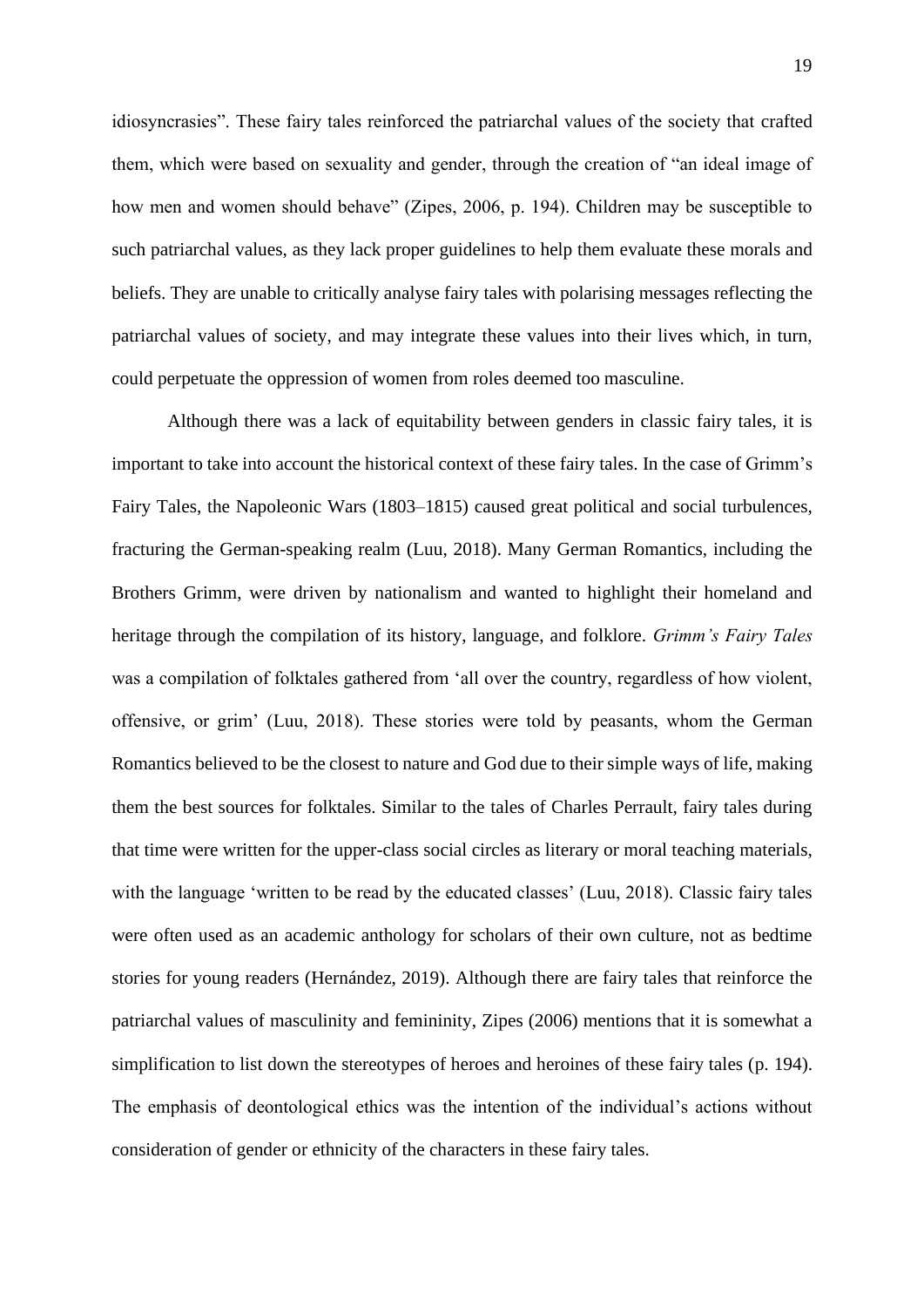idiosyncrasies". These fairy tales reinforced the patriarchal values of the society that crafted them, which were based on sexuality and gender, through the creation of "an ideal image of how men and women should behave" (Zipes, 2006, p. 194). Children may be susceptible to such patriarchal values, as they lack proper guidelines to help them evaluate these morals and beliefs. They are unable to critically analyse fairy tales with polarising messages reflecting the patriarchal values of society, and may integrate these values into their lives which, in turn, could perpetuate the oppression of women from roles deemed too masculine.

Although there was a lack of equitability between genders in classic fairy tales, it is important to take into account the historical context of these fairy tales. In the case of Grimm's Fairy Tales, the Napoleonic Wars (1803–1815) caused great political and social turbulences, fracturing the German-speaking realm (Luu, 2018). Many German Romantics, including the Brothers Grimm, were driven by nationalism and wanted to highlight their homeland and heritage through the compilation of its history, language, and folklore. *Grimm's Fairy Tales* was a compilation of folktales gathered from 'all over the country, regardless of how violent, offensive, or grim' (Luu, 2018). These stories were told by peasants, whom the German Romantics believed to be the closest to nature and God due to their simple ways of life, making them the best sources for folktales. Similar to the tales of Charles Perrault, fairy tales during that time were written for the upper-class social circles as literary or moral teaching materials, with the language 'written to be read by the educated classes' (Luu, 2018). Classic fairy tales were often used as an academic anthology for scholars of their own culture, not as bedtime stories for young readers (Hernández, 2019). Although there are fairy tales that reinforce the patriarchal values of masculinity and femininity, Zipes (2006) mentions that it is somewhat a simplification to list down the stereotypes of heroes and heroines of these fairy tales (p. 194). The emphasis of deontological ethics was the intention of the individual's actions without consideration of gender or ethnicity of the characters in these fairy tales.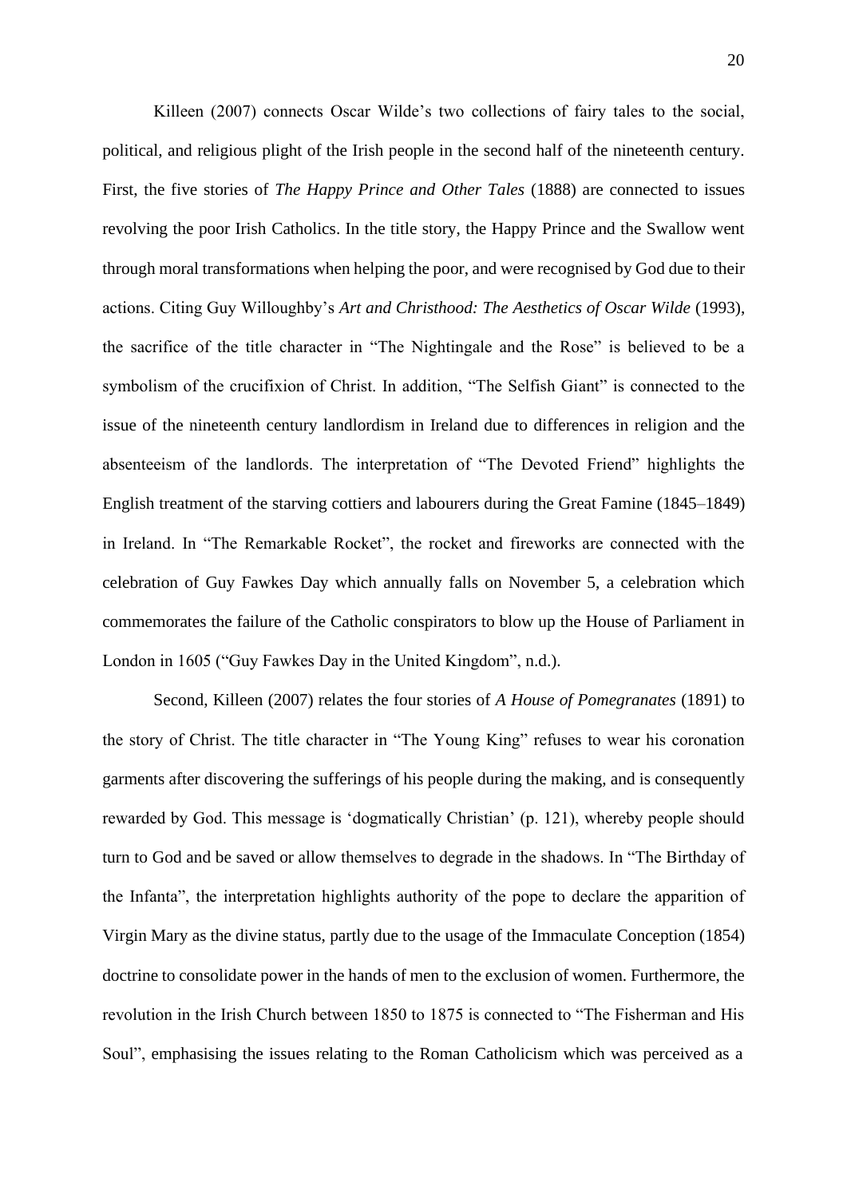Killeen (2007) connects Oscar Wilde's two collections of fairy tales to the social, political, and religious plight of the Irish people in the second half of the nineteenth century. First, the five stories of *The Happy Prince and Other Tales* (1888) are connected to issues revolving the poor Irish Catholics. In the title story, the Happy Prince and the Swallow went through moral transformations when helping the poor, and were recognised by God due to their actions. Citing Guy Willoughby's *Art and Christhood: The Aesthetics of Oscar Wilde* (1993), the sacrifice of the title character in "The Nightingale and the Rose" is believed to be a symbolism of the crucifixion of Christ. In addition, "The Selfish Giant" is connected to the issue of the nineteenth century landlordism in Ireland due to differences in religion and the absenteeism of the landlords. The interpretation of "The Devoted Friend" highlights the English treatment of the starving cottiers and labourers during the Great Famine (1845–1849) in Ireland. In "The Remarkable Rocket", the rocket and fireworks are connected with the celebration of Guy Fawkes Day which annually falls on November 5, a celebration which commemorates the failure of the Catholic conspirators to blow up the House of Parliament in London in 1605 ("Guy Fawkes Day in the United Kingdom", n.d.).

Second, Killeen (2007) relates the four stories of *A House of Pomegranates* (1891) to the story of Christ. The title character in "The Young King" refuses to wear his coronation garments after discovering the sufferings of his people during the making, and is consequently rewarded by God. This message is 'dogmatically Christian' (p. 121), whereby people should turn to God and be saved or allow themselves to degrade in the shadows. In "The Birthday of the Infanta", the interpretation highlights authority of the pope to declare the apparition of Virgin Mary as the divine status, partly due to the usage of the Immaculate Conception (1854) doctrine to consolidate power in the hands of men to the exclusion of women. Furthermore, the revolution in the Irish Church between 1850 to 1875 is connected to "The Fisherman and His Soul", emphasising the issues relating to the Roman Catholicism which was perceived as a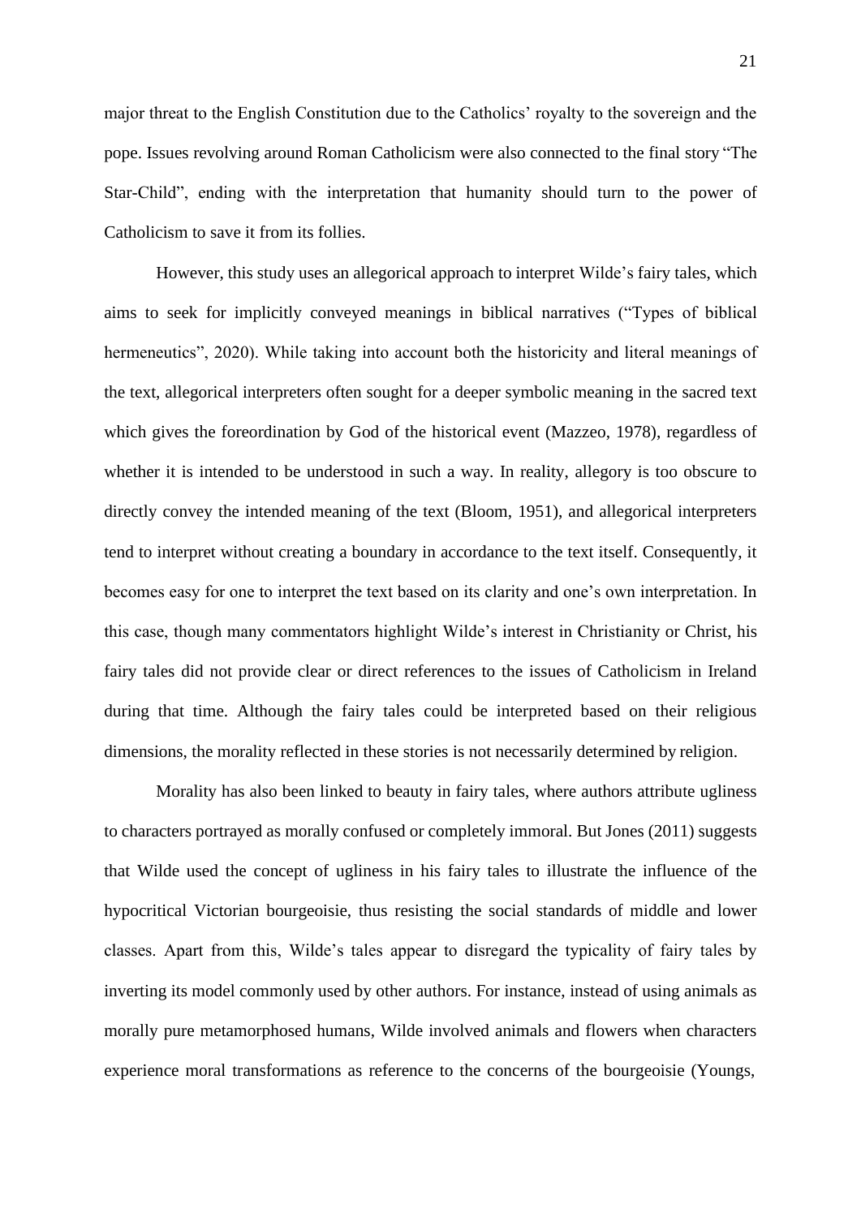major threat to the English Constitution due to the Catholics' royalty to the sovereign and the pope. Issues revolving around Roman Catholicism were also connected to the final story "The Star-Child", ending with the interpretation that humanity should turn to the power of Catholicism to save it from its follies.

However, this study uses an allegorical approach to interpret Wilde's fairy tales, which aims to seek for implicitly conveyed meanings in biblical narratives ("Types of biblical hermeneutics", 2020). While taking into account both the historicity and literal meanings of the text, allegorical interpreters often sought for a deeper symbolic meaning in the sacred text which gives the foreordination by God of the historical event (Mazzeo, 1978), regardless of whether it is intended to be understood in such a way. In reality, allegory is too obscure to directly convey the intended meaning of the text (Bloom, 1951), and allegorical interpreters tend to interpret without creating a boundary in accordance to the text itself. Consequently, it becomes easy for one to interpret the text based on its clarity and one's own interpretation. In this case, though many commentators highlight Wilde's interest in Christianity or Christ, his fairy tales did not provide clear or direct references to the issues of Catholicism in Ireland during that time. Although the fairy tales could be interpreted based on their religious dimensions, the morality reflected in these stories is not necessarily determined by religion.

Morality has also been linked to beauty in fairy tales, where authors attribute ugliness to characters portrayed as morally confused or completely immoral. But Jones (2011) suggests that Wilde used the concept of ugliness in his fairy tales to illustrate the influence of the hypocritical Victorian bourgeoisie, thus resisting the social standards of middle and lower classes. Apart from this, Wilde's tales appear to disregard the typicality of fairy tales by inverting its model commonly used by other authors. For instance, instead of using animals as morally pure metamorphosed humans, Wilde involved animals and flowers when characters experience moral transformations as reference to the concerns of the bourgeoisie (Youngs,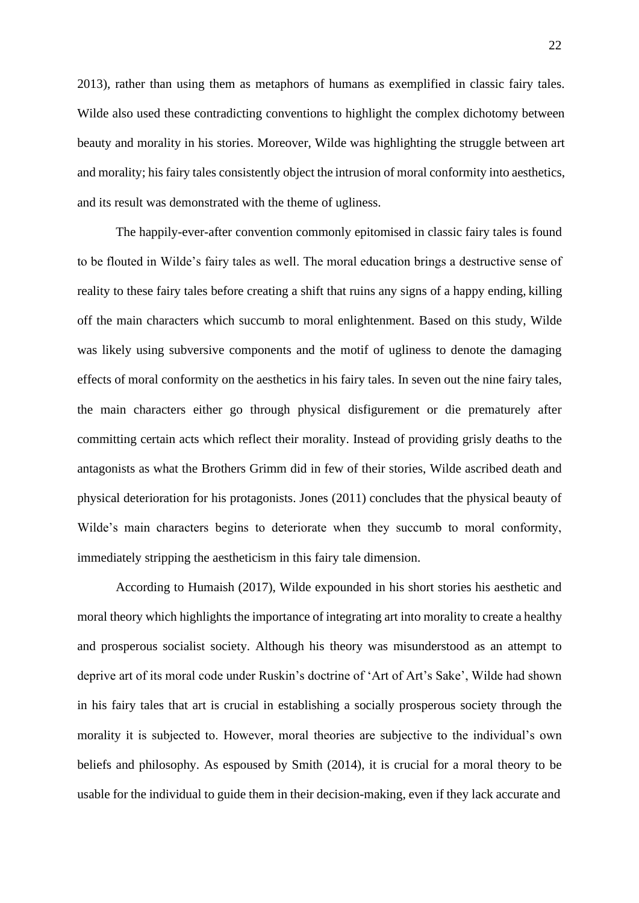2013), rather than using them as metaphors of humans as exemplified in classic fairy tales. Wilde also used these contradicting conventions to highlight the complex dichotomy between beauty and morality in his stories. Moreover, Wilde was highlighting the struggle between art and morality; his fairy tales consistently object the intrusion of moral conformity into aesthetics, and its result was demonstrated with the theme of ugliness.

The happily-ever-after convention commonly epitomised in classic fairy tales is found to be flouted in Wilde's fairy tales as well. The moral education brings a destructive sense of reality to these fairy tales before creating a shift that ruins any signs of a happy ending, killing off the main characters which succumb to moral enlightenment. Based on this study, Wilde was likely using subversive components and the motif of ugliness to denote the damaging effects of moral conformity on the aesthetics in his fairy tales. In seven out the nine fairy tales, the main characters either go through physical disfigurement or die prematurely after committing certain acts which reflect their morality. Instead of providing grisly deaths to the antagonists as what the Brothers Grimm did in few of their stories, Wilde ascribed death and physical deterioration for his protagonists. Jones (2011) concludes that the physical beauty of Wilde's main characters begins to deteriorate when they succumb to moral conformity, immediately stripping the aestheticism in this fairy tale dimension.

According to Humaish (2017), Wilde expounded in his short stories his aesthetic and moral theory which highlights the importance of integrating art into morality to create a healthy and prosperous socialist society. Although his theory was misunderstood as an attempt to deprive art of its moral code under Ruskin's doctrine of 'Art of Art's Sake', Wilde had shown in his fairy tales that art is crucial in establishing a socially prosperous society through the morality it is subjected to. However, moral theories are subjective to the individual's own beliefs and philosophy. As espoused by Smith (2014), it is crucial for a moral theory to be usable for the individual to guide them in their decision-making, even if they lack accurate and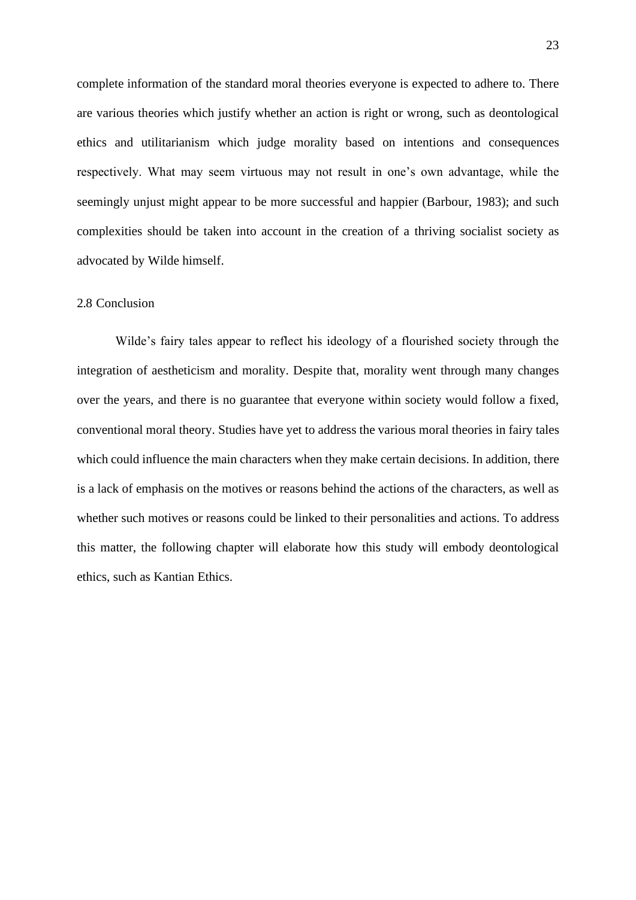complete information of the standard moral theories everyone is expected to adhere to. There are various theories which justify whether an action is right or wrong, such as deontological ethics and utilitarianism which judge morality based on intentions and consequences respectively. What may seem virtuous may not result in one's own advantage, while the seemingly unjust might appear to be more successful and happier (Barbour, 1983); and such complexities should be taken into account in the creation of a thriving socialist society as advocated by Wilde himself.

## 2.8 Conclusion

Wilde's fairy tales appear to reflect his ideology of a flourished society through the integration of aestheticism and morality. Despite that, morality went through many changes over the years, and there is no guarantee that everyone within society would follow a fixed, conventional moral theory. Studies have yet to address the various moral theories in fairy tales which could influence the main characters when they make certain decisions. In addition, there is a lack of emphasis on the motives or reasons behind the actions of the characters, as well as whether such motives or reasons could be linked to their personalities and actions. To address this matter, the following chapter will elaborate how this study will embody deontological ethics, such as Kantian Ethics.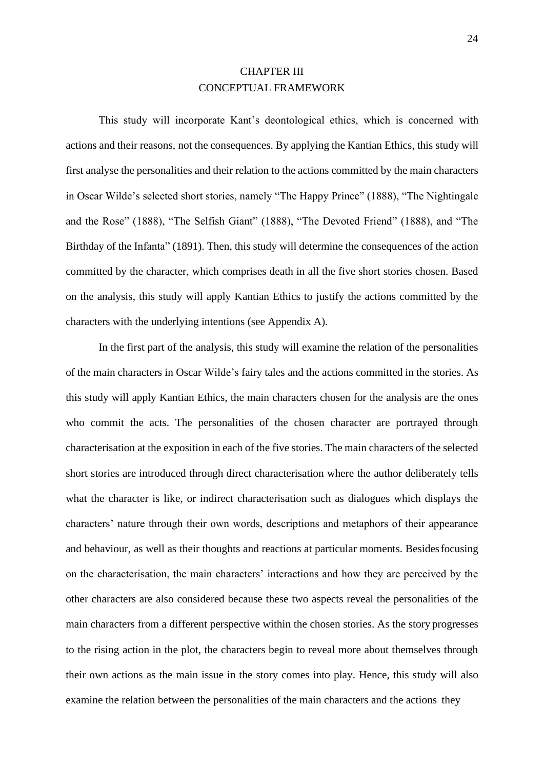# CHAPTER III
# CONCEPTUAL FRAMEWORK

This study will incorporate Kant's deontological ethics, which is concerned with actions and their reasons, not the consequences. By applying the Kantian Ethics, this study will first analyse the personalities and their relation to the actions committed by the main characters in Oscar Wilde's selected short stories, namely "The Happy Prince" (1888), "The Nightingale and the Rose" (1888), "The Selfish Giant" (1888), "The Devoted Friend" (1888), and "The Birthday of the Infanta" (1891). Then, this study will determine the consequences of the action committed by the character, which comprises death in all the five short stories chosen. Based on the analysis, this study will apply Kantian Ethics to justify the actions committed by the characters with the underlying intentions (see Appendix A).

In the first part of the analysis, this study will examine the relation of the personalities of the main characters in Oscar Wilde's fairy tales and the actions committed in the stories. As this study will apply Kantian Ethics, the main characters chosen for the analysis are the ones who commit the acts. The personalities of the chosen character are portrayed through characterisation at the exposition in each of the five stories. The main characters of the selected short stories are introduced through direct characterisation where the author deliberately tells what the character is like, or indirect characterisation such as dialogues which displays the characters' nature through their own words, descriptions and metaphors of their appearance and behaviour, as well as their thoughts and reactions at particular moments. Besides focusing on the characterisation, the main characters' interactions and how they are perceived by the other characters are also considered because these two aspects reveal the personalities of the main characters from a different perspective within the chosen stories. As the story progresses to the rising action in the plot, the characters begin to reveal more about themselves through their own actions as the main issue in the story comes into play. Hence, this study will also examine the relation between the personalities of the main characters and the actions they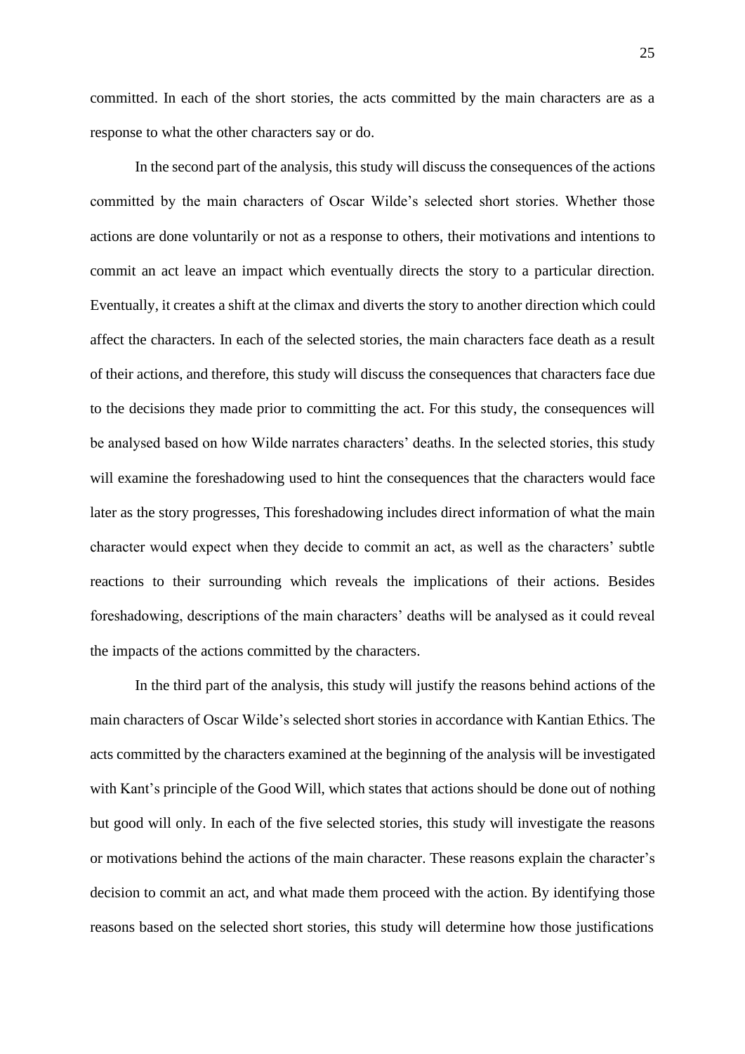committed. In each of the short stories, the acts committed by the main characters are as a response to what the other characters say or do.

In the second part of the analysis, this study will discuss the consequences of the actions committed by the main characters of Oscar Wilde's selected short stories. Whether those actions are done voluntarily or not as a response to others, their motivations and intentions to commit an act leave an impact which eventually directs the story to a particular direction. Eventually, it creates a shift at the climax and diverts the story to another direction which could affect the characters. In each of the selected stories, the main characters face death as a result of their actions, and therefore, this study will discuss the consequences that characters face due to the decisions they made prior to committing the act. For this study, the consequences will be analysed based on how Wilde narrates characters' deaths. In the selected stories, this study will examine the foreshadowing used to hint the consequences that the characters would face later as the story progresses, This foreshadowing includes direct information of what the main character would expect when they decide to commit an act, as well as the characters' subtle reactions to their surrounding which reveals the implications of their actions. Besides foreshadowing, descriptions of the main characters' deaths will be analysed as it could reveal the impacts of the actions committed by the characters.

In the third part of the analysis, this study will justify the reasons behind actions of the main characters of Oscar Wilde's selected short stories in accordance with Kantian Ethics. The acts committed by the characters examined at the beginning of the analysis will be investigated with Kant's principle of the Good Will, which states that actions should be done out of nothing but good will only. In each of the five selected stories, this study will investigate the reasons or motivations behind the actions of the main character. These reasons explain the character's decision to commit an act, and what made them proceed with the action. By identifying those reasons based on the selected short stories, this study will determine how those justifications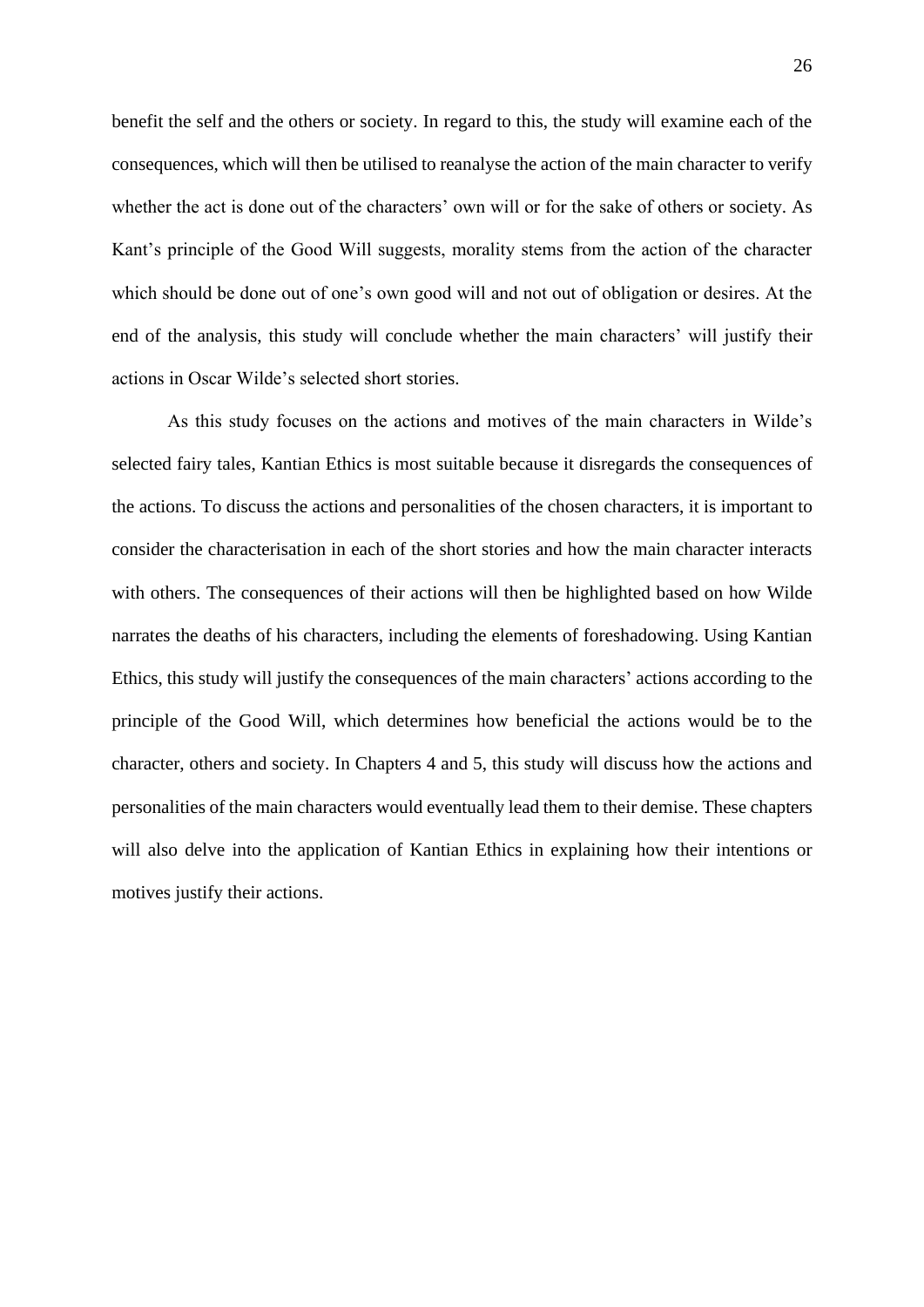benefit the self and the others or society. In regard to this, the study will examine each of the consequences, which will then be utilised to reanalyse the action of the main character to verify whether the act is done out of the characters' own will or for the sake of others or society. As Kant's principle of the Good Will suggests, morality stems from the action of the character which should be done out of one's own good will and not out of obligation or desires. At the end of the analysis, this study will conclude whether the main characters' will justify their actions in Oscar Wilde's selected short stories.

As this study focuses on the actions and motives of the main characters in Wilde's selected fairy tales, Kantian Ethics is most suitable because it disregards the consequences of the actions. To discuss the actions and personalities of the chosen characters, it is important to consider the characterisation in each of the short stories and how the main character interacts with others. The consequences of their actions will then be highlighted based on how Wilde narrates the deaths of his characters, including the elements of foreshadowing. Using Kantian Ethics, this study will justify the consequences of the main characters' actions according to the principle of the Good Will, which determines how beneficial the actions would be to the character, others and society. In Chapters 4 and 5, this study will discuss how the actions and personalities of the main characters would eventually lead them to their demise. These chapters will also delve into the application of Kantian Ethics in explaining how their intentions or motives justify their actions.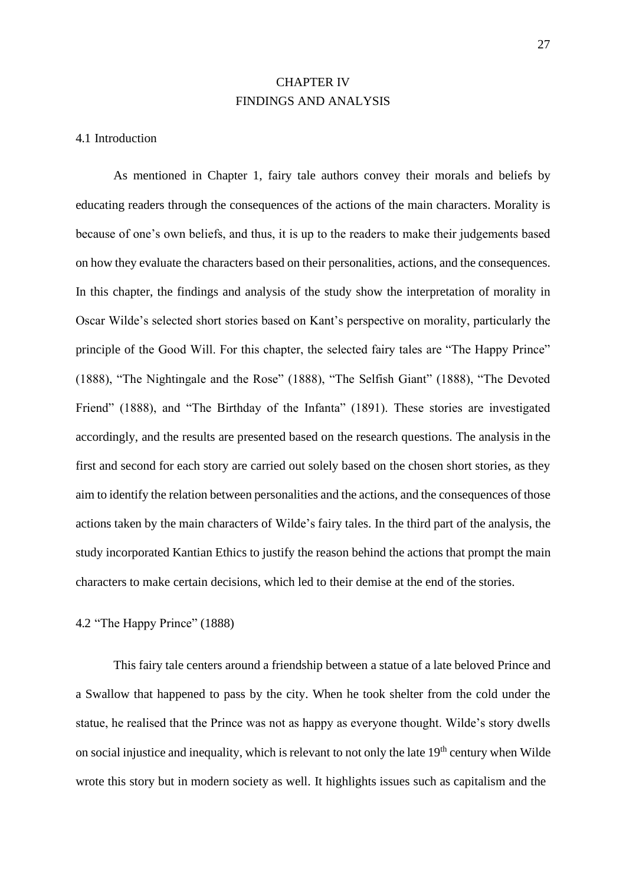# CHAPTER IV
# FINDINGS AND ANALYSIS

## 4.1 Introduction

As mentioned in Chapter 1, fairy tale authors convey their morals and beliefs by educating readers through the consequences of the actions of the main characters. Morality is because of one's own beliefs, and thus, it is up to the readers to make their judgements based on how they evaluate the characters based on their personalities, actions, and the consequences. In this chapter, the findings and analysis of the study show the interpretation of morality in Oscar Wilde's selected short stories based on Kant's perspective on morality, particularly the principle of the Good Will. For this chapter, the selected fairy tales are "The Happy Prince" (1888), "The Nightingale and the Rose" (1888), "The Selfish Giant" (1888), "The Devoted Friend" (1888), and "The Birthday of the Infanta" (1891). These stories are investigated accordingly, and the results are presented based on the research questions. The analysis in the first and second for each story are carried out solely based on the chosen short stories, as they aim to identify the relation between personalities and the actions, and the consequences of those actions taken by the main characters of Wilde's fairy tales. In the third part of the analysis, the study incorporated Kantian Ethics to justify the reason behind the actions that prompt the main characters to make certain decisions, which led to their demise at the end of the stories.

## 4.2 "The Happy Prince" (1888)

This fairy tale centers around a friendship between a statue of a late beloved Prince and a Swallow that happened to pass by the city. When he took shelter from the cold under the statue, he realised that the Prince was not as happy as everyone thought. Wilde's story dwells on social injustice and inequality, which is relevant to not only the late 19th century when Wilde wrote this story but in modern society as well. It highlights issues such as capitalism and the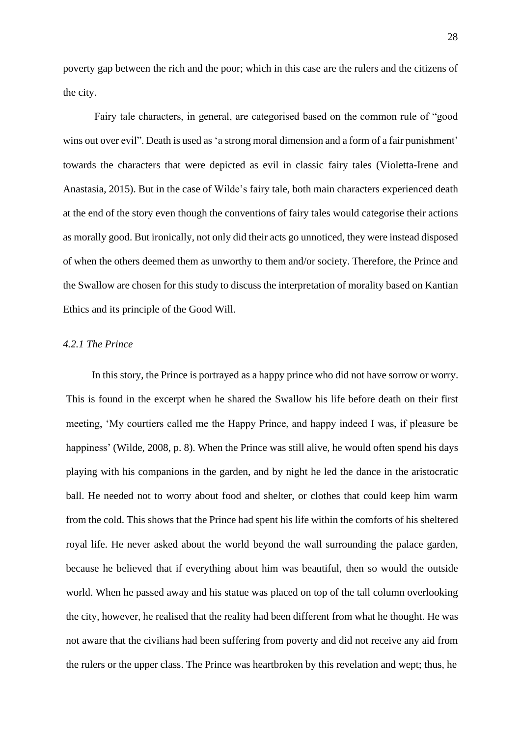poverty gap between the rich and the poor; which in this case are the rulers and the citizens of the city.

Fairy tale characters, in general, are categorised based on the common rule of "good wins out over evil". Death is used as 'a strong moral dimension and a form of a fair punishment' towards the characters that were depicted as evil in classic fairy tales (Violetta-Irene and Anastasia, 2015). But in the case of Wilde's fairy tale, both main characters experienced death at the end of the story even though the conventions of fairy tales would categorise their actions as morally good. But ironically, not only did their acts go unnoticed, they were instead disposed of when the others deemed them as unworthy to them and/or society. Therefore, the Prince and the Swallow are chosen for this study to discuss the interpretation of morality based on Kantian Ethics and its principle of the Good Will.

#### *4.2.1 The Prince*

In this story, the Prince is portrayed as a happy prince who did not have sorrow or worry. This is found in the excerpt when he shared the Swallow his life before death on their first meeting, 'My courtiers called me the Happy Prince, and happy indeed I was, if pleasure be happiness' (Wilde, 2008, p. 8). When the Prince was still alive, he would often spend his days playing with his companions in the garden, and by night he led the dance in the aristocratic ball. He needed not to worry about food and shelter, or clothes that could keep him warm from the cold. This shows that the Prince had spent his life within the comforts of his sheltered royal life. He never asked about the world beyond the wall surrounding the palace garden, because he believed that if everything about him was beautiful, then so would the outside world. When he passed away and his statue was placed on top of the tall column overlooking the city, however, he realised that the reality had been different from what he thought. He was not aware that the civilians had been suffering from poverty and did not receive any aid from the rulers or the upper class. The Prince was heartbroken by this revelation and wept; thus, he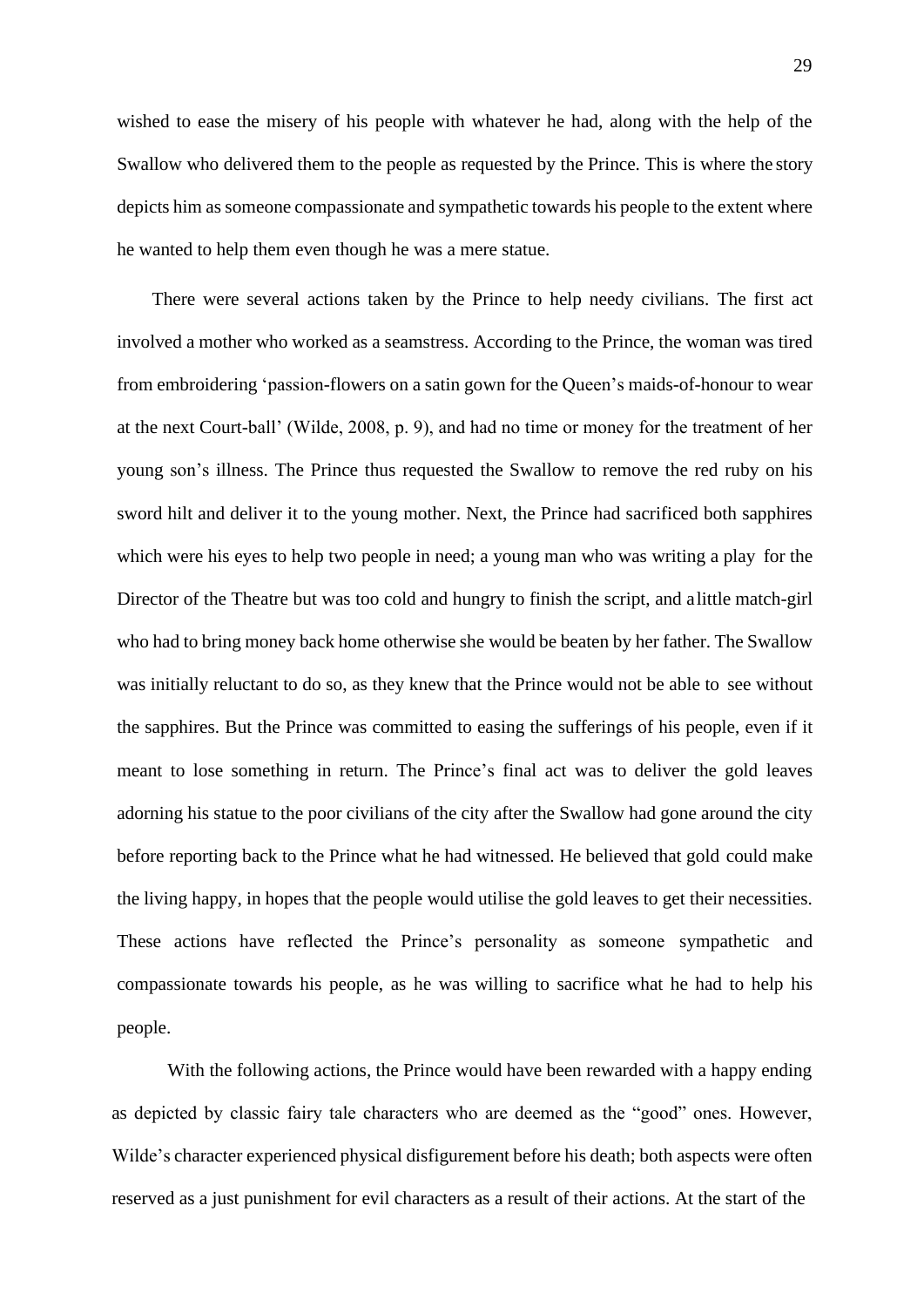wished to ease the misery of his people with whatever he had, along with the help of the Swallow who delivered them to the people as requested by the Prince. This is where the story depicts him as someone compassionate and sympathetic towards his people to the extent where he wanted to help them even though he was a mere statue.

There were several actions taken by the Prince to help needy civilians. The first act involved a mother who worked as a seamstress. According to the Prince, the woman was tired from embroidering 'passion-flowers on a satin gown for the Queen's maids-of-honour to wear at the next Court-ball' (Wilde, 2008, p. 9), and had no time or money for the treatment of her young son's illness. The Prince thus requested the Swallow to remove the red ruby on his sword hilt and deliver it to the young mother. Next, the Prince had sacrificed both sapphires which were his eyes to help two people in need; a young man who was writing a play for the Director of the Theatre but was too cold and hungry to finish the script, and a little match-girl who had to bring money back home otherwise she would be beaten by her father. The Swallow was initially reluctant to do so, as they knew that the Prince would not be able to see without the sapphires. But the Prince was committed to easing the sufferings of his people, even if it meant to lose something in return. The Prince's final act was to deliver the gold leaves adorning his statue to the poor civilians of the city after the Swallow had gone around the city before reporting back to the Prince what he had witnessed. He believed that gold could make the living happy, in hopes that the people would utilise the gold leaves to get their necessities. These actions have reflected the Prince's personality as someone sympathetic and compassionate towards his people, as he was willing to sacrifice what he had to help his people.

With the following actions, the Prince would have been rewarded with a happy ending as depicted by classic fairy tale characters who are deemed as the "good" ones. However, Wilde's character experienced physical disfigurement before his death; both aspects were often reserved as a just punishment for evil characters as a result of their actions. At the start of the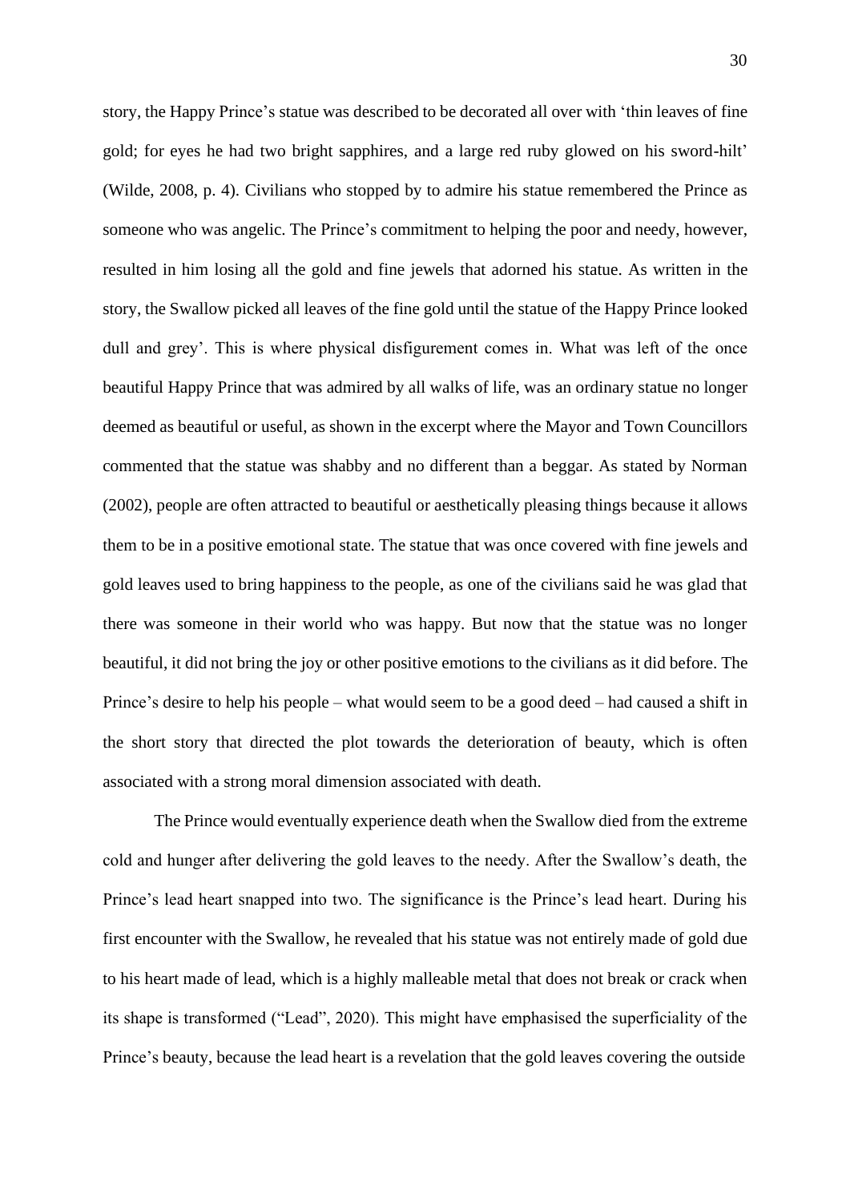story, the Happy Prince's statue was described to be decorated all over with 'thin leaves of fine gold; for eyes he had two bright sapphires, and a large red ruby glowed on his sword-hilt' (Wilde, 2008, p. 4). Civilians who stopped by to admire his statue remembered the Prince as someone who was angelic. The Prince's commitment to helping the poor and needy, however, resulted in him losing all the gold and fine jewels that adorned his statue. As written in the story, the Swallow picked all leaves of the fine gold until the statue of the Happy Prince looked dull and grey'. This is where physical disfigurement comes in. What was left of the once beautiful Happy Prince that was admired by all walks of life, was an ordinary statue no longer deemed as beautiful or useful, as shown in the excerpt where the Mayor and Town Councillors commented that the statue was shabby and no different than a beggar. As stated by Norman (2002), people are often attracted to beautiful or aesthetically pleasing things because it allows them to be in a positive emotional state. The statue that was once covered with fine jewels and gold leaves used to bring happiness to the people, as one of the civilians said he was glad that there was someone in their world who was happy. But now that the statue was no longer beautiful, it did not bring the joy or other positive emotions to the civilians as it did before. The Prince's desire to help his people – what would seem to be a good deed – had caused a shift in the short story that directed the plot towards the deterioration of beauty, which is often associated with a strong moral dimension associated with death.

The Prince would eventually experience death when the Swallow died from the extreme cold and hunger after delivering the gold leaves to the needy. After the Swallow's death, the Prince's lead heart snapped into two. The significance is the Prince's lead heart. During his first encounter with the Swallow, he revealed that his statue was not entirely made of gold due to his heart made of lead, which is a highly malleable metal that does not break or crack when its shape is transformed ("Lead", 2020). This might have emphasised the superficiality of the Prince's beauty, because the lead heart is a revelation that the gold leaves covering the outside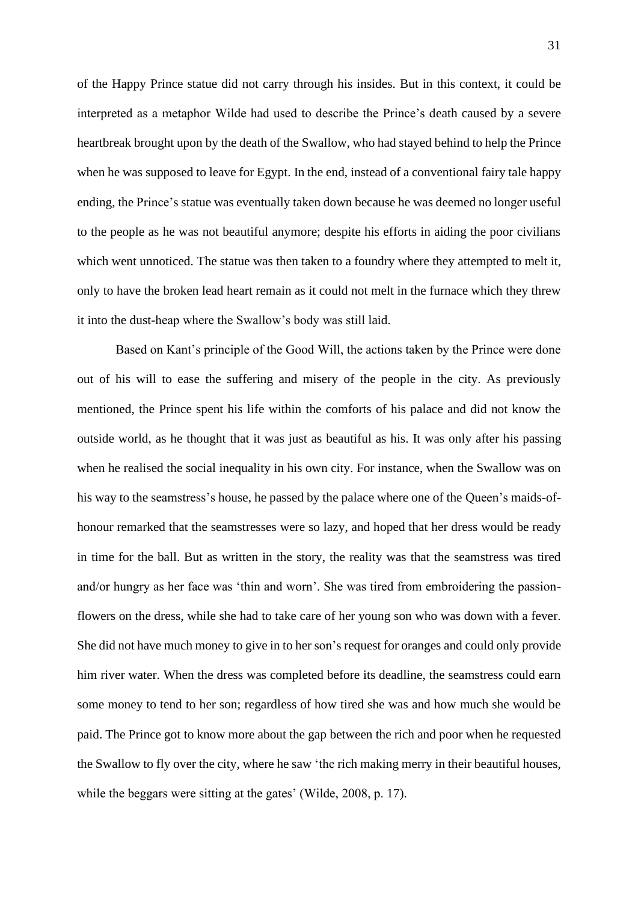of the Happy Prince statue did not carry through his insides. But in this context, it could be interpreted as a metaphor Wilde had used to describe the Prince's death caused by a severe heartbreak brought upon by the death of the Swallow, who had stayed behind to help the Prince when he was supposed to leave for Egypt. In the end, instead of a conventional fairy tale happy ending, the Prince's statue was eventually taken down because he was deemed no longer useful to the people as he was not beautiful anymore; despite his efforts in aiding the poor civilians which went unnoticed. The statue was then taken to a foundry where they attempted to melt it, only to have the broken lead heart remain as it could not melt in the furnace which they threw it into the dust-heap where the Swallow's body was still laid.

Based on Kant's principle of the Good Will, the actions taken by the Prince were done out of his will to ease the suffering and misery of the people in the city. As previously mentioned, the Prince spent his life within the comforts of his palace and did not know the outside world, as he thought that it was just as beautiful as his. It was only after his passing when he realised the social inequality in his own city. For instance, when the Swallow was on his way to the seamstress's house, he passed by the palace where one of the Queen's maids-of-honour remarked that the seamstresses were so lazy, and hoped that her dress would be ready in time for the ball. But as written in the story, the reality was that the seamstress was tired and/or hungry as her face was 'thin and worn'. She was tired from embroidering the passion-flowers on the dress, while she had to take care of her young son who was down with a fever. She did not have much money to give in to her son's request for oranges and could only provide him river water. When the dress was completed before its deadline, the seamstress could earn some money to tend to her son; regardless of how tired she was and how much she would be paid. The Prince got to know more about the gap between the rich and poor when he requested the Swallow to fly over the city, where he saw 'the rich making merry in their beautiful houses, while the beggars were sitting at the gates' (Wilde, 2008, p. 17).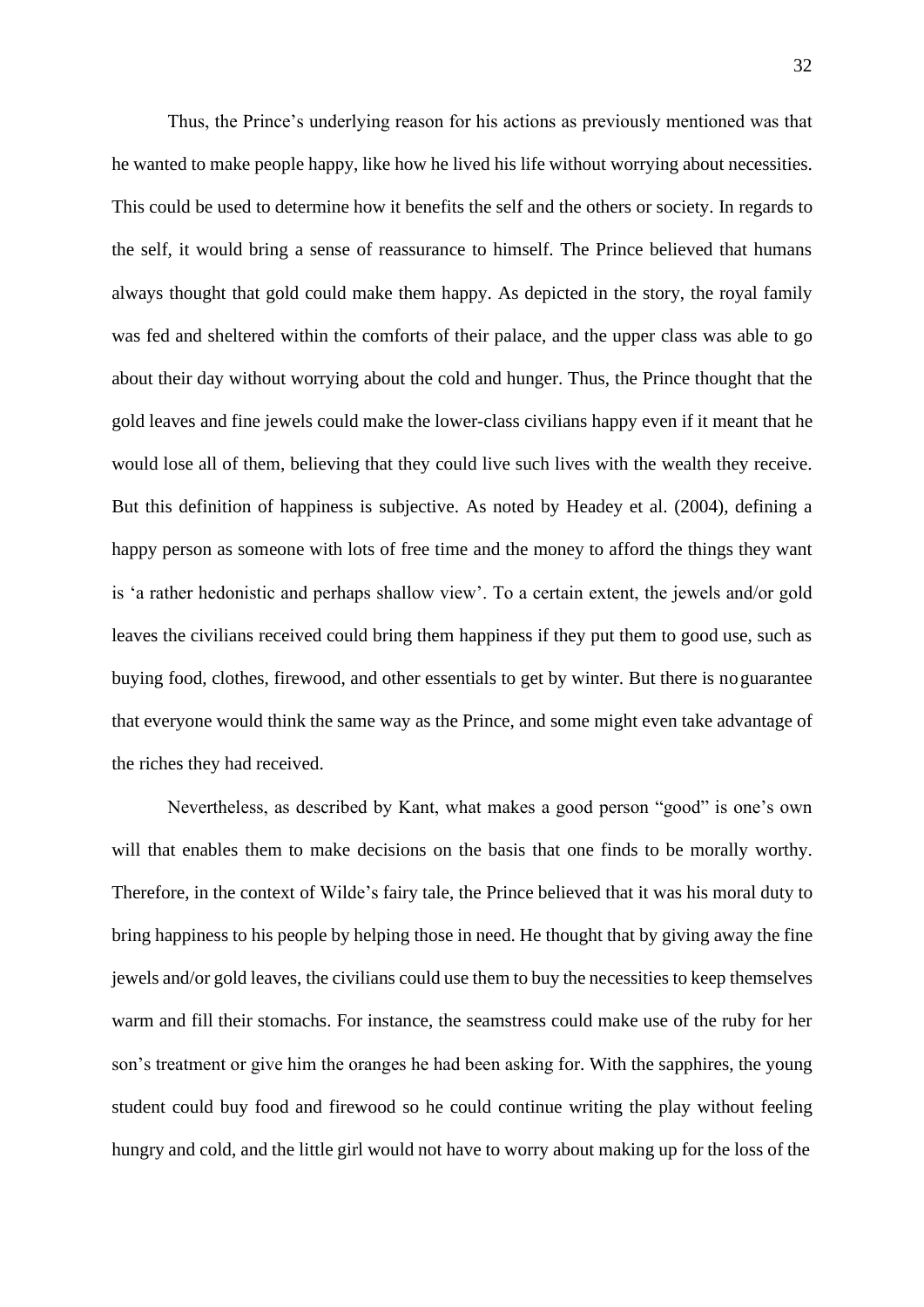Thus, the Prince's underlying reason for his actions as previously mentioned was that he wanted to make people happy, like how he lived his life without worrying about necessities. This could be used to determine how it benefits the self and the others or society. In regards to the self, it would bring a sense of reassurance to himself. The Prince believed that humans always thought that gold could make them happy. As depicted in the story, the royal family was fed and sheltered within the comforts of their palace, and the upper class was able to go about their day without worrying about the cold and hunger. Thus, the Prince thought that the gold leaves and fine jewels could make the lower-class civilians happy even if it meant that he would lose all of them, believing that they could live such lives with the wealth they receive. But this definition of happiness is subjective. As noted by Headey et al. (2004), defining a happy person as someone with lots of free time and the money to afford the things they want is 'a rather hedonistic and perhaps shallow view'. To a certain extent, the jewels and/or gold leaves the civilians received could bring them happiness if they put them to good use, such as buying food, clothes, firewood, and other essentials to get by winter. But there is no guarantee that everyone would think the same way as the Prince, and some might even take advantage of the riches they had received.

Nevertheless, as described by Kant, what makes a good person "good" is one's own will that enables them to make decisions on the basis that one finds to be morally worthy. Therefore, in the context of Wilde's fairy tale, the Prince believed that it was his moral duty to bring happiness to his people by helping those in need. He thought that by giving away the fine jewels and/or gold leaves, the civilians could use them to buy the necessities to keep themselves warm and fill their stomachs. For instance, the seamstress could make use of the ruby for her son's treatment or give him the oranges he had been asking for. With the sapphires, the young student could buy food and firewood so he could continue writing the play without feeling hungry and cold, and the little girl would not have to worry about making up for the loss of the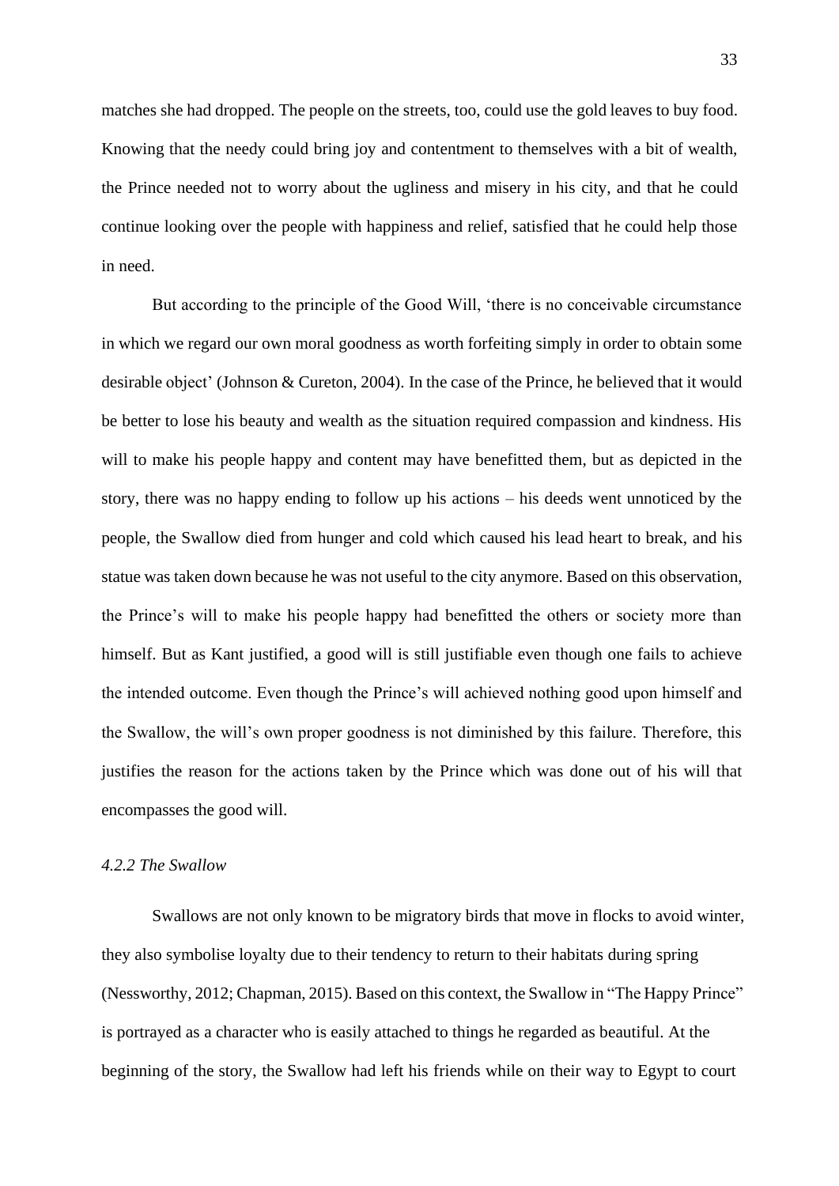matches she had dropped. The people on the streets, too, could use the gold leaves to buy food. Knowing that the needy could bring joy and contentment to themselves with a bit of wealth, the Prince needed not to worry about the ugliness and misery in his city, and that he could continue looking over the people with happiness and relief, satisfied that he could help those in need.

But according to the principle of the Good Will, 'there is no conceivable circumstance in which we regard our own moral goodness as worth forfeiting simply in order to obtain some desirable object' (Johnson & Cureton, 2004). In the case of the Prince, he believed that it would be better to lose his beauty and wealth as the situation required compassion and kindness. His will to make his people happy and content may have benefitted them, but as depicted in the story, there was no happy ending to follow up his actions – his deeds went unnoticed by the people, the Swallow died from hunger and cold which caused his lead heart to break, and his statue was taken down because he was not useful to the city anymore. Based on this observation, the Prince's will to make his people happy had benefitted the others or society more than himself. But as Kant justified, a good will is still justifiable even though one fails to achieve the intended outcome. Even though the Prince's will achieved nothing good upon himself and the Swallow, the will's own proper goodness is not diminished by this failure. Therefore, this justifies the reason for the actions taken by the Prince which was done out of his will that encompasses the good will.

#### *4.2.2 The Swallow*

Swallows are not only known to be migratory birds that move in flocks to avoid winter, they also symbolise loyalty due to their tendency to return to their habitats during spring (Nessworthy, 2012; Chapman, 2015). Based on this context, the Swallow in "The Happy Prince" is portrayed as a character who is easily attached to things he regarded as beautiful. At the beginning of the story, the Swallow had left his friends while on their way to Egypt to court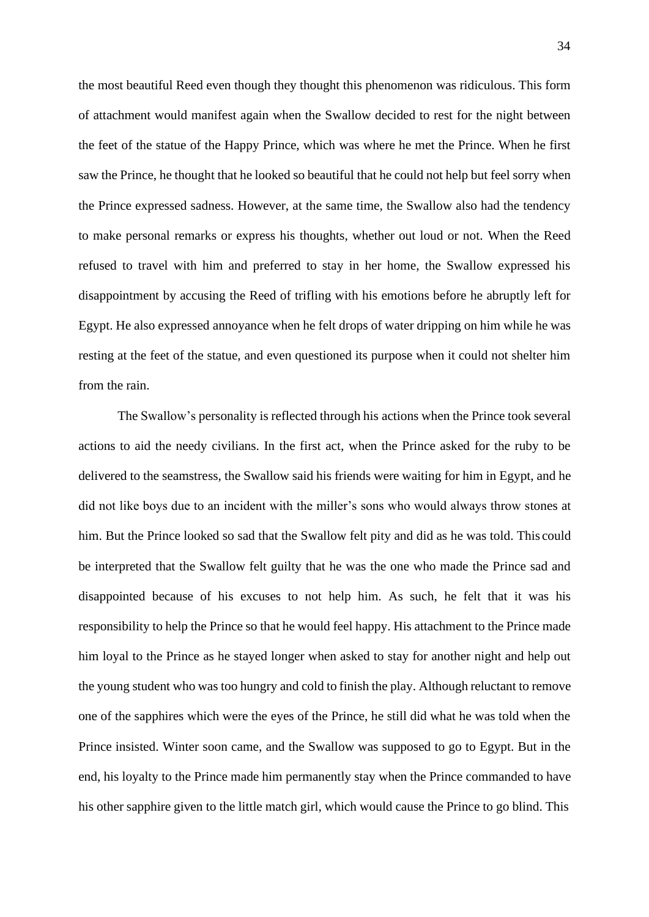the most beautiful Reed even though they thought this phenomenon was ridiculous. This form of attachment would manifest again when the Swallow decided to rest for the night between the feet of the statue of the Happy Prince, which was where he met the Prince. When he first saw the Prince, he thought that he looked so beautiful that he could not help but feel sorry when the Prince expressed sadness. However, at the same time, the Swallow also had the tendency to make personal remarks or express his thoughts, whether out loud or not. When the Reed refused to travel with him and preferred to stay in her home, the Swallow expressed his disappointment by accusing the Reed of trifling with his emotions before he abruptly left for Egypt. He also expressed annoyance when he felt drops of water dripping on him while he was resting at the feet of the statue, and even questioned its purpose when it could not shelter him from the rain.

The Swallow's personality is reflected through his actions when the Prince took several actions to aid the needy civilians. In the first act, when the Prince asked for the ruby to be delivered to the seamstress, the Swallow said his friends were waiting for him in Egypt, and he did not like boys due to an incident with the miller's sons who would always throw stones at him. But the Prince looked so sad that the Swallow felt pity and did as he was told. This could be interpreted that the Swallow felt guilty that he was the one who made the Prince sad and disappointed because of his excuses to not help him. As such, he felt that it was his responsibility to help the Prince so that he would feel happy. His attachment to the Prince made him loyal to the Prince as he stayed longer when asked to stay for another night and help out the young student who was too hungry and cold to finish the play. Although reluctant to remove one of the sapphires which were the eyes of the Prince, he still did what he was told when the Prince insisted. Winter soon came, and the Swallow was supposed to go to Egypt. But in the end, his loyalty to the Prince made him permanently stay when the Prince commanded to have his other sapphire given to the little match girl, which would cause the Prince to go blind. This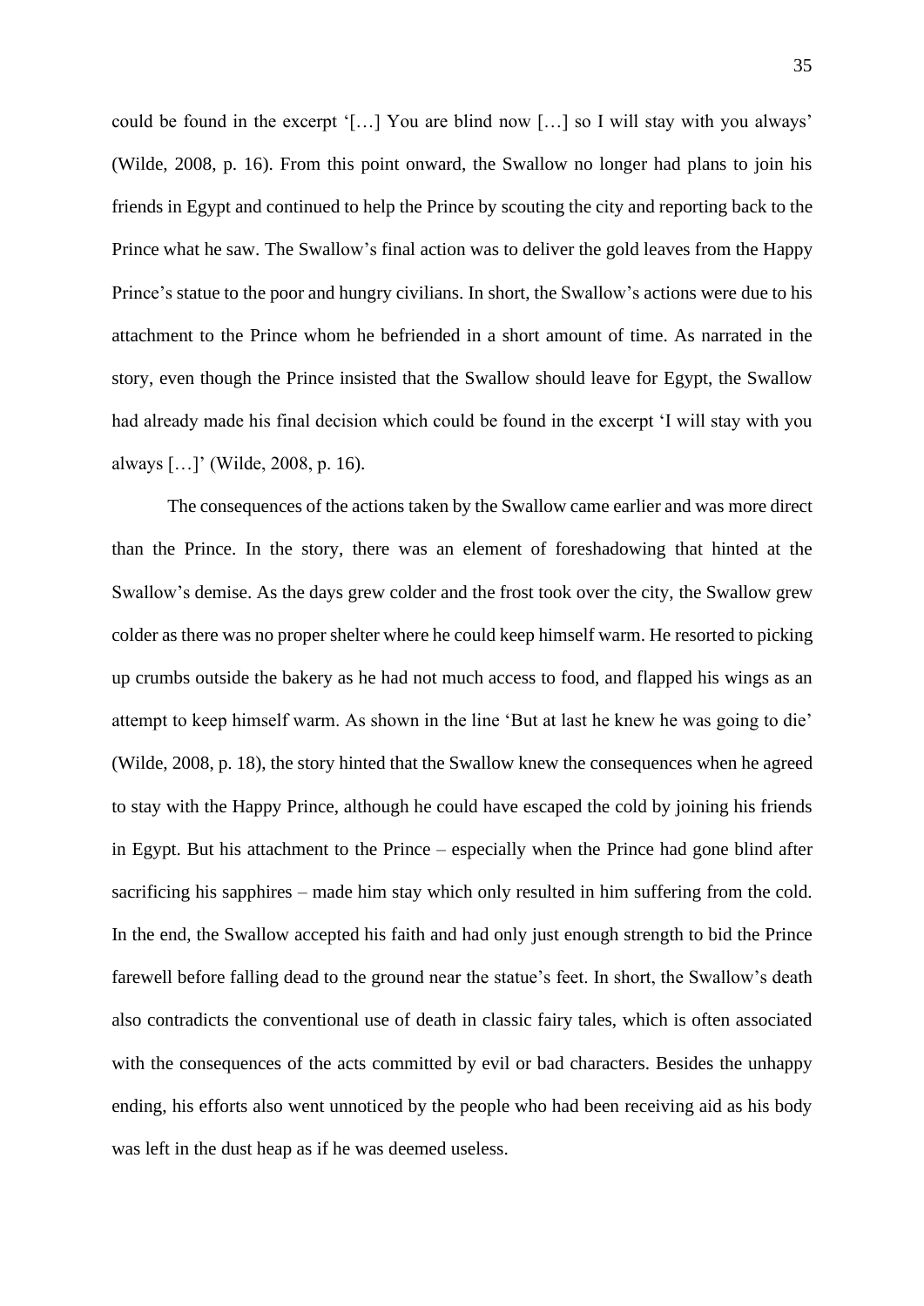could be found in the excerpt '[…] You are blind now […] so I will stay with you always' (Wilde, 2008, p. 16). From this point onward, the Swallow no longer had plans to join his friends in Egypt and continued to help the Prince by scouting the city and reporting back to the Prince what he saw. The Swallow's final action was to deliver the gold leaves from the Happy Prince's statue to the poor and hungry civilians. In short, the Swallow's actions were due to his attachment to the Prince whom he befriended in a short amount of time. As narrated in the story, even though the Prince insisted that the Swallow should leave for Egypt, the Swallow had already made his final decision which could be found in the excerpt 'I will stay with you always […]' (Wilde, 2008, p. 16).

The consequences of the actions taken by the Swallow came earlier and was more direct than the Prince. In the story, there was an element of foreshadowing that hinted at the Swallow's demise. As the days grew colder and the frost took over the city, the Swallow grew colder as there was no proper shelter where he could keep himself warm. He resorted to picking up crumbs outside the bakery as he had not much access to food, and flapped his wings as an attempt to keep himself warm. As shown in the line 'But at last he knew he was going to die' (Wilde, 2008, p. 18), the story hinted that the Swallow knew the consequences when he agreed to stay with the Happy Prince, although he could have escaped the cold by joining his friends in Egypt. But his attachment to the Prince – especially when the Prince had gone blind after sacrificing his sapphires – made him stay which only resulted in him suffering from the cold. In the end, the Swallow accepted his faith and had only just enough strength to bid the Prince farewell before falling dead to the ground near the statue's feet. In short, the Swallow's death also contradicts the conventional use of death in classic fairy tales, which is often associated with the consequences of the acts committed by evil or bad characters. Besides the unhappy ending, his efforts also went unnoticed by the people who had been receiving aid as his body was left in the dust heap as if he was deemed useless.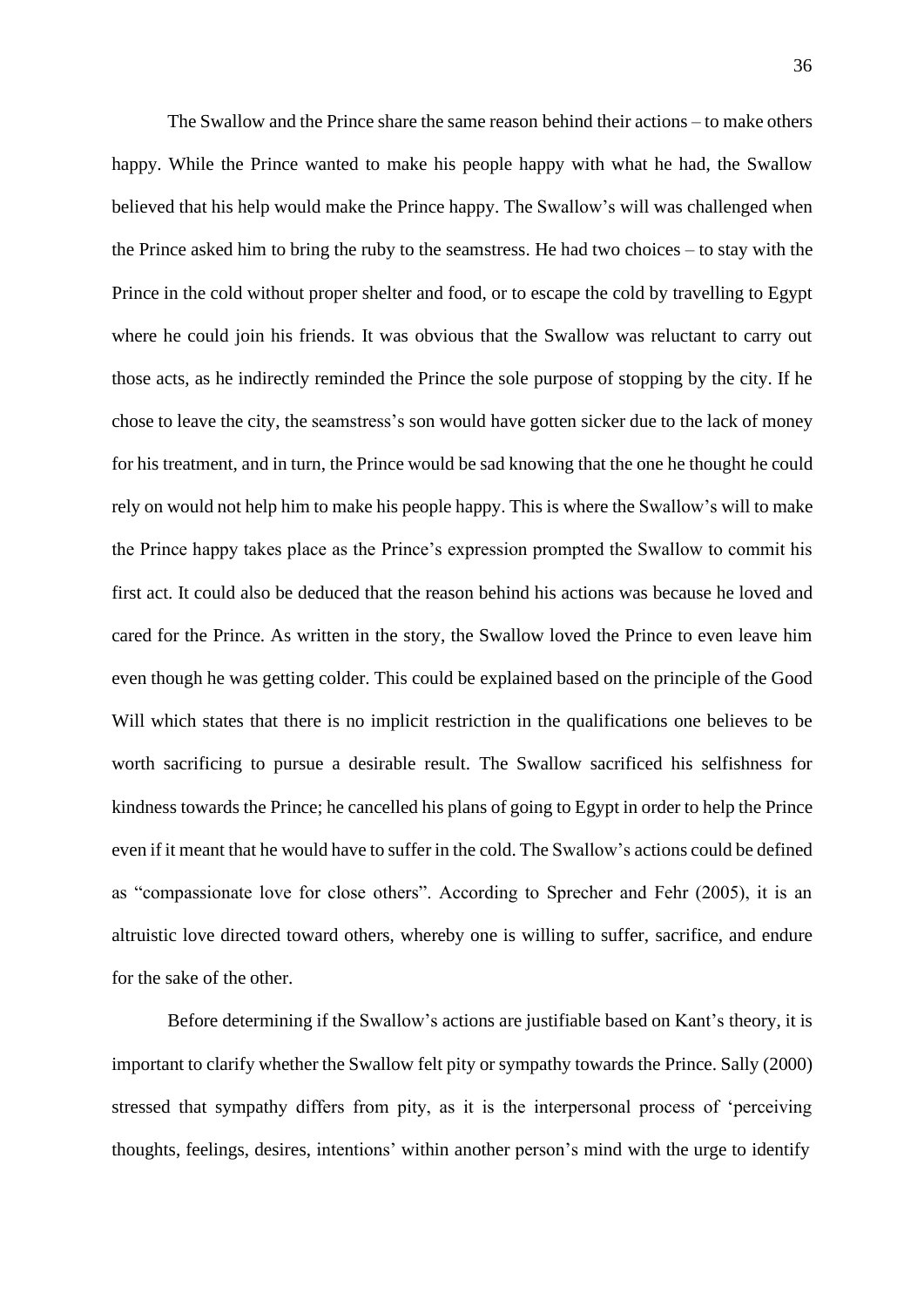The Swallow and the Prince share the same reason behind their actions – to make others happy. While the Prince wanted to make his people happy with what he had, the Swallow believed that his help would make the Prince happy. The Swallow's will was challenged when the Prince asked him to bring the ruby to the seamstress. He had two choices – to stay with the Prince in the cold without proper shelter and food, or to escape the cold by travelling to Egypt where he could join his friends. It was obvious that the Swallow was reluctant to carry out those acts, as he indirectly reminded the Prince the sole purpose of stopping by the city. If he chose to leave the city, the seamstress's son would have gotten sicker due to the lack of money for his treatment, and in turn, the Prince would be sad knowing that the one he thought he could rely on would not help him to make his people happy. This is where the Swallow's will to make the Prince happy takes place as the Prince's expression prompted the Swallow to commit his first act. It could also be deduced that the reason behind his actions was because he loved and cared for the Prince. As written in the story, the Swallow loved the Prince to even leave him even though he was getting colder. This could be explained based on the principle of the Good Will which states that there is no implicit restriction in the qualifications one believes to be worth sacrificing to pursue a desirable result. The Swallow sacrificed his selfishness for kindness towards the Prince; he cancelled his plans of going to Egypt in order to help the Prince even if it meant that he would have to suffer in the cold. The Swallow's actions could be defined as "compassionate love for close others". According to Sprecher and Fehr (2005), it is an altruistic love directed toward others, whereby one is willing to suffer, sacrifice, and endure for the sake of the other.

Before determining if the Swallow's actions are justifiable based on Kant's theory, it is important to clarify whether the Swallow felt pity or sympathy towards the Prince. Sally (2000) stressed that sympathy differs from pity, as it is the interpersonal process of 'perceiving thoughts, feelings, desires, intentions' within another person's mind with the urge to identify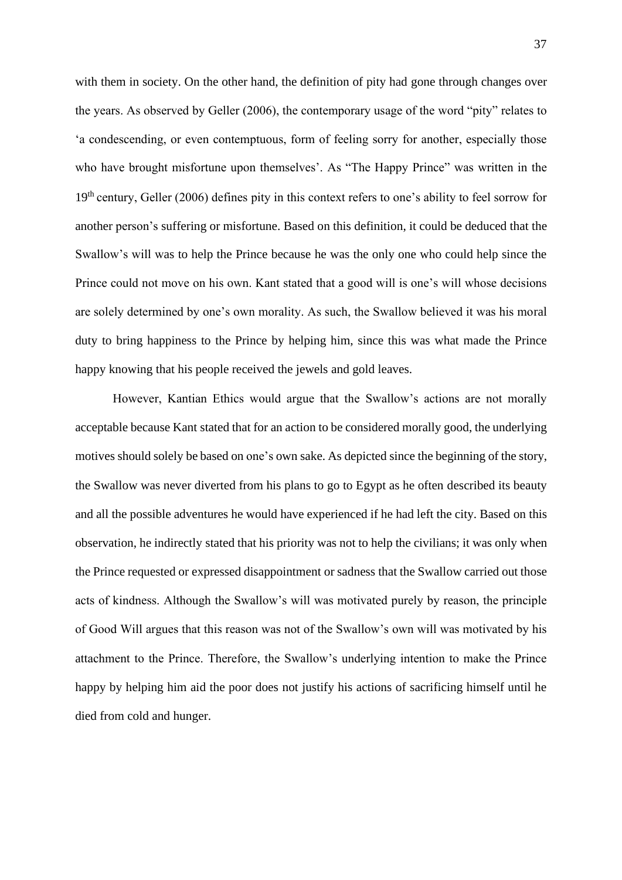with them in society. On the other hand, the definition of pity had gone through changes over the years. As observed by Geller (2006), the contemporary usage of the word "pity" relates to 'a condescending, or even contemptuous, form of feeling sorry for another, especially those who have brought misfortune upon themselves'. As "The Happy Prince" was written in the 19th century, Geller (2006) defines pity in this context refers to one's ability to feel sorrow for another person's suffering or misfortune. Based on this definition, it could be deduced that the Swallow's will was to help the Prince because he was the only one who could help since the Prince could not move on his own. Kant stated that a good will is one's will whose decisions are solely determined by one's own morality. As such, the Swallow believed it was his moral duty to bring happiness to the Prince by helping him, since this was what made the Prince happy knowing that his people received the jewels and gold leaves.

However, Kantian Ethics would argue that the Swallow's actions are not morally acceptable because Kant stated that for an action to be considered morally good, the underlying motives should solely be based on one's own sake. As depicted since the beginning of the story, the Swallow was never diverted from his plans to go to Egypt as he often described its beauty and all the possible adventures he would have experienced if he had left the city. Based on this observation, he indirectly stated that his priority was not to help the civilians; it was only when the Prince requested or expressed disappointment or sadness that the Swallow carried out those acts of kindness. Although the Swallow's will was motivated purely by reason, the principle of Good Will argues that this reason was not of the Swallow's own will was motivated by his attachment to the Prince. Therefore, the Swallow's underlying intention to make the Prince happy by helping him aid the poor does not justify his actions of sacrificing himself until he died from cold and hunger.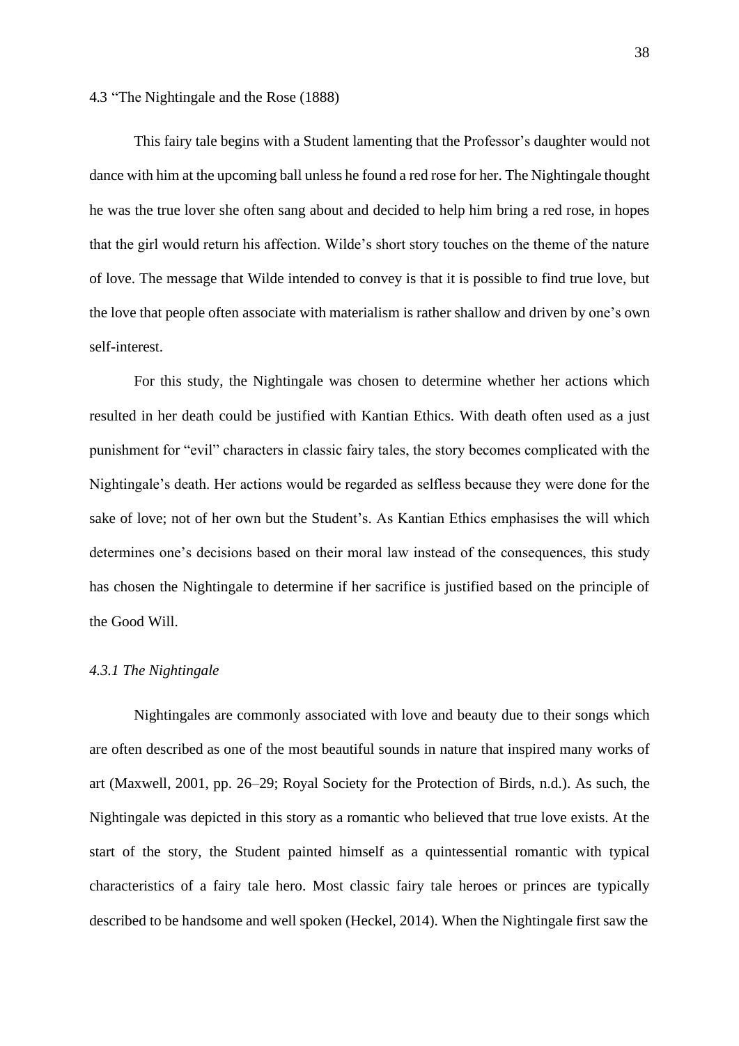## 4.3 "The Nightingale and the Rose (1888)

This fairy tale begins with a Student lamenting that the Professor's daughter would not dance with him at the upcoming ball unless he found a red rose for her. The Nightingale thought he was the true lover she often sang about and decided to help him bring a red rose, in hopes that the girl would return his affection. Wilde's short story touches on the theme of the nature of love. The message that Wilde intended to convey is that it is possible to find true love, but the love that people often associate with materialism is rather shallow and driven by one's own self-interest.

For this study, the Nightingale was chosen to determine whether her actions which resulted in her death could be justified with Kantian Ethics. With death often used as a just punishment for "evil" characters in classic fairy tales, the story becomes complicated with the Nightingale's death. Her actions would be regarded as selfless because they were done for the sake of love; not of her own but the Student's. As Kantian Ethics emphasises the will which determines one's decisions based on their moral law instead of the consequences, this study has chosen the Nightingale to determine if her sacrifice is justified based on the principle of the Good Will.

### *4.3.1 The Nightingale*

Nightingales are commonly associated with love and beauty due to their songs which are often described as one of the most beautiful sounds in nature that inspired many works of art (Maxwell, 2001, pp. 26–29; Royal Society for the Protection of Birds, n.d.). As such, the Nightingale was depicted in this story as a romantic who believed that true love exists. At the start of the story, the Student painted himself as a quintessential romantic with typical characteristics of a fairy tale hero. Most classic fairy tale heroes or princes are typically described to be handsome and well spoken (Heckel, 2014). When the Nightingale first saw the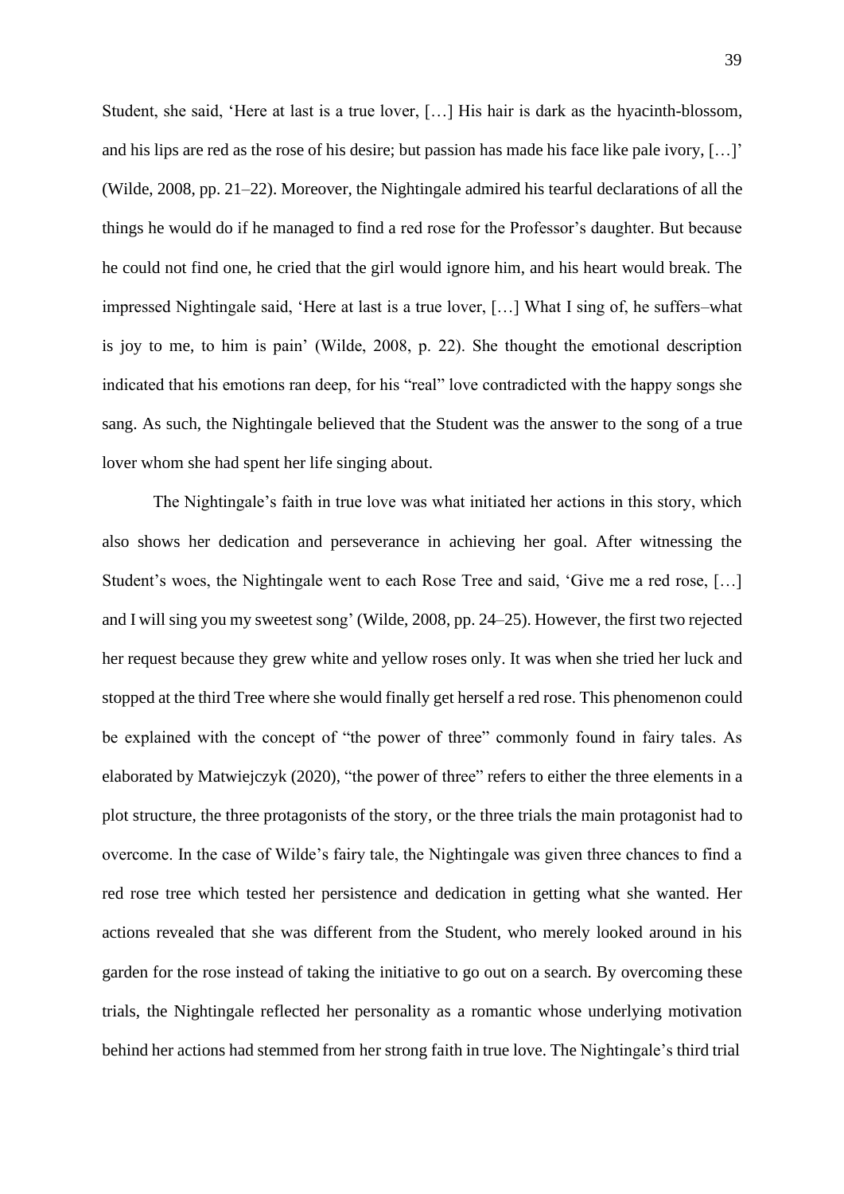Student, she said, 'Here at last is a true lover, […] His hair is dark as the hyacinth-blossom, and his lips are red as the rose of his desire; but passion has made his face like pale ivory, […]' (Wilde, 2008, pp. 21–22). Moreover, the Nightingale admired his tearful declarations of all the things he would do if he managed to find a red rose for the Professor's daughter. But because he could not find one, he cried that the girl would ignore him, and his heart would break. The impressed Nightingale said, 'Here at last is a true lover, […] What I sing of, he suffers–what is joy to me, to him is pain' (Wilde, 2008, p. 22). She thought the emotional description indicated that his emotions ran deep, for his "real" love contradicted with the happy songs she sang. As such, the Nightingale believed that the Student was the answer to the song of a true lover whom she had spent her life singing about.

The Nightingale's faith in true love was what initiated her actions in this story, which also shows her dedication and perseverance in achieving her goal. After witnessing the Student's woes, the Nightingale went to each Rose Tree and said, 'Give me a red rose, […] and I will sing you my sweetest song' (Wilde, 2008, pp. 24–25). However, the first two rejected her request because they grew white and yellow roses only. It was when she tried her luck and stopped at the third Tree where she would finally get herself a red rose. This phenomenon could be explained with the concept of "the power of three" commonly found in fairy tales. As elaborated by Matwiejczyk (2020), "the power of three" refers to either the three elements in a plot structure, the three protagonists of the story, or the three trials the main protagonist had to overcome. In the case of Wilde's fairy tale, the Nightingale was given three chances to find a red rose tree which tested her persistence and dedication in getting what she wanted. Her actions revealed that she was different from the Student, who merely looked around in his garden for the rose instead of taking the initiative to go out on a search. By overcoming these trials, the Nightingale reflected her personality as a romantic whose underlying motivation behind her actions had stemmed from her strong faith in true love. The Nightingale's third trial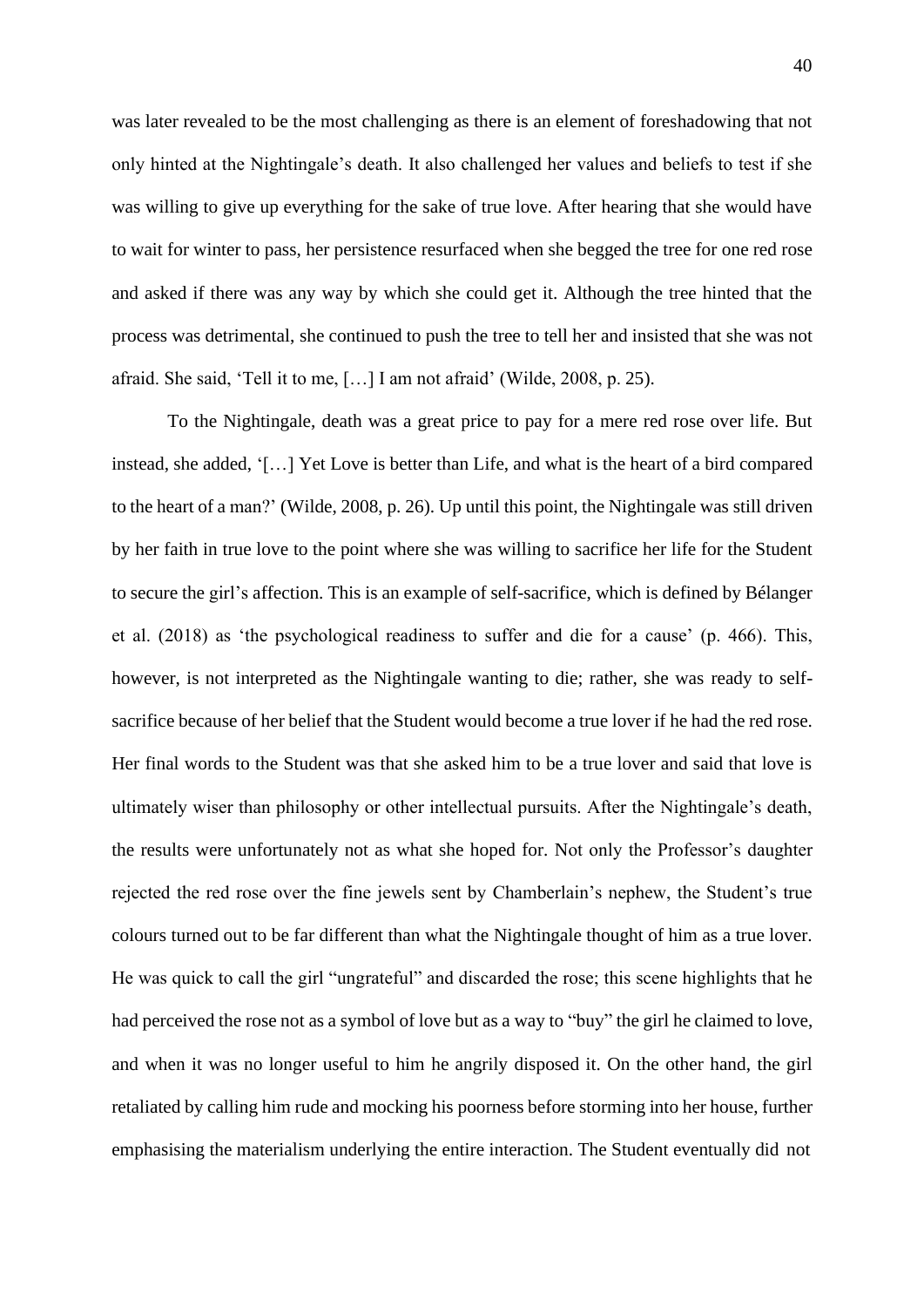was later revealed to be the most challenging as there is an element of foreshadowing that not only hinted at the Nightingale's death. It also challenged her values and beliefs to test if she was willing to give up everything for the sake of true love. After hearing that she would have to wait for winter to pass, her persistence resurfaced when she begged the tree for one red rose and asked if there was any way by which she could get it. Although the tree hinted that the process was detrimental, she continued to push the tree to tell her and insisted that she was not afraid. She said, 'Tell it to me, […] I am not afraid' (Wilde, 2008, p. 25).

To the Nightingale, death was a great price to pay for a mere red rose over life. But instead, she added, '[…] Yet Love is better than Life, and what is the heart of a bird compared to the heart of a man?' (Wilde, 2008, p. 26). Up until this point, the Nightingale was still driven by her faith in true love to the point where she was willing to sacrifice her life for the Student to secure the girl's affection. This is an example of self-sacrifice, which is defined by Bélanger et al. (2018) as 'the psychological readiness to suffer and die for a cause' (p. 466). This, however, is not interpreted as the Nightingale wanting to die; rather, she was ready to self-sacrifice because of her belief that the Student would become a true lover if he had the red rose. Her final words to the Student was that she asked him to be a true lover and said that love is ultimately wiser than philosophy or other intellectual pursuits. After the Nightingale's death, the results were unfortunately not as what she hoped for. Not only the Professor's daughter rejected the red rose over the fine jewels sent by Chamberlain's nephew, the Student's true colours turned out to be far different than what the Nightingale thought of him as a true lover. He was quick to call the girl "ungrateful" and discarded the rose; this scene highlights that he had perceived the rose not as a symbol of love but as a way to "buy" the girl he claimed to love, and when it was no longer useful to him he angrily disposed it. On the other hand, the girl retaliated by calling him rude and mocking his poorness before storming into her house, further emphasising the materialism underlying the entire interaction. The Student eventually did not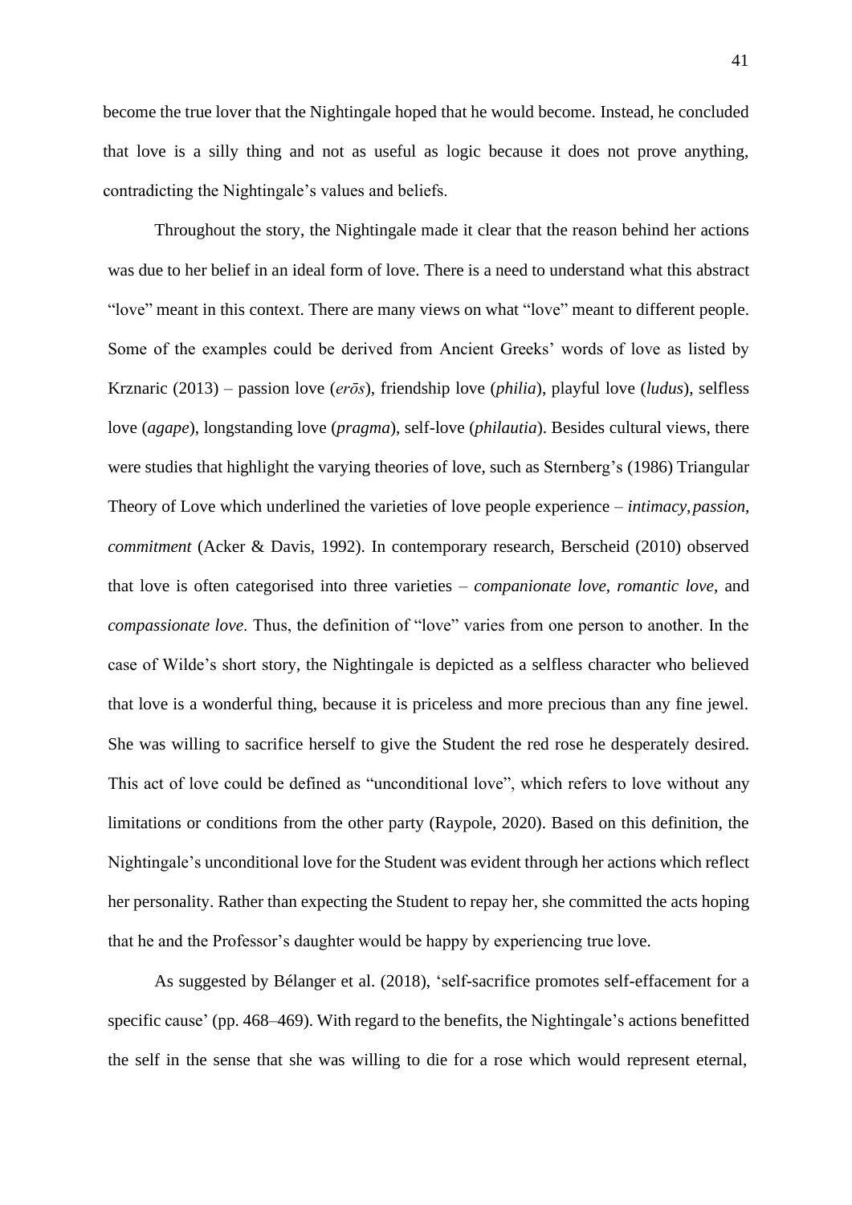become the true lover that the Nightingale hoped that he would become. Instead, he concluded that love is a silly thing and not as useful as logic because it does not prove anything, contradicting the Nightingale's values and beliefs.

Throughout the story, the Nightingale made it clear that the reason behind her actions was due to her belief in an ideal form of love. There is a need to understand what this abstract "love" meant in this context. There are many views on what "love" meant to different people. Some of the examples could be derived from Ancient Greeks' words of love as listed by Krznaric (2013) – passion love (*erōs*), friendship love (*philia*), playful love (*ludus*), selfless love (*agape*), longstanding love (*pragma*), self-love (*philautia*). Besides cultural views, there were studies that highlight the varying theories of love, such as Sternberg's (1986) Triangular Theory of Love which underlined the varieties of love people experience – *intimacy, passion*, *commitment* (Acker & Davis, 1992). In contemporary research, Berscheid (2010) observed that love is often categorised into three varieties – *companionate love*, *romantic love*, and *compassionate love*. Thus, the definition of "love" varies from one person to another. In the case of Wilde's short story, the Nightingale is depicted as a selfless character who believed that love is a wonderful thing, because it is priceless and more precious than any fine jewel. She was willing to sacrifice herself to give the Student the red rose he desperately desired. This act of love could be defined as "unconditional love", which refers to love without any limitations or conditions from the other party (Raypole, 2020). Based on this definition, the Nightingale's unconditional love for the Student was evident through her actions which reflect her personality. Rather than expecting the Student to repay her, she committed the acts hoping that he and the Professor's daughter would be happy by experiencing true love.

As suggested by Bélanger et al. (2018), 'self-sacrifice promotes self-effacement for a specific cause' (pp. 468–469). With regard to the benefits, the Nightingale's actions benefitted the self in the sense that she was willing to die for a rose which would represent eternal,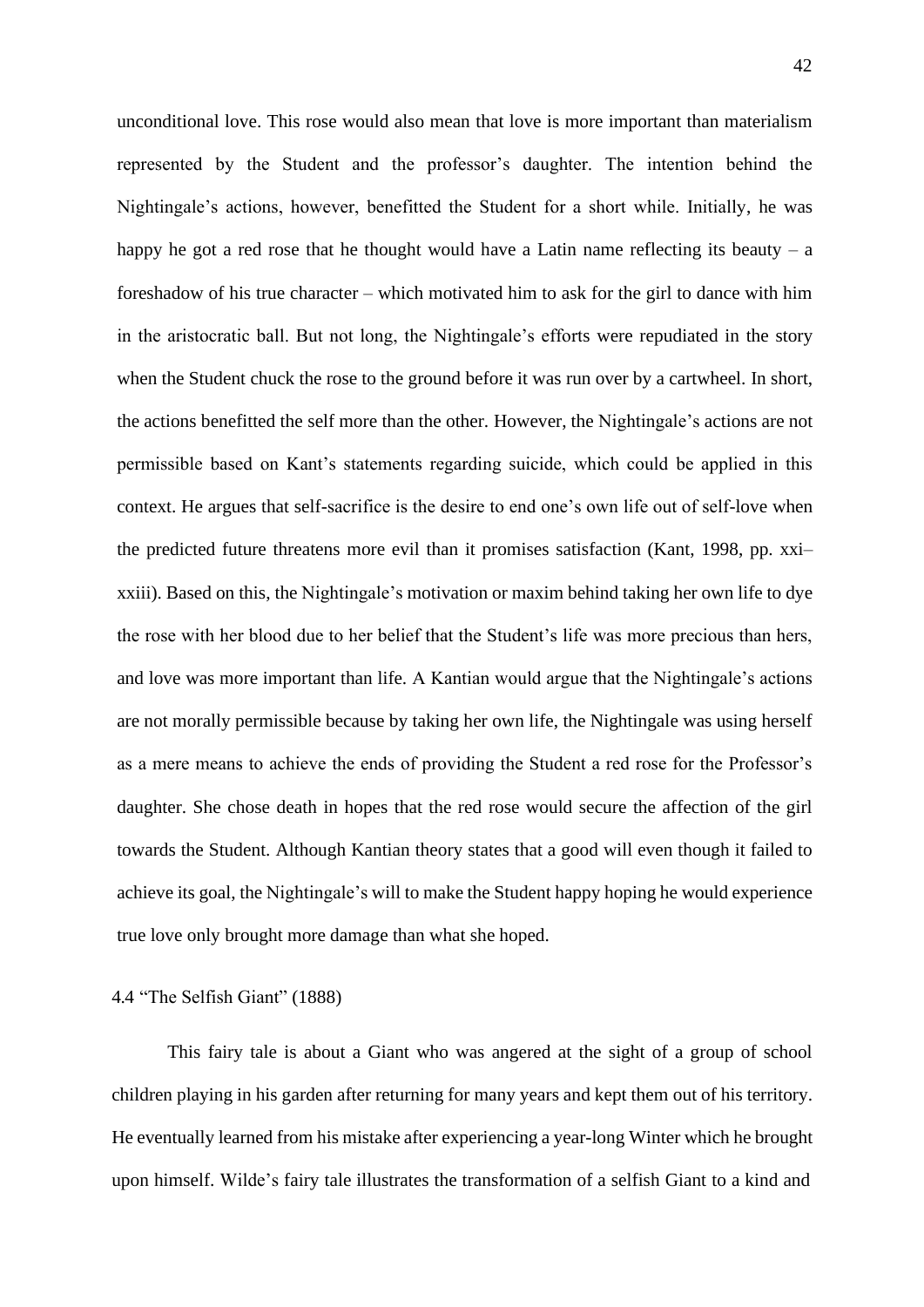unconditional love. This rose would also mean that love is more important than materialism represented by the Student and the professor's daughter. The intention behind the Nightingale's actions, however, benefitted the Student for a short while. Initially, he was happy he got a red rose that he thought would have a Latin name reflecting its beauty – a foreshadow of his true character – which motivated him to ask for the girl to dance with him in the aristocratic ball. But not long, the Nightingale's efforts were repudiated in the story when the Student chuck the rose to the ground before it was run over by a cartwheel. In short, the actions benefitted the self more than the other. However, the Nightingale's actions are not permissible based on Kant's statements regarding suicide, which could be applied in this context. He argues that self-sacrifice is the desire to end one's own life out of self-love when the predicted future threatens more evil than it promises satisfaction (Kant, 1998, pp. xxi–xxiii). Based on this, the Nightingale's motivation or maxim behind taking her own life to dye the rose with her blood due to her belief that the Student's life was more precious than hers, and love was more important than life. A Kantian would argue that the Nightingale's actions are not morally permissible because by taking her own life, the Nightingale was using herself as a mere means to achieve the ends of providing the Student a red rose for the Professor's daughter. She chose death in hopes that the red rose would secure the affection of the girl towards the Student. Although Kantian theory states that a good will even though it failed to achieve its goal, the Nightingale's will to make the Student happy hoping he would experience true love only brought more damage than what she hoped.

### 4.4 "The Selfish Giant" (1888)

This fairy tale is about a Giant who was angered at the sight of a group of school children playing in his garden after returning for many years and kept them out of his territory. He eventually learned from his mistake after experiencing a year-long Winter which he brought upon himself. Wilde's fairy tale illustrates the transformation of a selfish Giant to a kind and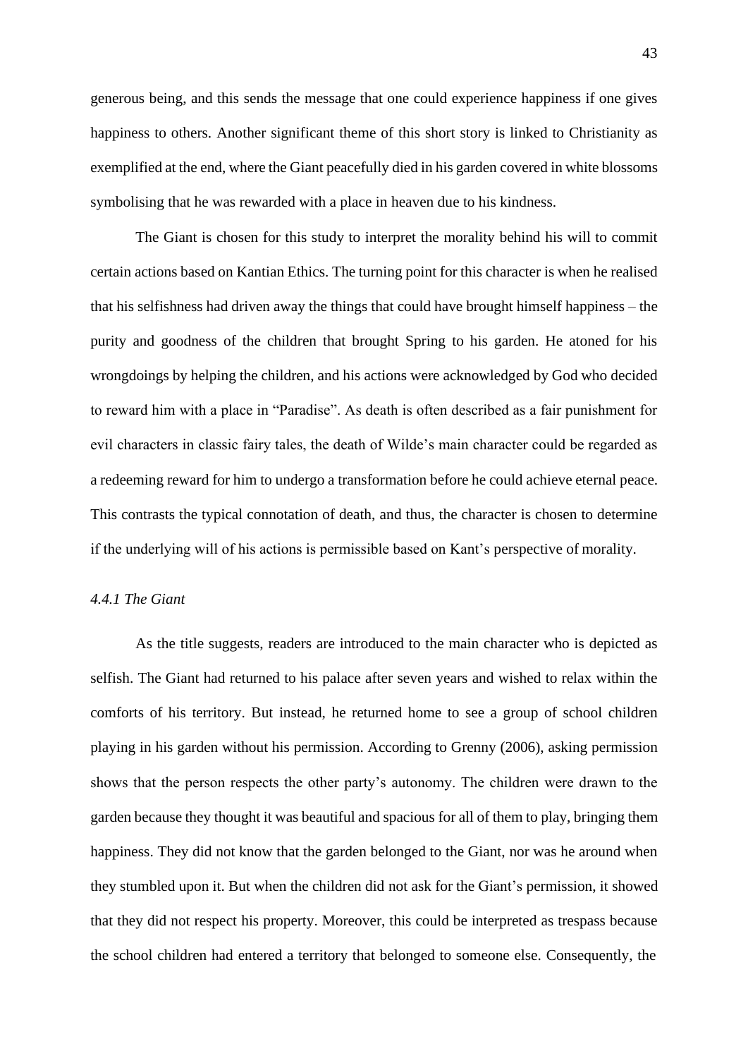generous being, and this sends the message that one could experience happiness if one gives happiness to others. Another significant theme of this short story is linked to Christianity as exemplified at the end, where the Giant peacefully died in his garden covered in white blossoms symbolising that he was rewarded with a place in heaven due to his kindness.

The Giant is chosen for this study to interpret the morality behind his will to commit certain actions based on Kantian Ethics. The turning point for this character is when he realised that his selfishness had driven away the things that could have brought himself happiness – the purity and goodness of the children that brought Spring to his garden. He atoned for his wrongdoings by helping the children, and his actions were acknowledged by God who decided to reward him with a place in "Paradise". As death is often described as a fair punishment for evil characters in classic fairy tales, the death of Wilde's main character could be regarded as a redeeming reward for him to undergo a transformation before he could achieve eternal peace. This contrasts the typical connotation of death, and thus, the character is chosen to determine if the underlying will of his actions is permissible based on Kant's perspective of morality.

#### *4.4.1 The Giant*

As the title suggests, readers are introduced to the main character who is depicted as selfish. The Giant had returned to his palace after seven years and wished to relax within the comforts of his territory. But instead, he returned home to see a group of school children playing in his garden without his permission. According to Grenny (2006), asking permission shows that the person respects the other party's autonomy. The children were drawn to the garden because they thought it was beautiful and spacious for all of them to play, bringing them happiness. They did not know that the garden belonged to the Giant, nor was he around when they stumbled upon it. But when the children did not ask for the Giant's permission, it showed that they did not respect his property. Moreover, this could be interpreted as trespass because the school children had entered a territory that belonged to someone else. Consequently, the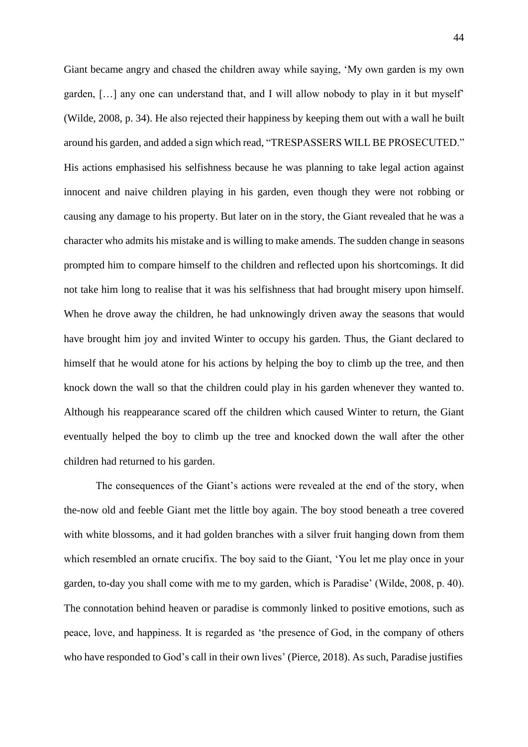Giant became angry and chased the children away while saying, 'My own garden is my own garden, […] any one can understand that, and I will allow nobody to play in it but myself' (Wilde, 2008, p. 34). He also rejected their happiness by keeping them out with a wall he built around his garden, and added a sign which read, "TRESPASSERS WILL BE PROSECUTED." His actions emphasised his selfishness because he was planning to take legal action against innocent and naive children playing in his garden, even though they were not robbing or causing any damage to his property. But later on in the story, the Giant revealed that he was a character who admits his mistake and is willing to make amends. The sudden change in seasons prompted him to compare himself to the children and reflected upon his shortcomings. It did not take him long to realise that it was his selfishness that had brought misery upon himself. When he drove away the children, he had unknowingly driven away the seasons that would have brought him joy and invited Winter to occupy his garden. Thus, the Giant declared to himself that he would atone for his actions by helping the boy to climb up the tree, and then knock down the wall so that the children could play in his garden whenever they wanted to. Although his reappearance scared off the children which caused Winter to return, the Giant eventually helped the boy to climb up the tree and knocked down the wall after the other children had returned to his garden.

The consequences of the Giant's actions were revealed at the end of the story, when the-now old and feeble Giant met the little boy again. The boy stood beneath a tree covered with white blossoms, and it had golden branches with a silver fruit hanging down from them which resembled an ornate crucifix. The boy said to the Giant, 'You let me play once in your garden, to-day you shall come with me to my garden, which is Paradise' (Wilde, 2008, p. 40). The connotation behind heaven or paradise is commonly linked to positive emotions, such as peace, love, and happiness. It is regarded as 'the presence of God, in the company of others who have responded to God's call in their own lives' (Pierce, 2018). As such, Paradise justifies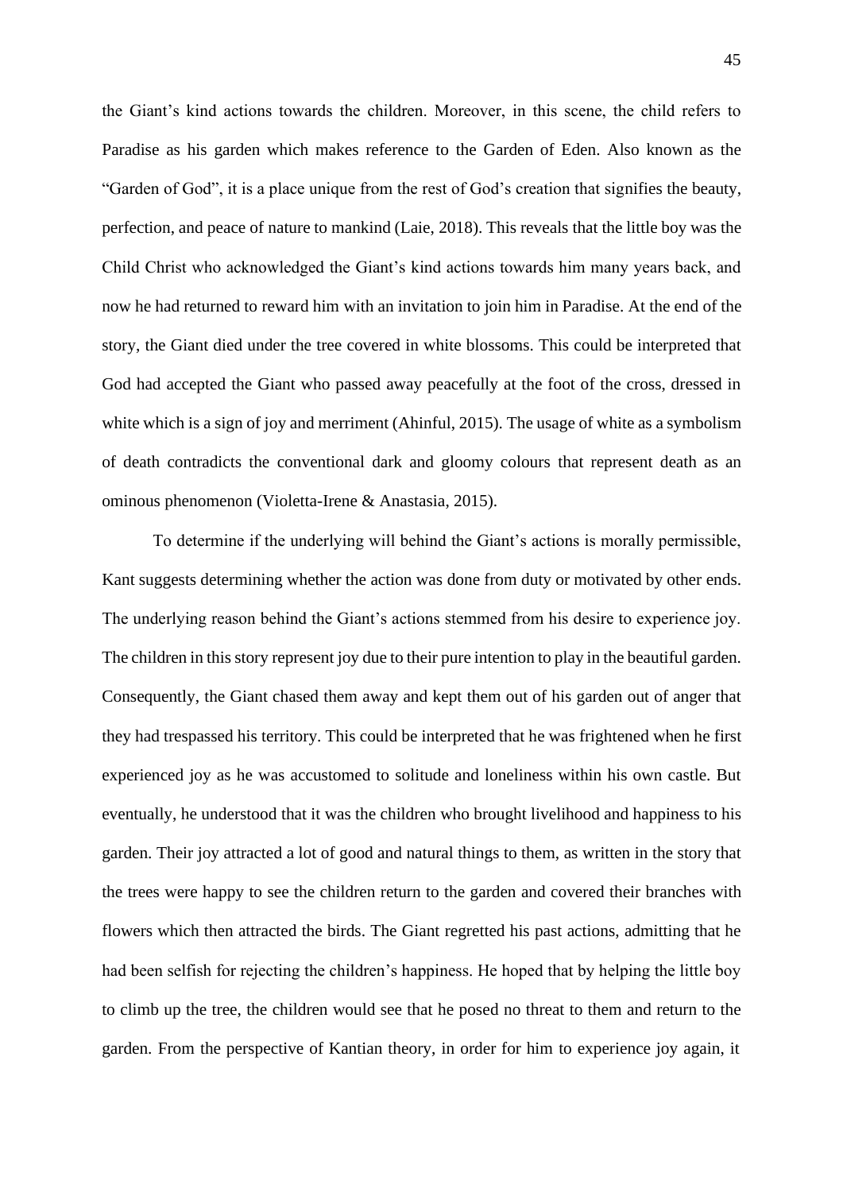the Giant's kind actions towards the children. Moreover, in this scene, the child refers to Paradise as his garden which makes reference to the Garden of Eden. Also known as the "Garden of God", it is a place unique from the rest of God's creation that signifies the beauty, perfection, and peace of nature to mankind (Laie, 2018). This reveals that the little boy was the Child Christ who acknowledged the Giant's kind actions towards him many years back, and now he had returned to reward him with an invitation to join him in Paradise. At the end of the story, the Giant died under the tree covered in white blossoms. This could be interpreted that God had accepted the Giant who passed away peacefully at the foot of the cross, dressed in white which is a sign of joy and merriment (Ahinful, 2015). The usage of white as a symbolism of death contradicts the conventional dark and gloomy colours that represent death as an ominous phenomenon (Violetta-Irene & Anastasia, 2015).

To determine if the underlying will behind the Giant's actions is morally permissible, Kant suggests determining whether the action was done from duty or motivated by other ends. The underlying reason behind the Giant's actions stemmed from his desire to experience joy. The children in this story represent joy due to their pure intention to play in the beautiful garden. Consequently, the Giant chased them away and kept them out of his garden out of anger that they had trespassed his territory. This could be interpreted that he was frightened when he first experienced joy as he was accustomed to solitude and loneliness within his own castle. But eventually, he understood that it was the children who brought livelihood and happiness to his garden. Their joy attracted a lot of good and natural things to them, as written in the story that the trees were happy to see the children return to the garden and covered their branches with flowers which then attracted the birds. The Giant regretted his past actions, admitting that he had been selfish for rejecting the children's happiness. He hoped that by helping the little boy to climb up the tree, the children would see that he posed no threat to them and return to the garden. From the perspective of Kantian theory, in order for him to experience joy again, it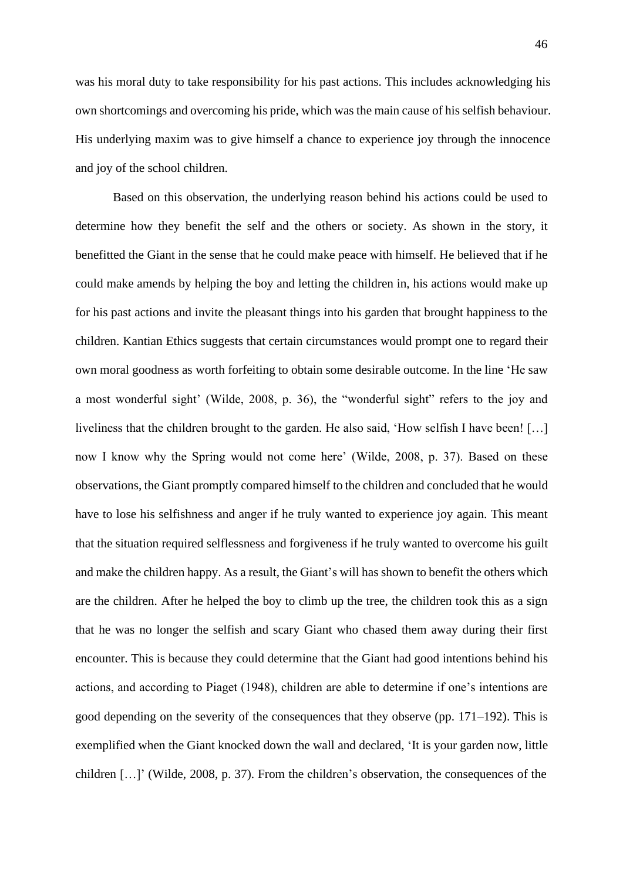was his moral duty to take responsibility for his past actions. This includes acknowledging his own shortcomings and overcoming his pride, which was the main cause of his selfish behaviour. His underlying maxim was to give himself a chance to experience joy through the innocence and joy of the school children.

Based on this observation, the underlying reason behind his actions could be used to determine how they benefit the self and the others or society. As shown in the story, it benefitted the Giant in the sense that he could make peace with himself. He believed that if he could make amends by helping the boy and letting the children in, his actions would make up for his past actions and invite the pleasant things into his garden that brought happiness to the children. Kantian Ethics suggests that certain circumstances would prompt one to regard their own moral goodness as worth forfeiting to obtain some desirable outcome. In the line 'He saw a most wonderful sight' (Wilde, 2008, p. 36), the "wonderful sight" refers to the joy and liveliness that the children brought to the garden. He also said, 'How selfish I have been! […] now I know why the Spring would not come here' (Wilde, 2008, p. 37). Based on these observations, the Giant promptly compared himself to the children and concluded that he would have to lose his selfishness and anger if he truly wanted to experience joy again. This meant that the situation required selflessness and forgiveness if he truly wanted to overcome his guilt and make the children happy. As a result, the Giant's will has shown to benefit the others which are the children. After he helped the boy to climb up the tree, the children took this as a sign that he was no longer the selfish and scary Giant who chased them away during their first encounter. This is because they could determine that the Giant had good intentions behind his actions, and according to Piaget (1948), children are able to determine if one's intentions are good depending on the severity of the consequences that they observe (pp. 171–192). This is exemplified when the Giant knocked down the wall and declared, 'It is your garden now, little children […]' (Wilde, 2008, p. 37). From the children's observation, the consequences of the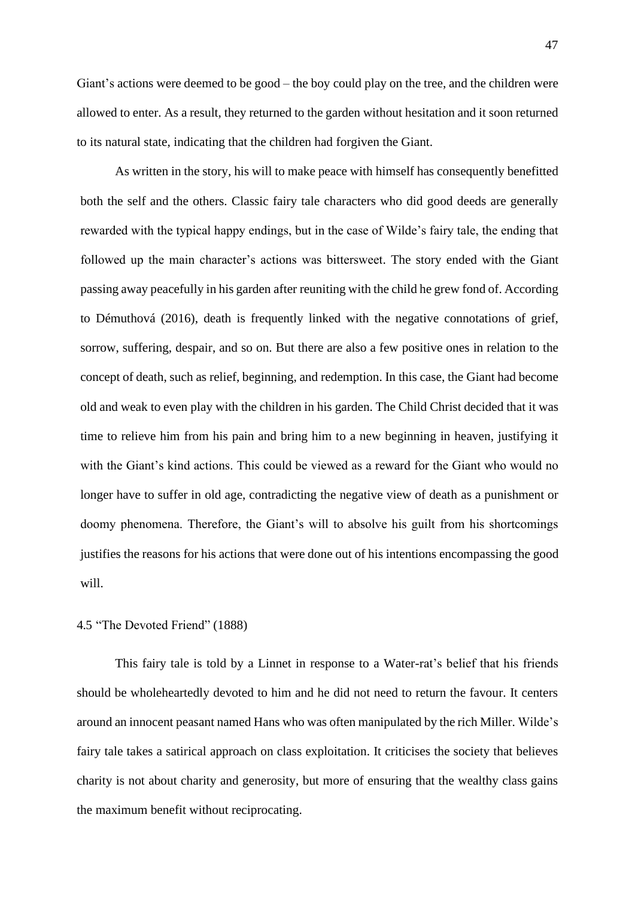Giant's actions were deemed to be good – the boy could play on the tree, and the children were allowed to enter. As a result, they returned to the garden without hesitation and it soon returned to its natural state, indicating that the children had forgiven the Giant.

As written in the story, his will to make peace with himself has consequently benefitted both the self and the others. Classic fairy tale characters who did good deeds are generally rewarded with the typical happy endings, but in the case of Wilde's fairy tale, the ending that followed up the main character's actions was bittersweet. The story ended with the Giant passing away peacefully in his garden after reuniting with the child he grew fond of. According to Démuthová (2016), death is frequently linked with the negative connotations of grief, sorrow, suffering, despair, and so on. But there are also a few positive ones in relation to the concept of death, such as relief, beginning, and redemption. In this case, the Giant had become old and weak to even play with the children in his garden. The Child Christ decided that it was time to relieve him from his pain and bring him to a new beginning in heaven, justifying it with the Giant's kind actions. This could be viewed as a reward for the Giant who would no longer have to suffer in old age, contradicting the negative view of death as a punishment or doomy phenomena. Therefore, the Giant's will to absolve his guilt from his shortcomings justifies the reasons for his actions that were done out of his intentions encompassing the good will.

### 4.5 "The Devoted Friend" (1888)

This fairy tale is told by a Linnet in response to a Water-rat's belief that his friends should be wholeheartedly devoted to him and he did not need to return the favour. It centers around an innocent peasant named Hans who was often manipulated by the rich Miller. Wilde's fairy tale takes a satirical approach on class exploitation. It criticises the society that believes charity is not about charity and generosity, but more of ensuring that the wealthy class gains the maximum benefit without reciprocating.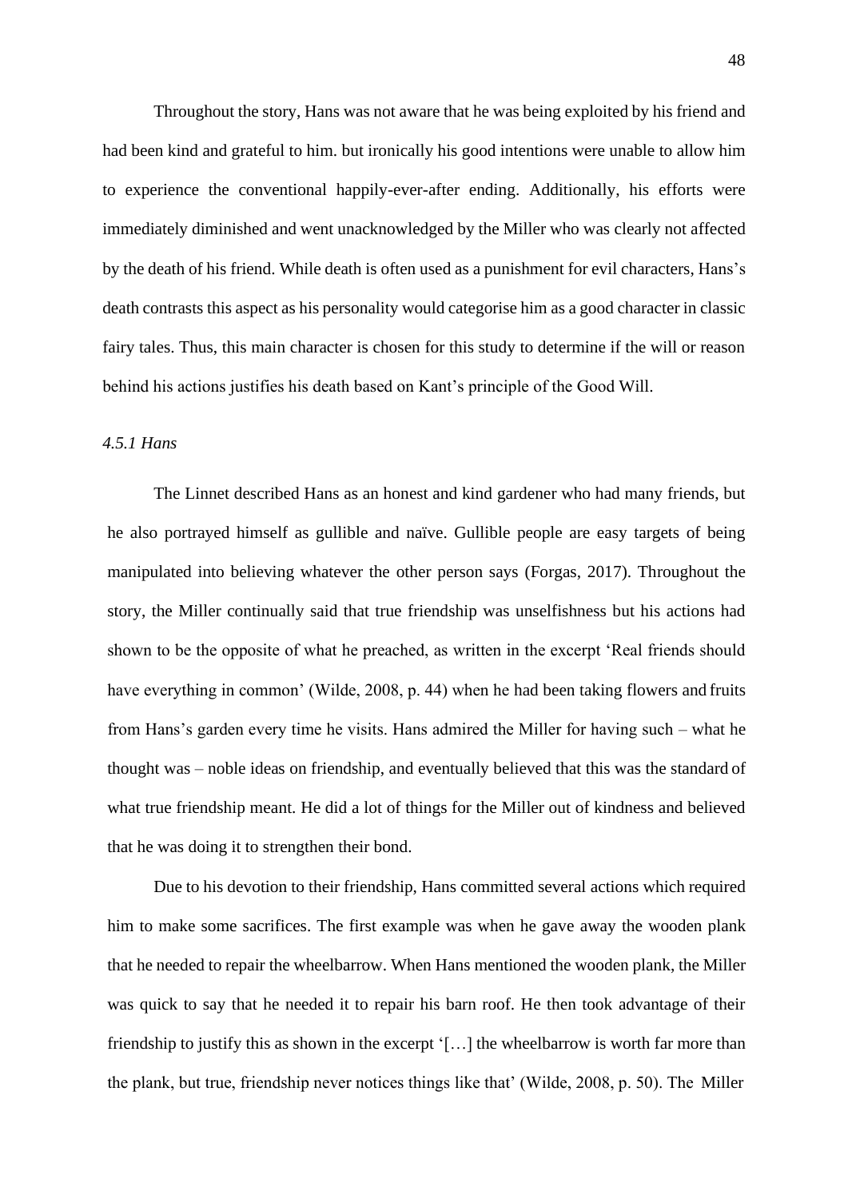Throughout the story, Hans was not aware that he was being exploited by his friend and had been kind and grateful to him. but ironically his good intentions were unable to allow him to experience the conventional happily-ever-after ending. Additionally, his efforts were immediately diminished and went unacknowledged by the Miller who was clearly not affected by the death of his friend. While death is often used as a punishment for evil characters, Hans's death contrasts this aspect as his personality would categorise him as a good character in classic fairy tales. Thus, this main character is chosen for this study to determine if the will or reason behind his actions justifies his death based on Kant's principle of the Good Will.

*4.5.1 Hans*

The Linnet described Hans as an honest and kind gardener who had many friends, but he also portrayed himself as gullible and naïve. Gullible people are easy targets of being manipulated into believing whatever the other person says (Forgas, 2017). Throughout the story, the Miller continually said that true friendship was unselfishness but his actions had shown to be the opposite of what he preached, as written in the excerpt 'Real friends should have everything in common' (Wilde, 2008, p. 44) when he had been taking flowers and fruits from Hans's garden every time he visits. Hans admired the Miller for having such – what he thought was – noble ideas on friendship, and eventually believed that this was the standard of what true friendship meant. He did a lot of things for the Miller out of kindness and believed that he was doing it to strengthen their bond.

Due to his devotion to their friendship, Hans committed several actions which required him to make some sacrifices. The first example was when he gave away the wooden plank that he needed to repair the wheelbarrow. When Hans mentioned the wooden plank, the Miller was quick to say that he needed it to repair his barn roof. He then took advantage of their friendship to justify this as shown in the excerpt '[…] the wheelbarrow is worth far more than the plank, but true, friendship never notices things like that' (Wilde, 2008, p. 50). The Miller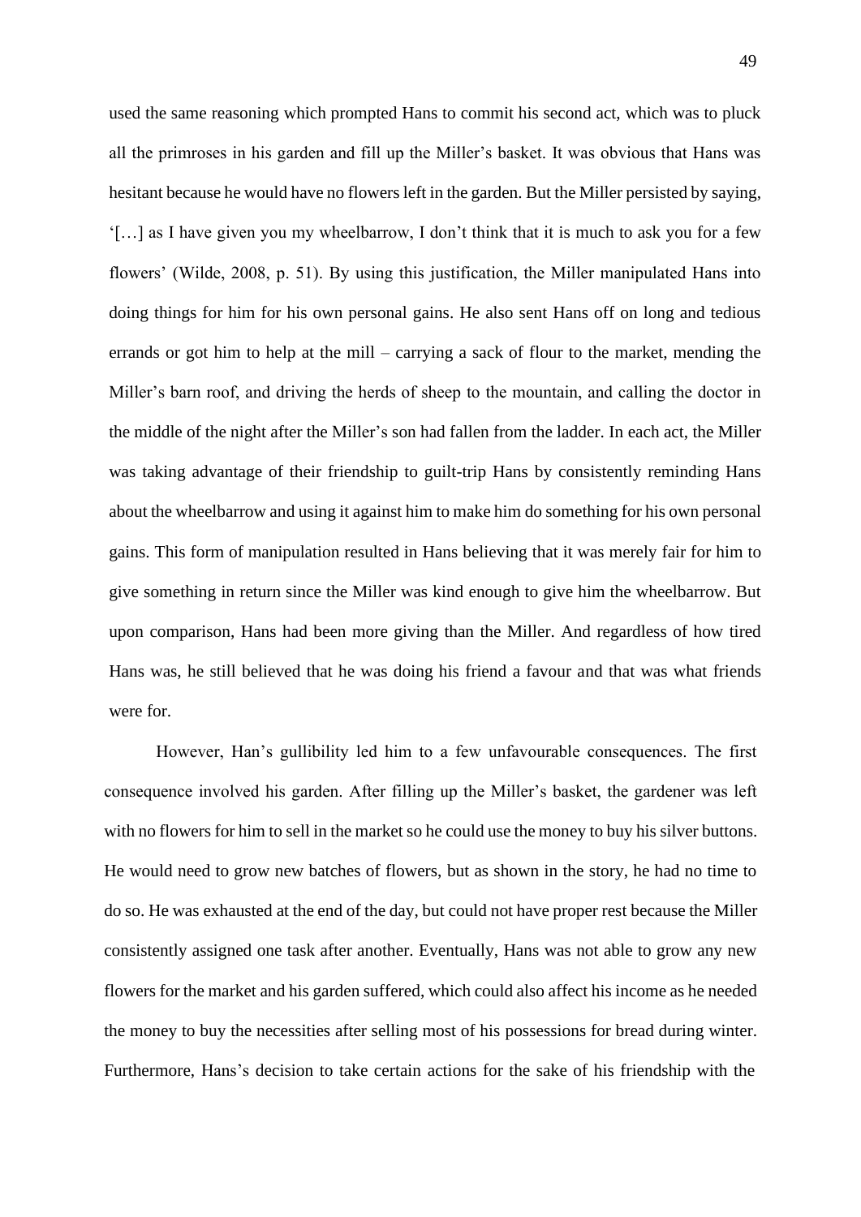used the same reasoning which prompted Hans to commit his second act, which was to pluck all the primroses in his garden and fill up the Miller's basket. It was obvious that Hans was hesitant because he would have no flowers left in the garden. But the Miller persisted by saying, '[…] as I have given you my wheelbarrow, I don't think that it is much to ask you for a few flowers' (Wilde, 2008, p. 51). By using this justification, the Miller manipulated Hans into doing things for him for his own personal gains. He also sent Hans off on long and tedious errands or got him to help at the mill – carrying a sack of flour to the market, mending the Miller's barn roof, and driving the herds of sheep to the mountain, and calling the doctor in the middle of the night after the Miller's son had fallen from the ladder. In each act, the Miller was taking advantage of their friendship to guilt-trip Hans by consistently reminding Hans about the wheelbarrow and using it against him to make him do something for his own personal gains. This form of manipulation resulted in Hans believing that it was merely fair for him to give something in return since the Miller was kind enough to give him the wheelbarrow. But upon comparison, Hans had been more giving than the Miller. And regardless of how tired Hans was, he still believed that he was doing his friend a favour and that was what friends were for.

However, Han's gullibility led him to a few unfavourable consequences. The first consequence involved his garden. After filling up the Miller's basket, the gardener was left with no flowers for him to sell in the market so he could use the money to buy his silver buttons. He would need to grow new batches of flowers, but as shown in the story, he had no time to do so. He was exhausted at the end of the day, but could not have proper rest because the Miller consistently assigned one task after another. Eventually, Hans was not able to grow any new flowers for the market and his garden suffered, which could also affect his income as he needed the money to buy the necessities after selling most of his possessions for bread during winter. Furthermore, Hans's decision to take certain actions for the sake of his friendship with the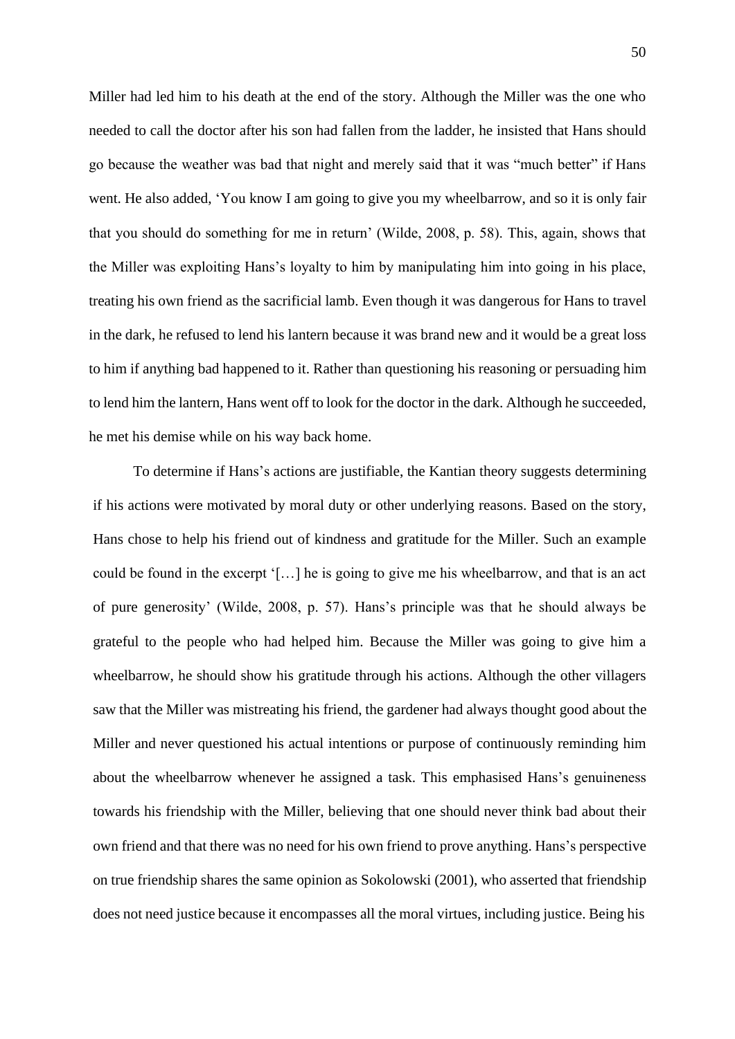Miller had led him to his death at the end of the story. Although the Miller was the one who needed to call the doctor after his son had fallen from the ladder, he insisted that Hans should go because the weather was bad that night and merely said that it was "much better" if Hans went. He also added, 'You know I am going to give you my wheelbarrow, and so it is only fair that you should do something for me in return' (Wilde, 2008, p. 58). This, again, shows that the Miller was exploiting Hans's loyalty to him by manipulating him into going in his place, treating his own friend as the sacrificial lamb. Even though it was dangerous for Hans to travel in the dark, he refused to lend his lantern because it was brand new and it would be a great loss to him if anything bad happened to it. Rather than questioning his reasoning or persuading him to lend him the lantern, Hans went off to look for the doctor in the dark. Although he succeeded, he met his demise while on his way back home.

To determine if Hans's actions are justifiable, the Kantian theory suggests determining if his actions were motivated by moral duty or other underlying reasons. Based on the story, Hans chose to help his friend out of kindness and gratitude for the Miller. Such an example could be found in the excerpt '[…] he is going to give me his wheelbarrow, and that is an act of pure generosity' (Wilde, 2008, p. 57). Hans's principle was that he should always be grateful to the people who had helped him. Because the Miller was going to give him a wheelbarrow, he should show his gratitude through his actions. Although the other villagers saw that the Miller was mistreating his friend, the gardener had always thought good about the Miller and never questioned his actual intentions or purpose of continuously reminding him about the wheelbarrow whenever he assigned a task. This emphasised Hans's genuineness towards his friendship with the Miller, believing that one should never think bad about their own friend and that there was no need for his own friend to prove anything. Hans's perspective on true friendship shares the same opinion as Sokolowski (2001), who asserted that friendship does not need justice because it encompasses all the moral virtues, including justice. Being his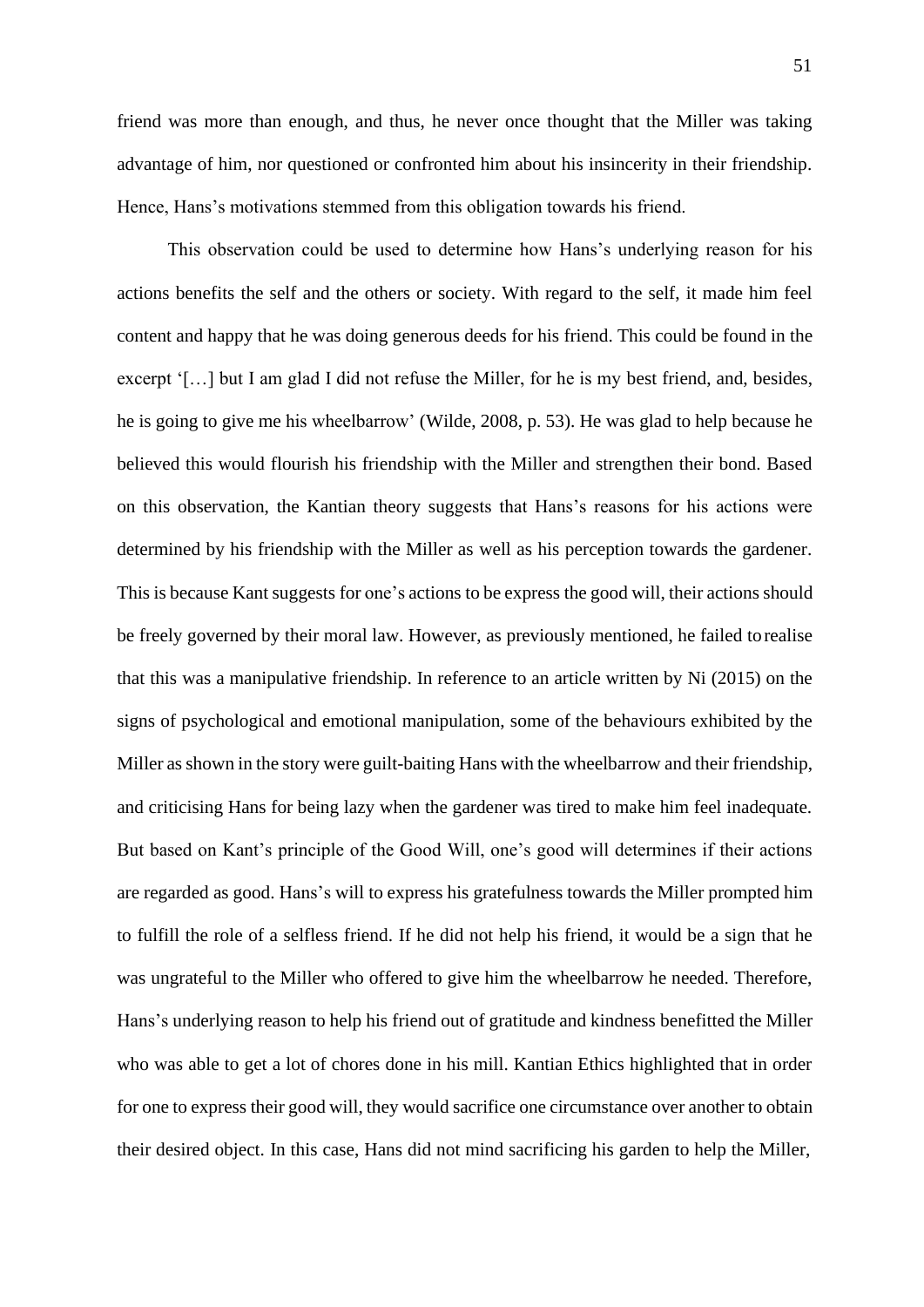friend was more than enough, and thus, he never once thought that the Miller was taking advantage of him, nor questioned or confronted him about his insincerity in their friendship. Hence, Hans's motivations stemmed from this obligation towards his friend.

This observation could be used to determine how Hans's underlying reason for his actions benefits the self and the others or society. With regard to the self, it made him feel content and happy that he was doing generous deeds for his friend. This could be found in the excerpt '[…] but I am glad I did not refuse the Miller, for he is my best friend, and, besides, he is going to give me his wheelbarrow' (Wilde, 2008, p. 53). He was glad to help because he believed this would flourish his friendship with the Miller and strengthen their bond. Based on this observation, the Kantian theory suggests that Hans's reasons for his actions were determined by his friendship with the Miller as well as his perception towards the gardener. This is because Kant suggests for one's actions to be express the good will, their actions should be freely governed by their moral law. However, as previously mentioned, he failed to realise that this was a manipulative friendship. In reference to an article written by Ni (2015) on the signs of psychological and emotional manipulation, some of the behaviours exhibited by the Miller as shown in the story were guilt-baiting Hans with the wheelbarrow and their friendship, and criticising Hans for being lazy when the gardener was tired to make him feel inadequate. But based on Kant's principle of the Good Will, one's good will determines if their actions are regarded as good. Hans's will to express his gratefulness towards the Miller prompted him to fulfill the role of a selfless friend. If he did not help his friend, it would be a sign that he was ungrateful to the Miller who offered to give him the wheelbarrow he needed. Therefore, Hans's underlying reason to help his friend out of gratitude and kindness benefitted the Miller who was able to get a lot of chores done in his mill. Kantian Ethics highlighted that in order for one to express their good will, they would sacrifice one circumstance over another to obtain their desired object. In this case, Hans did not mind sacrificing his garden to help the Miller,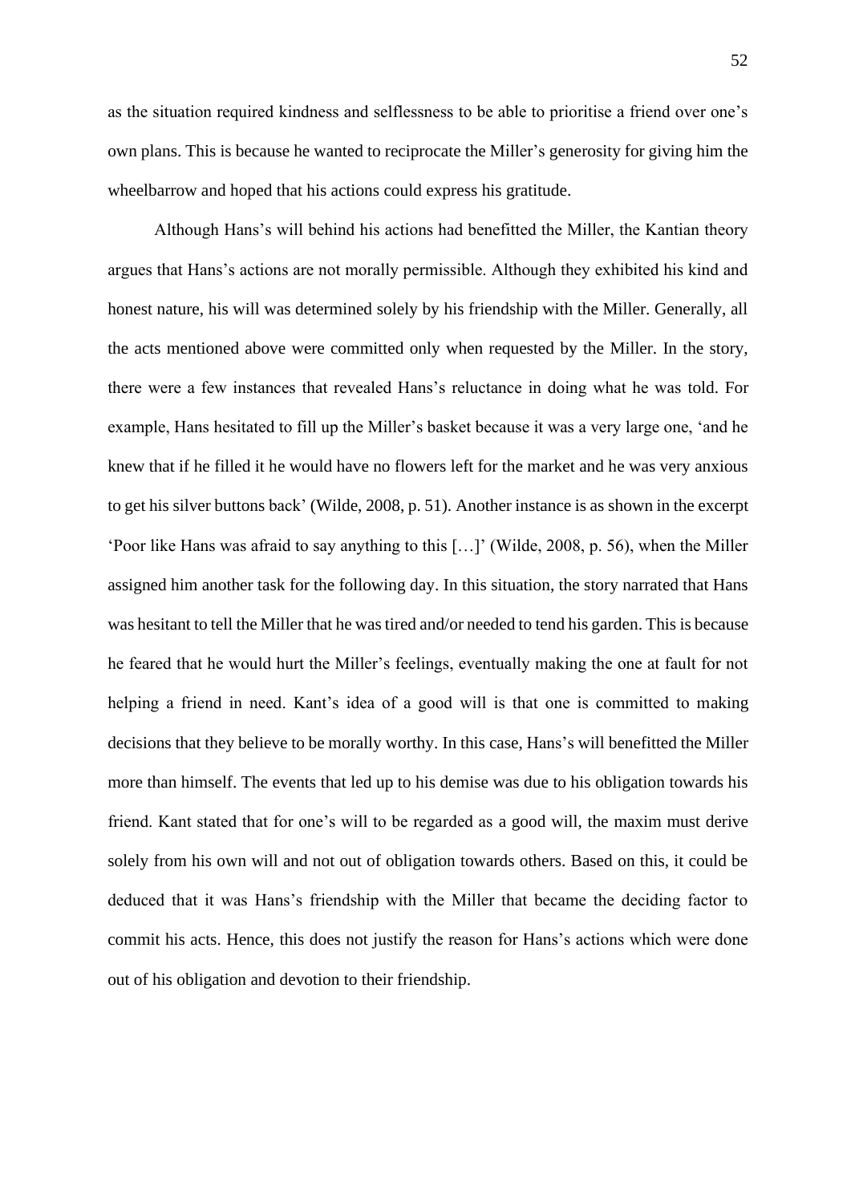as the situation required kindness and selflessness to be able to prioritise a friend over one's own plans. This is because he wanted to reciprocate the Miller's generosity for giving him the wheelbarrow and hoped that his actions could express his gratitude.

Although Hans's will behind his actions had benefitted the Miller, the Kantian theory argues that Hans's actions are not morally permissible. Although they exhibited his kind and honest nature, his will was determined solely by his friendship with the Miller. Generally, all the acts mentioned above were committed only when requested by the Miller. In the story, there were a few instances that revealed Hans's reluctance in doing what he was told. For example, Hans hesitated to fill up the Miller's basket because it was a very large one, 'and he knew that if he filled it he would have no flowers left for the market and he was very anxious to get his silver buttons back' (Wilde, 2008, p. 51). Another instance is as shown in the excerpt 'Poor like Hans was afraid to say anything to this […]' (Wilde, 2008, p. 56), when the Miller assigned him another task for the following day. In this situation, the story narrated that Hans was hesitant to tell the Miller that he was tired and/or needed to tend his garden. This is because he feared that he would hurt the Miller's feelings, eventually making the one at fault for not helping a friend in need. Kant's idea of a good will is that one is committed to making decisions that they believe to be morally worthy. In this case, Hans's will benefitted the Miller more than himself. The events that led up to his demise was due to his obligation towards his friend. Kant stated that for one's will to be regarded as a good will, the maxim must derive solely from his own will and not out of obligation towards others. Based on this, it could be deduced that it was Hans's friendship with the Miller that became the deciding factor to commit his acts. Hence, this does not justify the reason for Hans's actions which were done out of his obligation and devotion to their friendship.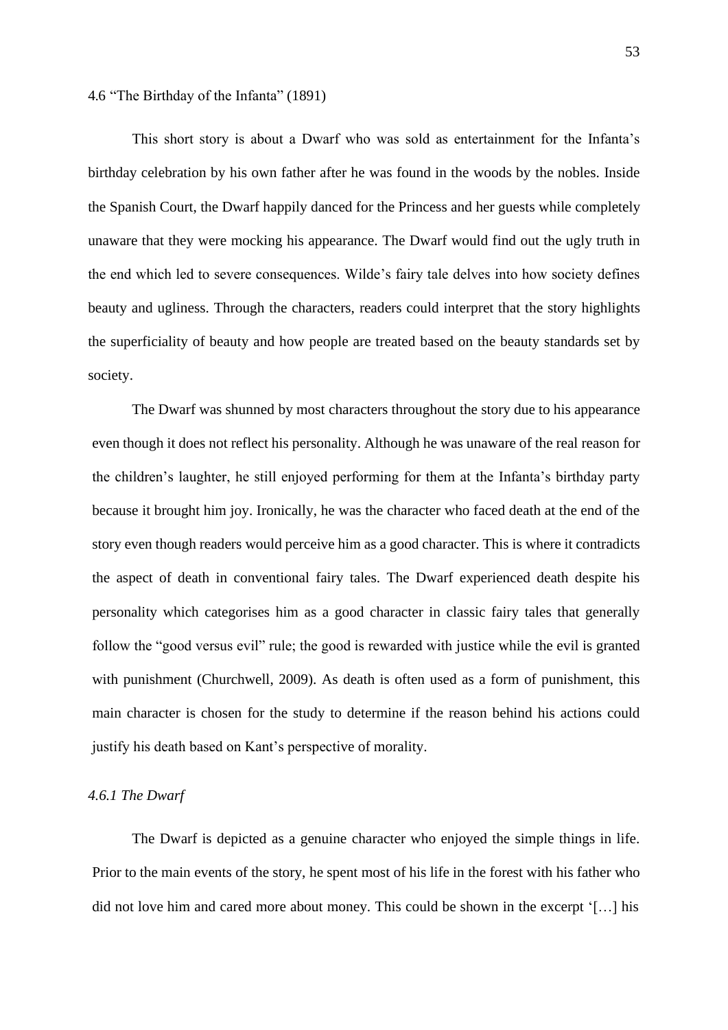### 4.6 "The Birthday of the Infanta" (1891)

This short story is about a Dwarf who was sold as entertainment for the Infanta's birthday celebration by his own father after he was found in the woods by the nobles. Inside the Spanish Court, the Dwarf happily danced for the Princess and her guests while completely unaware that they were mocking his appearance. The Dwarf would find out the ugly truth in the end which led to severe consequences. Wilde's fairy tale delves into how society defines beauty and ugliness. Through the characters, readers could interpret that the story highlights the superficiality of beauty and how people are treated based on the beauty standards set by society.

The Dwarf was shunned by most characters throughout the story due to his appearance even though it does not reflect his personality. Although he was unaware of the real reason for the children's laughter, he still enjoyed performing for them at the Infanta's birthday party because it brought him joy. Ironically, he was the character who faced death at the end of the story even though readers would perceive him as a good character. This is where it contradicts the aspect of death in conventional fairy tales. The Dwarf experienced death despite his personality which categorises him as a good character in classic fairy tales that generally follow the "good versus evil" rule; the good is rewarded with justice while the evil is granted with punishment (Churchwell, 2009). As death is often used as a form of punishment, this main character is chosen for the study to determine if the reason behind his actions could justify his death based on Kant's perspective of morality.

#### *4.6.1 The Dwarf*

The Dwarf is depicted as a genuine character who enjoyed the simple things in life. Prior to the main events of the story, he spent most of his life in the forest with his father who did not love him and cared more about money. This could be shown in the excerpt '[…] his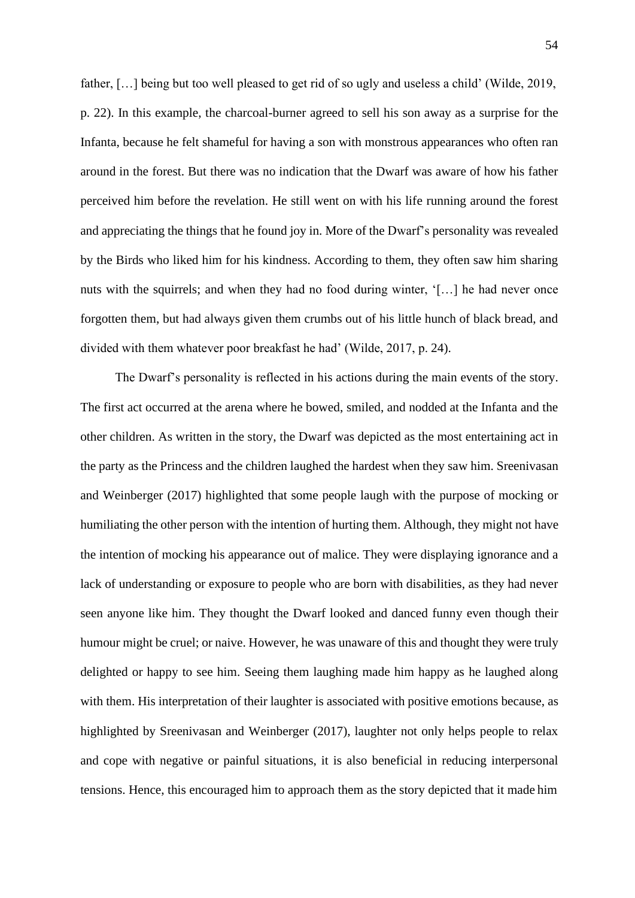father, […] being but too well pleased to get rid of so ugly and useless a child' (Wilde, 2019, p. 22). In this example, the charcoal-burner agreed to sell his son away as a surprise for the Infanta, because he felt shameful for having a son with monstrous appearances who often ran around in the forest. But there was no indication that the Dwarf was aware of how his father perceived him before the revelation. He still went on with his life running around the forest and appreciating the things that he found joy in. More of the Dwarf's personality was revealed by the Birds who liked him for his kindness. According to them, they often saw him sharing nuts with the squirrels; and when they had no food during winter, '[…] he had never once forgotten them, but had always given them crumbs out of his little hunch of black bread, and divided with them whatever poor breakfast he had' (Wilde, 2017, p. 24).

The Dwarf's personality is reflected in his actions during the main events of the story. The first act occurred at the arena where he bowed, smiled, and nodded at the Infanta and the other children. As written in the story, the Dwarf was depicted as the most entertaining act in the party as the Princess and the children laughed the hardest when they saw him. Sreenivasan and Weinberger (2017) highlighted that some people laugh with the purpose of mocking or humiliating the other person with the intention of hurting them. Although, they might not have the intention of mocking his appearance out of malice. They were displaying ignorance and a lack of understanding or exposure to people who are born with disabilities, as they had never seen anyone like him. They thought the Dwarf looked and danced funny even though their humour might be cruel; or naive. However, he was unaware of this and thought they were truly delighted or happy to see him. Seeing them laughing made him happy as he laughed along with them. His interpretation of their laughter is associated with positive emotions because, as highlighted by Sreenivasan and Weinberger (2017), laughter not only helps people to relax and cope with negative or painful situations, it is also beneficial in reducing interpersonal tensions. Hence, this encouraged him to approach them as the story depicted that it made him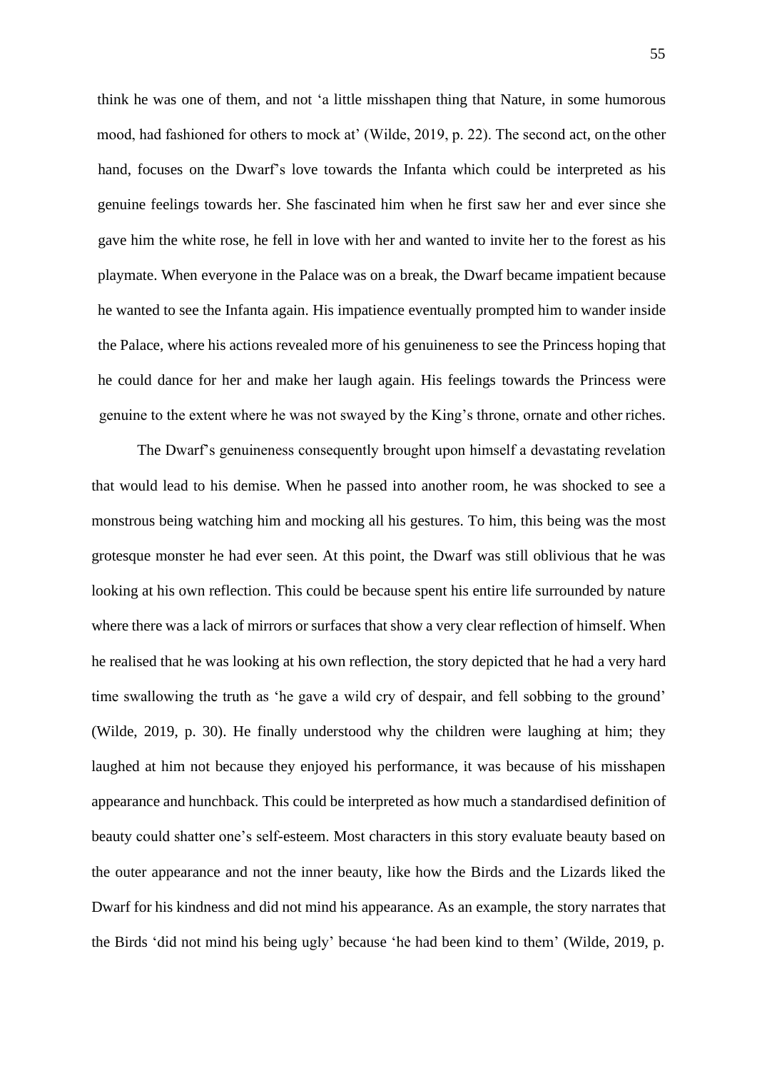think he was one of them, and not ‘a little misshapen thing that Nature, in some humorous mood, had fashioned for others to mock at’ (Wilde, 2019, p. 22). The second act, on the other hand, focuses on the Dwarf’s love towards the Infanta which could be interpreted as his genuine feelings towards her. She fascinated him when he first saw her and ever since she gave him the white rose, he fell in love with her and wanted to invite her to the forest as his playmate. When everyone in the Palace was on a break, the Dwarf became impatient because he wanted to see the Infanta again. His impatience eventually prompted him to wander inside the Palace, where his actions revealed more of his genuineness to see the Princess hoping that he could dance for her and make her laugh again. His feelings towards the Princess were genuine to the extent where he was not swayed by the King’s throne, ornate and other riches.

The Dwarf’s genuineness consequently brought upon himself a devastating revelation that would lead to his demise. When he passed into another room, he was shocked to see a monstrous being watching him and mocking all his gestures. To him, this being was the most grotesque monster he had ever seen. At this point, the Dwarf was still oblivious that he was looking at his own reflection. This could be because spent his entire life surrounded by nature where there was a lack of mirrors or surfaces that show a very clear reflection of himself. When he realised that he was looking at his own reflection, the story depicted that he had a very hard time swallowing the truth as ‘he gave a wild cry of despair, and fell sobbing to the ground’ (Wilde, 2019, p. 30). He finally understood why the children were laughing at him; they laughed at him not because they enjoyed his performance, it was because of his misshapen appearance and hunchback. This could be interpreted as how much a standardised definition of beauty could shatter one’s self-esteem. Most characters in this story evaluate beauty based on the outer appearance and not the inner beauty, like how the Birds and the Lizards liked the Dwarf for his kindness and did not mind his appearance. As an example, the story narrates that the Birds ‘did not mind his being ugly’ because ‘he had been kind to them’ (Wilde, 2019, p.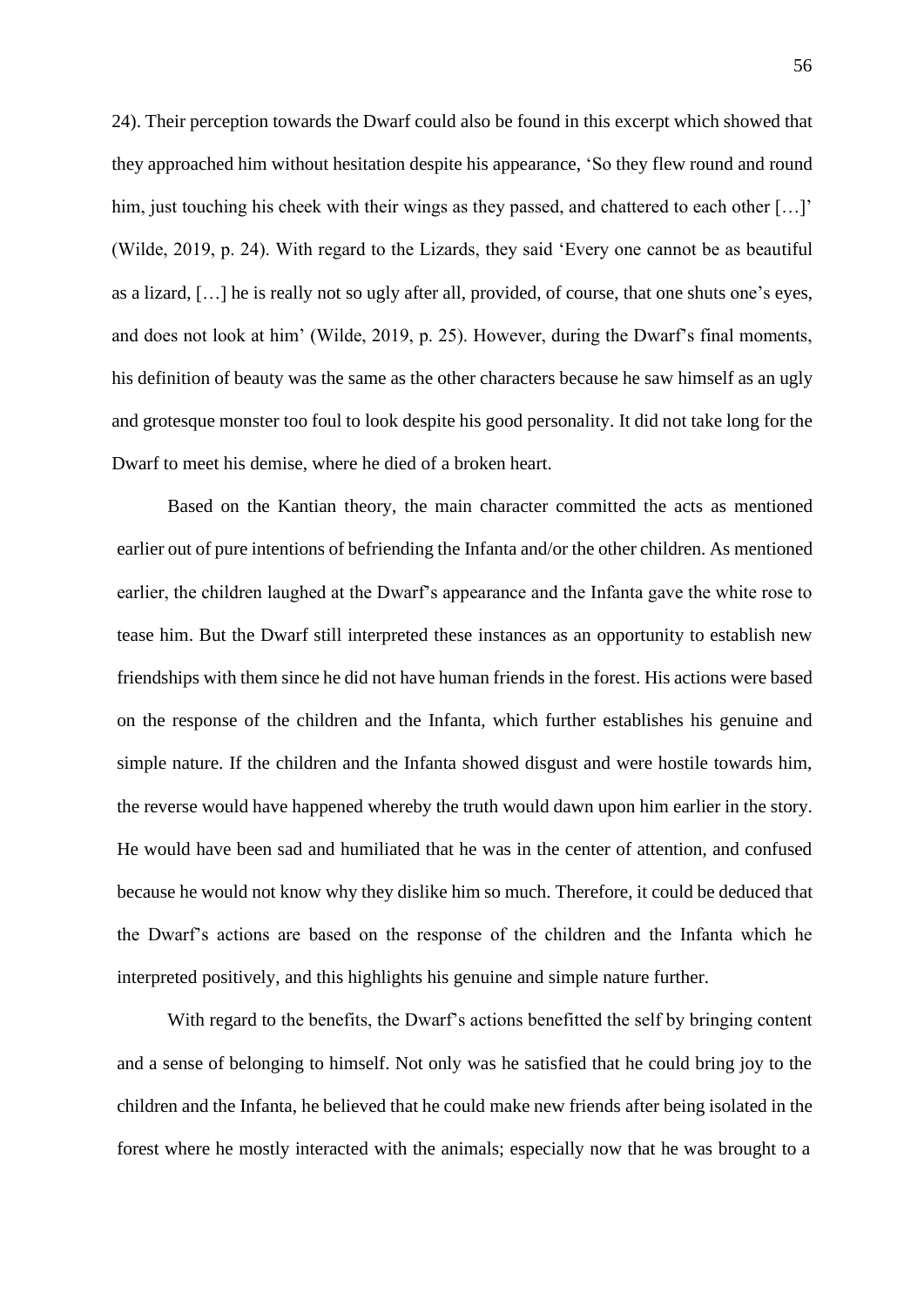24). Their perception towards the Dwarf could also be found in this excerpt which showed that they approached him without hesitation despite his appearance, 'So they flew round and round him, just touching his cheek with their wings as they passed, and chattered to each other […]' (Wilde, 2019, p. 24). With regard to the Lizards, they said 'Every one cannot be as beautiful as a lizard, […] he is really not so ugly after all, provided, of course, that one shuts one's eyes, and does not look at him' (Wilde, 2019, p. 25). However, during the Dwarf's final moments, his definition of beauty was the same as the other characters because he saw himself as an ugly and grotesque monster too foul to look despite his good personality. It did not take long for the Dwarf to meet his demise, where he died of a broken heart.

Based on the Kantian theory, the main character committed the acts as mentioned earlier out of pure intentions of befriending the Infanta and/or the other children. As mentioned earlier, the children laughed at the Dwarf's appearance and the Infanta gave the white rose to tease him. But the Dwarf still interpreted these instances as an opportunity to establish new friendships with them since he did not have human friends in the forest. His actions were based on the response of the children and the Infanta, which further establishes his genuine and simple nature. If the children and the Infanta showed disgust and were hostile towards him, the reverse would have happened whereby the truth would dawn upon him earlier in the story. He would have been sad and humiliated that he was in the center of attention, and confused because he would not know why they dislike him so much. Therefore, it could be deduced that the Dwarf's actions are based on the response of the children and the Infanta which he interpreted positively, and this highlights his genuine and simple nature further.

With regard to the benefits, the Dwarf's actions benefitted the self by bringing content and a sense of belonging to himself. Not only was he satisfied that he could bring joy to the children and the Infanta, he believed that he could make new friends after being isolated in the forest where he mostly interacted with the animals; especially now that he was brought to a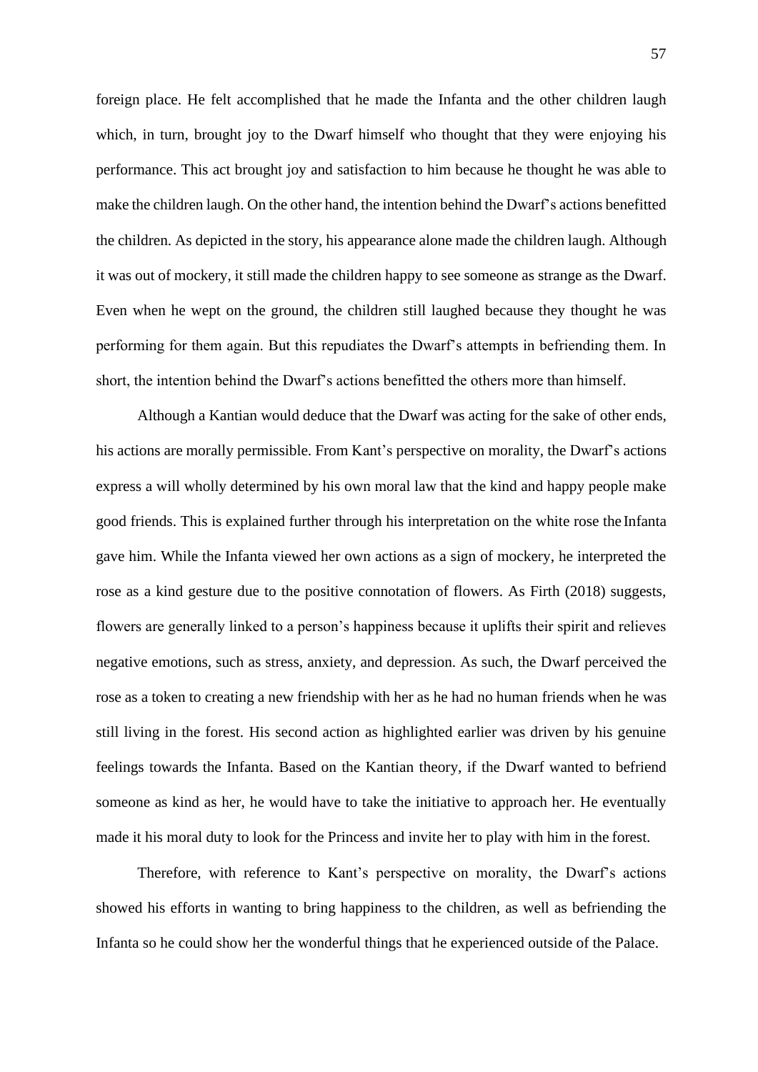foreign place. He felt accomplished that he made the Infanta and the other children laugh which, in turn, brought joy to the Dwarf himself who thought that they were enjoying his performance. This act brought joy and satisfaction to him because he thought he was able to make the children laugh. On the other hand, the intention behind the Dwarf's actions benefitted the children. As depicted in the story, his appearance alone made the children laugh. Although it was out of mockery, it still made the children happy to see someone as strange as the Dwarf. Even when he wept on the ground, the children still laughed because they thought he was performing for them again. But this repudiates the Dwarf's attempts in befriending them. In short, the intention behind the Dwarf's actions benefitted the others more than himself.

Although a Kantian would deduce that the Dwarf was acting for the sake of other ends, his actions are morally permissible. From Kant's perspective on morality, the Dwarf's actions express a will wholly determined by his own moral law that the kind and happy people make good friends. This is explained further through his interpretation on the white rose the Infanta gave him. While the Infanta viewed her own actions as a sign of mockery, he interpreted the rose as a kind gesture due to the positive connotation of flowers. As Firth (2018) suggests, flowers are generally linked to a person's happiness because it uplifts their spirit and relieves negative emotions, such as stress, anxiety, and depression. As such, the Dwarf perceived the rose as a token to creating a new friendship with her as he had no human friends when he was still living in the forest. His second action as highlighted earlier was driven by his genuine feelings towards the Infanta. Based on the Kantian theory, if the Dwarf wanted to befriend someone as kind as her, he would have to take the initiative to approach her. He eventually made it his moral duty to look for the Princess and invite her to play with him in the forest.

Therefore, with reference to Kant's perspective on morality, the Dwarf's actions showed his efforts in wanting to bring happiness to the children, as well as befriending the Infanta so he could show her the wonderful things that he experienced outside of the Palace.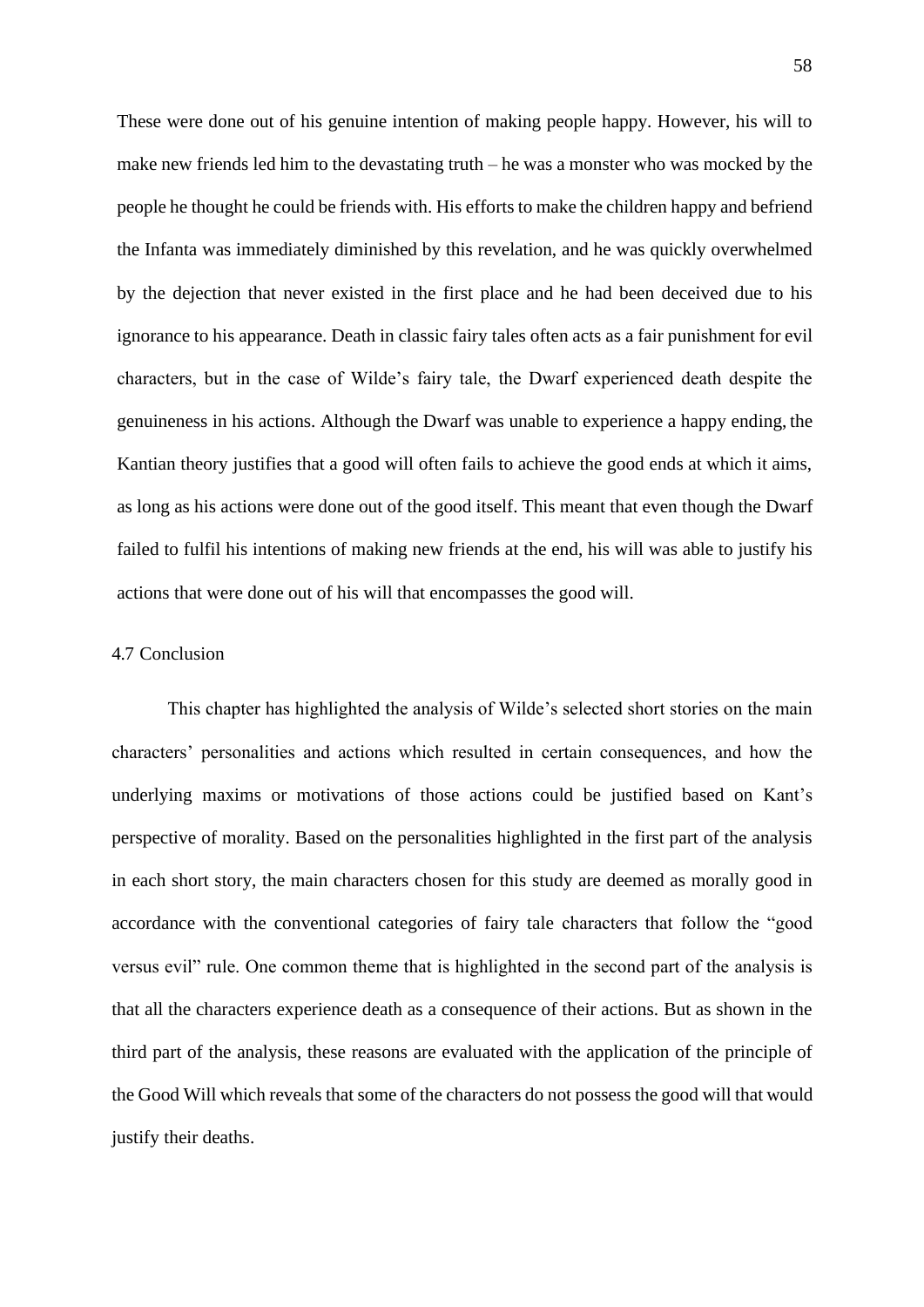These were done out of his genuine intention of making people happy. However, his will to make new friends led him to the devastating truth – he was a monster who was mocked by the people he thought he could be friends with. His efforts to make the children happy and befriend the Infanta was immediately diminished by this revelation, and he was quickly overwhelmed by the dejection that never existed in the first place and he had been deceived due to his ignorance to his appearance. Death in classic fairy tales often acts as a fair punishment for evil characters, but in the case of Wilde's fairy tale, the Dwarf experienced death despite the genuineness in his actions. Although the Dwarf was unable to experience a happy ending, the Kantian theory justifies that a good will often fails to achieve the good ends at which it aims, as long as his actions were done out of the good itself. This meant that even though the Dwarf failed to fulfil his intentions of making new friends at the end, his will was able to justify his actions that were done out of his will that encompasses the good will.

## 4.7 Conclusion

This chapter has highlighted the analysis of Wilde's selected short stories on the main characters' personalities and actions which resulted in certain consequences, and how the underlying maxims or motivations of those actions could be justified based on Kant's perspective of morality. Based on the personalities highlighted in the first part of the analysis in each short story, the main characters chosen for this study are deemed as morally good in accordance with the conventional categories of fairy tale characters that follow the "good versus evil" rule. One common theme that is highlighted in the second part of the analysis is that all the characters experience death as a consequence of their actions. But as shown in the third part of the analysis, these reasons are evaluated with the application of the principle of the Good Will which reveals that some of the characters do not possess the good will that would justify their deaths.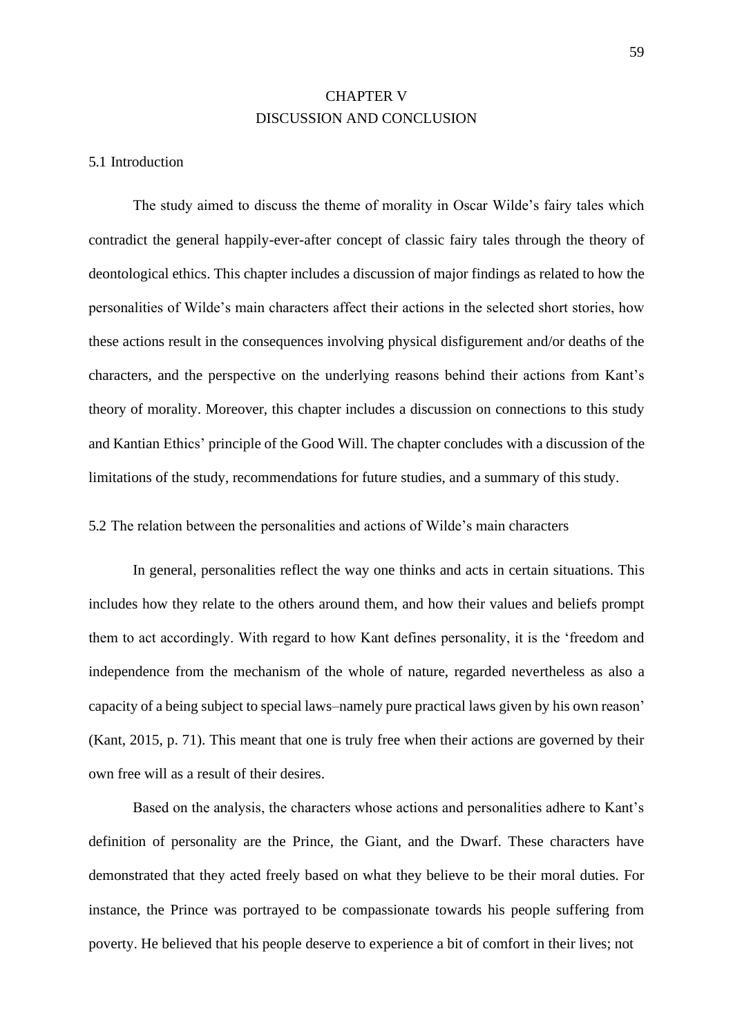# CHAPTER V
# DISCUSSION AND CONCLUSION

## 5.1 Introduction

The study aimed to discuss the theme of morality in Oscar Wilde's fairy tales which contradict the general happily-ever-after concept of classic fairy tales through the theory of deontological ethics. This chapter includes a discussion of major findings as related to how the personalities of Wilde's main characters affect their actions in the selected short stories, how these actions result in the consequences involving physical disfigurement and/or deaths of the characters, and the perspective on the underlying reasons behind their actions from Kant's theory of morality. Moreover, this chapter includes a discussion on connections to this study and Kantian Ethics' principle of the Good Will. The chapter concludes with a discussion of the limitations of the study, recommendations for future studies, and a summary of this study.

## 5.2 The relation between the personalities and actions of Wilde's main characters

In general, personalities reflect the way one thinks and acts in certain situations. This includes how they relate to the others around them, and how their values and beliefs prompt them to act accordingly. With regard to how Kant defines personality, it is the 'freedom and independence from the mechanism of the whole of nature, regarded nevertheless as also a capacity of a being subject to special laws–namely pure practical laws given by his own reason' (Kant, 2015, p. 71). This meant that one is truly free when their actions are governed by their own free will as a result of their desires.

Based on the analysis, the characters whose actions and personalities adhere to Kant's definition of personality are the Prince, the Giant, and the Dwarf. These characters have demonstrated that they acted freely based on what they believe to be their moral duties. For instance, the Prince was portrayed to be compassionate towards his people suffering from poverty. He believed that his people deserve to experience a bit of comfort in their lives; not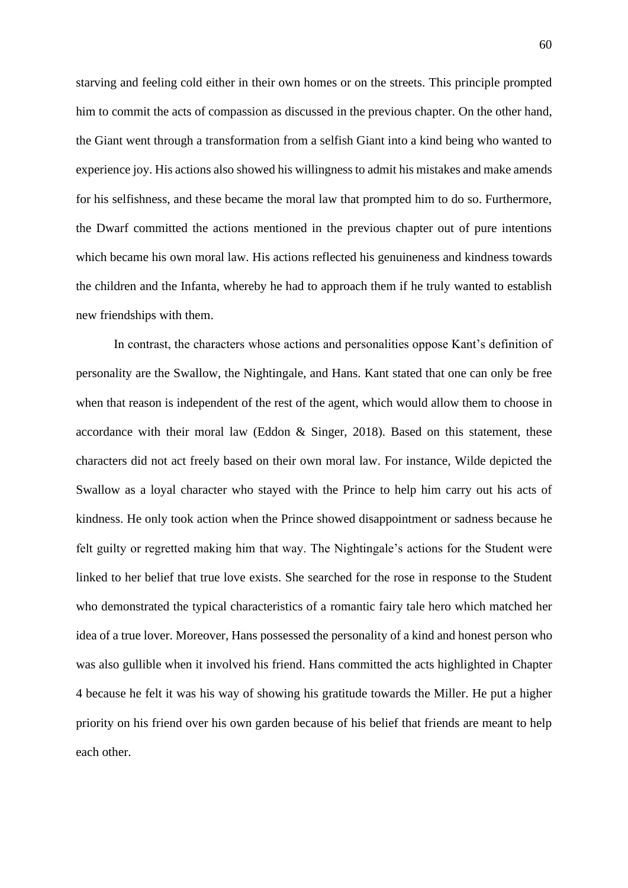starving and feeling cold either in their own homes or on the streets. This principle prompted him to commit the acts of compassion as discussed in the previous chapter. On the other hand, the Giant went through a transformation from a selfish Giant into a kind being who wanted to experience joy. His actions also showed his willingness to admit his mistakes and make amends for his selfishness, and these became the moral law that prompted him to do so. Furthermore, the Dwarf committed the actions mentioned in the previous chapter out of pure intentions which became his own moral law. His actions reflected his genuineness and kindness towards the children and the Infanta, whereby he had to approach them if he truly wanted to establish new friendships with them.

In contrast, the characters whose actions and personalities oppose Kant's definition of personality are the Swallow, the Nightingale, and Hans. Kant stated that one can only be free when that reason is independent of the rest of the agent, which would allow them to choose in accordance with their moral law (Eddon & Singer, 2018). Based on this statement, these characters did not act freely based on their own moral law. For instance, Wilde depicted the Swallow as a loyal character who stayed with the Prince to help him carry out his acts of kindness. He only took action when the Prince showed disappointment or sadness because he felt guilty or regretted making him that way. The Nightingale's actions for the Student were linked to her belief that true love exists. She searched for the rose in response to the Student who demonstrated the typical characteristics of a romantic fairy tale hero which matched her idea of a true lover. Moreover, Hans possessed the personality of a kind and honest person who was also gullible when it involved his friend. Hans committed the acts highlighted in Chapter 4 because he felt it was his way of showing his gratitude towards the Miller. He put a higher priority on his friend over his own garden because of his belief that friends are meant to help each other.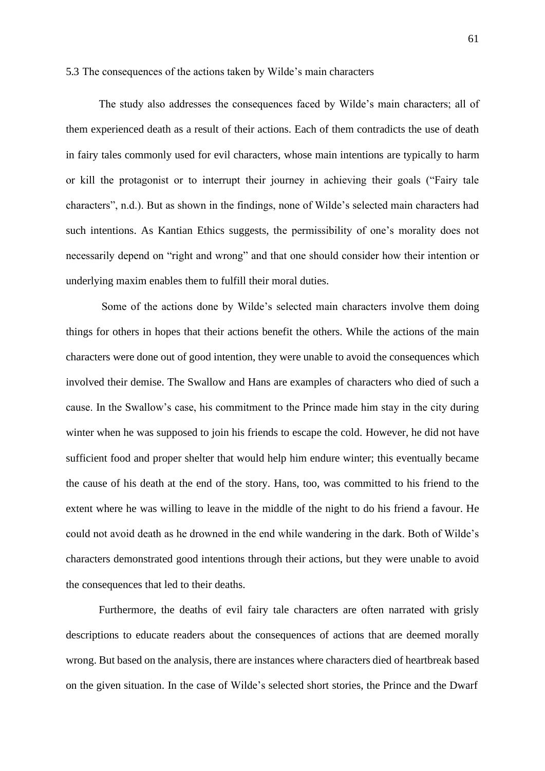### 5.3 The consequences of the actions taken by Wilde's main characters

The study also addresses the consequences faced by Wilde's main characters; all of them experienced death as a result of their actions. Each of them contradicts the use of death in fairy tales commonly used for evil characters, whose main intentions are typically to harm or kill the protagonist or to interrupt their journey in achieving their goals ("Fairy tale characters", n.d.). But as shown in the findings, none of Wilde's selected main characters had such intentions. As Kantian Ethics suggests, the permissibility of one's morality does not necessarily depend on "right and wrong" and that one should consider how their intention or underlying maxim enables them to fulfill their moral duties.

Some of the actions done by Wilde's selected main characters involve them doing things for others in hopes that their actions benefit the others. While the actions of the main characters were done out of good intention, they were unable to avoid the consequences which involved their demise. The Swallow and Hans are examples of characters who died of such a cause. In the Swallow's case, his commitment to the Prince made him stay in the city during winter when he was supposed to join his friends to escape the cold. However, he did not have sufficient food and proper shelter that would help him endure winter; this eventually became the cause of his death at the end of the story. Hans, too, was committed to his friend to the extent where he was willing to leave in the middle of the night to do his friend a favour. He could not avoid death as he drowned in the end while wandering in the dark. Both of Wilde's characters demonstrated good intentions through their actions, but they were unable to avoid the consequences that led to their deaths.

Furthermore, the deaths of evil fairy tale characters are often narrated with grisly descriptions to educate readers about the consequences of actions that are deemed morally wrong. But based on the analysis, there are instances where characters died of heartbreak based on the given situation. In the case of Wilde's selected short stories, the Prince and the Dwarf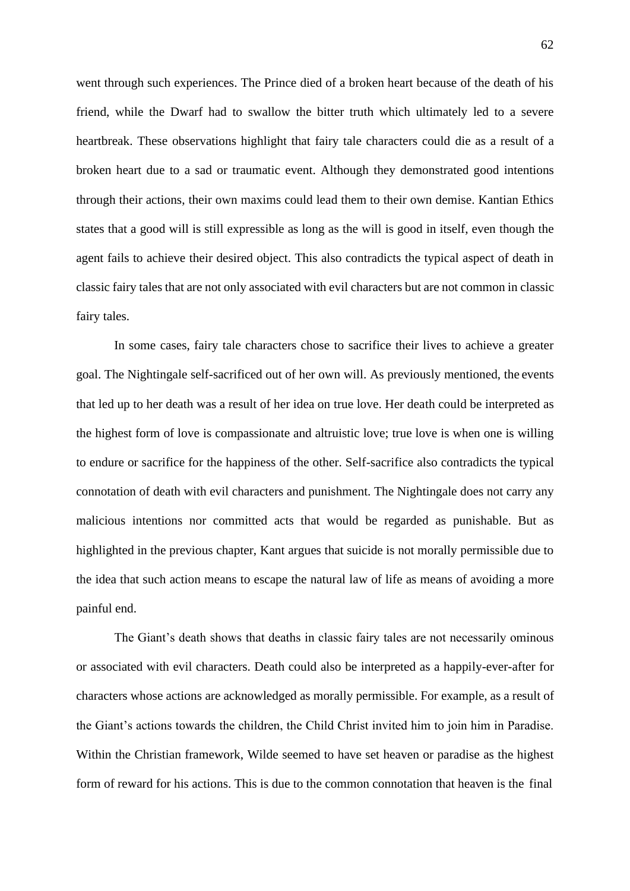went through such experiences. The Prince died of a broken heart because of the death of his friend, while the Dwarf had to swallow the bitter truth which ultimately led to a severe heartbreak. These observations highlight that fairy tale characters could die as a result of a broken heart due to a sad or traumatic event. Although they demonstrated good intentions through their actions, their own maxims could lead them to their own demise. Kantian Ethics states that a good will is still expressible as long as the will is good in itself, even though the agent fails to achieve their desired object. This also contradicts the typical aspect of death in classic fairy tales that are not only associated with evil characters but are not common in classic fairy tales.

In some cases, fairy tale characters chose to sacrifice their lives to achieve a greater goal. The Nightingale self-sacrificed out of her own will. As previously mentioned, the events that led up to her death was a result of her idea on true love. Her death could be interpreted as the highest form of love is compassionate and altruistic love; true love is when one is willing to endure or sacrifice for the happiness of the other. Self-sacrifice also contradicts the typical connotation of death with evil characters and punishment. The Nightingale does not carry any malicious intentions nor committed acts that would be regarded as punishable. But as highlighted in the previous chapter, Kant argues that suicide is not morally permissible due to the idea that such action means to escape the natural law of life as means of avoiding a more painful end.

The Giant's death shows that deaths in classic fairy tales are not necessarily ominous or associated with evil characters. Death could also be interpreted as a happily-ever-after for characters whose actions are acknowledged as morally permissible. For example, as a result of the Giant's actions towards the children, the Child Christ invited him to join him in Paradise. Within the Christian framework, Wilde seemed to have set heaven or paradise as the highest form of reward for his actions. This is due to the common connotation that heaven is the final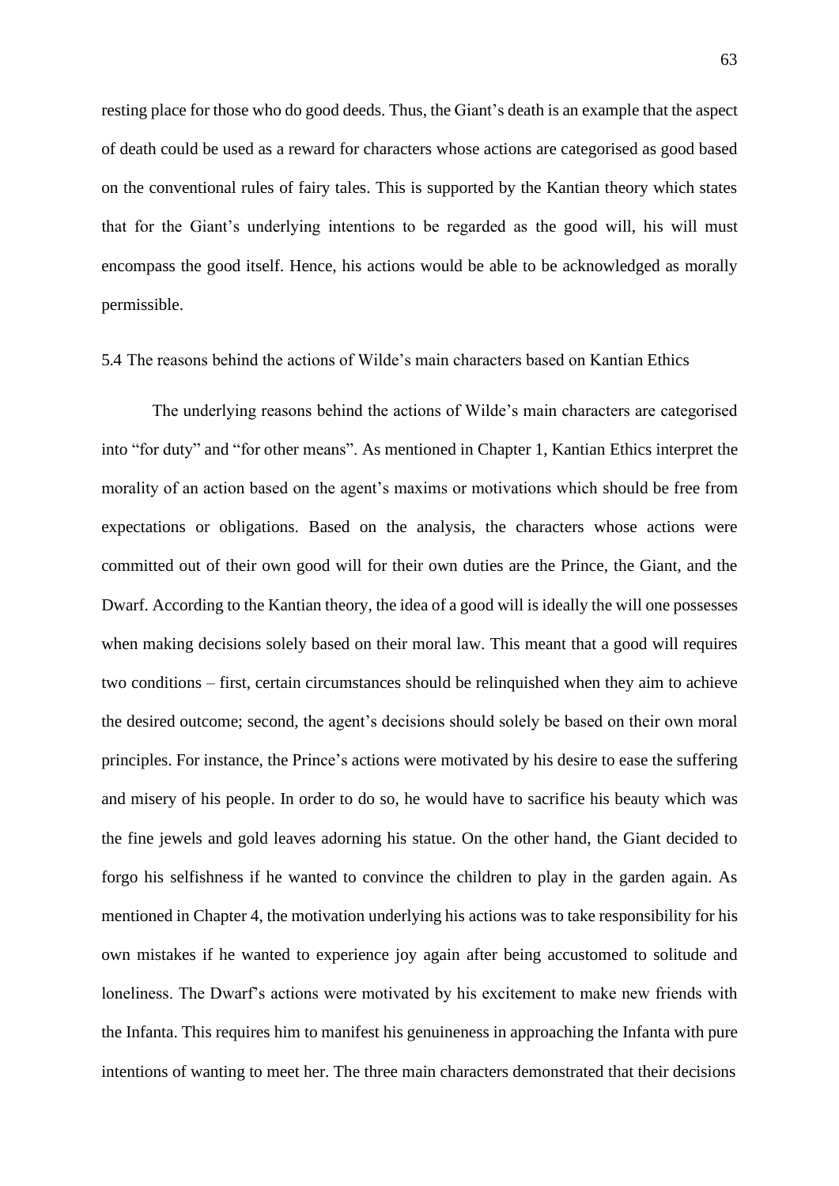resting place for those who do good deeds. Thus, the Giant's death is an example that the aspect of death could be used as a reward for characters whose actions are categorised as good based on the conventional rules of fairy tales. This is supported by the Kantian theory which states that for the Giant's underlying intentions to be regarded as the good will, his will must encompass the good itself. Hence, his actions would be able to be acknowledged as morally permissible.

### 5.4 The reasons behind the actions of Wilde's main characters based on Kantian Ethics

The underlying reasons behind the actions of Wilde's main characters are categorised into "for duty" and "for other means". As mentioned in Chapter 1, Kantian Ethics interpret the morality of an action based on the agent's maxims or motivations which should be free from expectations or obligations. Based on the analysis, the characters whose actions were committed out of their own good will for their own duties are the Prince, the Giant, and the Dwarf. According to the Kantian theory, the idea of a good will is ideally the will one possesses when making decisions solely based on their moral law. This meant that a good will requires two conditions – first, certain circumstances should be relinquished when they aim to achieve the desired outcome; second, the agent's decisions should solely be based on their own moral principles. For instance, the Prince's actions were motivated by his desire to ease the suffering and misery of his people. In order to do so, he would have to sacrifice his beauty which was the fine jewels and gold leaves adorning his statue. On the other hand, the Giant decided to forgo his selfishness if he wanted to convince the children to play in the garden again. As mentioned in Chapter 4, the motivation underlying his actions was to take responsibility for his own mistakes if he wanted to experience joy again after being accustomed to solitude and loneliness. The Dwarf's actions were motivated by his excitement to make new friends with the Infanta. This requires him to manifest his genuineness in approaching the Infanta with pure intentions of wanting to meet her. The three main characters demonstrated that their decisions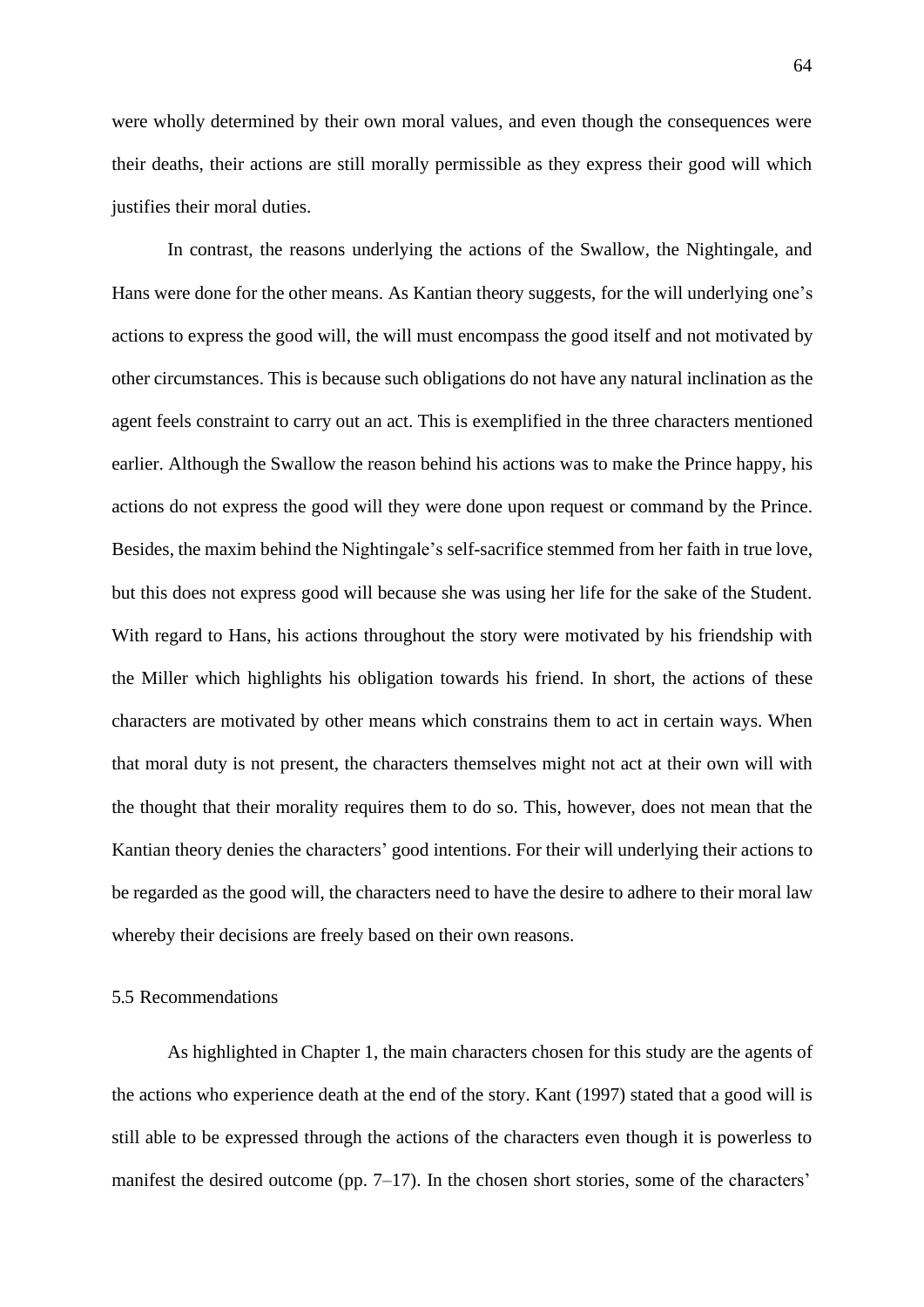were wholly determined by their own moral values, and even though the consequences were their deaths, their actions are still morally permissible as they express their good will which justifies their moral duties.

In contrast, the reasons underlying the actions of the Swallow, the Nightingale, and Hans were done for the other means. As Kantian theory suggests, for the will underlying one's actions to express the good will, the will must encompass the good itself and not motivated by other circumstances. This is because such obligations do not have any natural inclination as the agent feels constraint to carry out an act. This is exemplified in the three characters mentioned earlier. Although the Swallow the reason behind his actions was to make the Prince happy, his actions do not express the good will they were done upon request or command by the Prince. Besides, the maxim behind the Nightingale's self-sacrifice stemmed from her faith in true love, but this does not express good will because she was using her life for the sake of the Student. With regard to Hans, his actions throughout the story were motivated by his friendship with the Miller which highlights his obligation towards his friend. In short, the actions of these characters are motivated by other means which constrains them to act in certain ways. When that moral duty is not present, the characters themselves might not act at their own will with the thought that their morality requires them to do so. This, however, does not mean that the Kantian theory denies the characters' good intentions. For their will underlying their actions to be regarded as the good will, the characters need to have the desire to adhere to their moral law whereby their decisions are freely based on their own reasons.

## 5.5 Recommendations

As highlighted in Chapter 1, the main characters chosen for this study are the agents of the actions who experience death at the end of the story. Kant (1997) stated that a good will is still able to be expressed through the actions of the characters even though it is powerless to manifest the desired outcome (pp. 7–17). In the chosen short stories, some of the characters'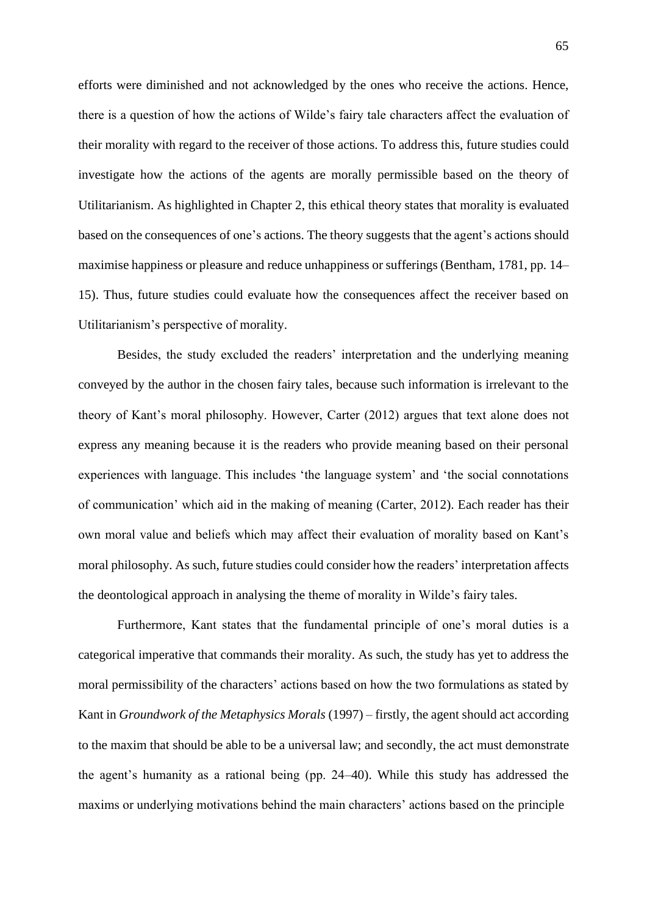efforts were diminished and not acknowledged by the ones who receive the actions. Hence, there is a question of how the actions of Wilde's fairy tale characters affect the evaluation of their morality with regard to the receiver of those actions. To address this, future studies could investigate how the actions of the agents are morally permissible based on the theory of Utilitarianism. As highlighted in Chapter 2, this ethical theory states that morality is evaluated based on the consequences of one's actions. The theory suggests that the agent's actions should maximise happiness or pleasure and reduce unhappiness or sufferings (Bentham, 1781, pp. 14–15). Thus, future studies could evaluate how the consequences affect the receiver based on Utilitarianism's perspective of morality.

Besides, the study excluded the readers' interpretation and the underlying meaning conveyed by the author in the chosen fairy tales, because such information is irrelevant to the theory of Kant's moral philosophy. However, Carter (2012) argues that text alone does not express any meaning because it is the readers who provide meaning based on their personal experiences with language. This includes 'the language system' and 'the social connotations of communication' which aid in the making of meaning (Carter, 2012). Each reader has their own moral value and beliefs which may affect their evaluation of morality based on Kant's moral philosophy. As such, future studies could consider how the readers' interpretation affects the deontological approach in analysing the theme of morality in Wilde's fairy tales.

Furthermore, Kant states that the fundamental principle of one's moral duties is a categorical imperative that commands their morality. As such, the study has yet to address the moral permissibility of the characters' actions based on how the two formulations as stated by Kant in *Groundwork of the Metaphysics Morals* (1997) – firstly, the agent should act according to the maxim that should be able to be a universal law; and secondly, the act must demonstrate the agent's humanity as a rational being (pp. 24–40). While this study has addressed the maxims or underlying motivations behind the main characters' actions based on the principle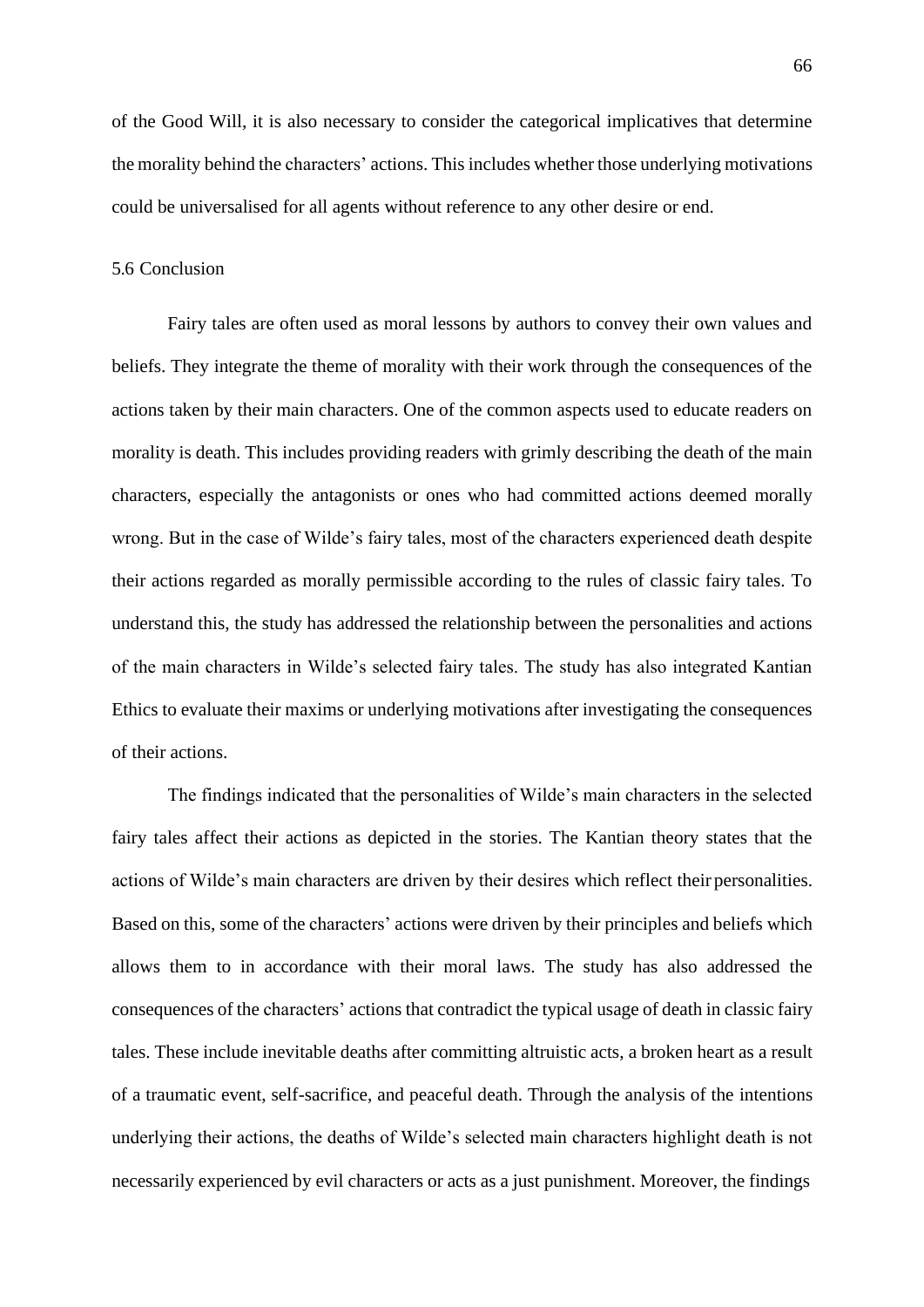of the Good Will, it is also necessary to consider the categorical implicatives that determine the morality behind the characters' actions. This includes whether those underlying motivations could be universalised for all agents without reference to any other desire or end.

## 5.6 Conclusion

Fairy tales are often used as moral lessons by authors to convey their own values and beliefs. They integrate the theme of morality with their work through the consequences of the actions taken by their main characters. One of the common aspects used to educate readers on morality is death. This includes providing readers with grimly describing the death of the main characters, especially the antagonists or ones who had committed actions deemed morally wrong. But in the case of Wilde's fairy tales, most of the characters experienced death despite their actions regarded as morally permissible according to the rules of classic fairy tales. To understand this, the study has addressed the relationship between the personalities and actions of the main characters in Wilde's selected fairy tales. The study has also integrated Kantian Ethics to evaluate their maxims or underlying motivations after investigating the consequences of their actions.

The findings indicated that the personalities of Wilde's main characters in the selected fairy tales affect their actions as depicted in the stories. The Kantian theory states that the actions of Wilde's main characters are driven by their desires which reflect their personalities. Based on this, some of the characters' actions were driven by their principles and beliefs which allows them to in accordance with their moral laws. The study has also addressed the consequences of the characters' actions that contradict the typical usage of death in classic fairy tales. These include inevitable deaths after committing altruistic acts, a broken heart as a result of a traumatic event, self-sacrifice, and peaceful death. Through the analysis of the intentions underlying their actions, the deaths of Wilde's selected main characters highlight death is not necessarily experienced by evil characters or acts as a just punishment. Moreover, the findings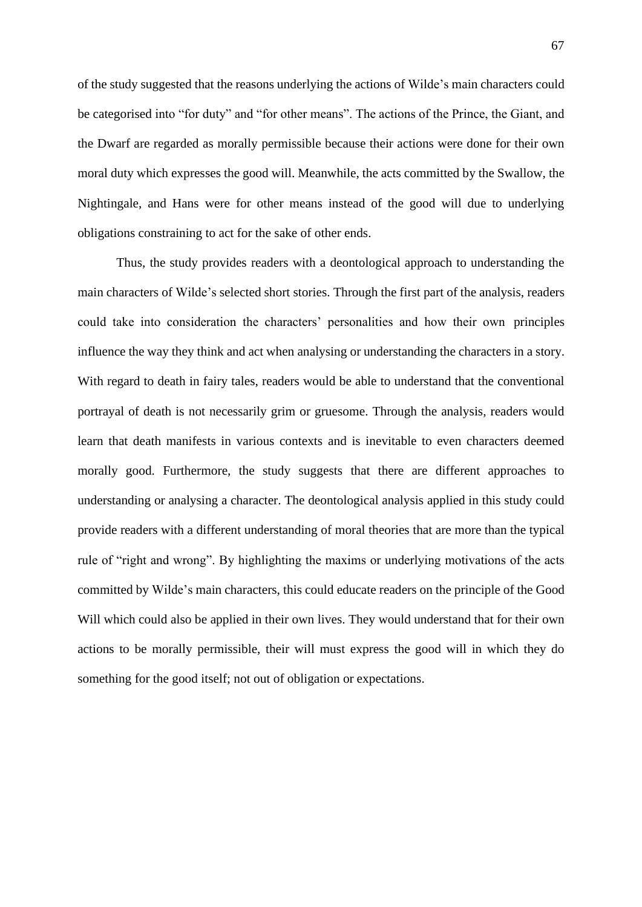of the study suggested that the reasons underlying the actions of Wilde's main characters could be categorised into "for duty" and "for other means". The actions of the Prince, the Giant, and the Dwarf are regarded as morally permissible because their actions were done for their own moral duty which expresses the good will. Meanwhile, the acts committed by the Swallow, the Nightingale, and Hans were for other means instead of the good will due to underlying obligations constraining to act for the sake of other ends.

Thus, the study provides readers with a deontological approach to understanding the main characters of Wilde's selected short stories. Through the first part of the analysis, readers could take into consideration the characters' personalities and how their own principles influence the way they think and act when analysing or understanding the characters in a story. With regard to death in fairy tales, readers would be able to understand that the conventional portrayal of death is not necessarily grim or gruesome. Through the analysis, readers would learn that death manifests in various contexts and is inevitable to even characters deemed morally good. Furthermore, the study suggests that there are different approaches to understanding or analysing a character. The deontological analysis applied in this study could provide readers with a different understanding of moral theories that are more than the typical rule of "right and wrong". By highlighting the maxims or underlying motivations of the acts committed by Wilde's main characters, this could educate readers on the principle of the Good Will which could also be applied in their own lives. They would understand that for their own actions to be morally permissible, their will must express the good will in which they do something for the good itself; not out of obligation or expectations.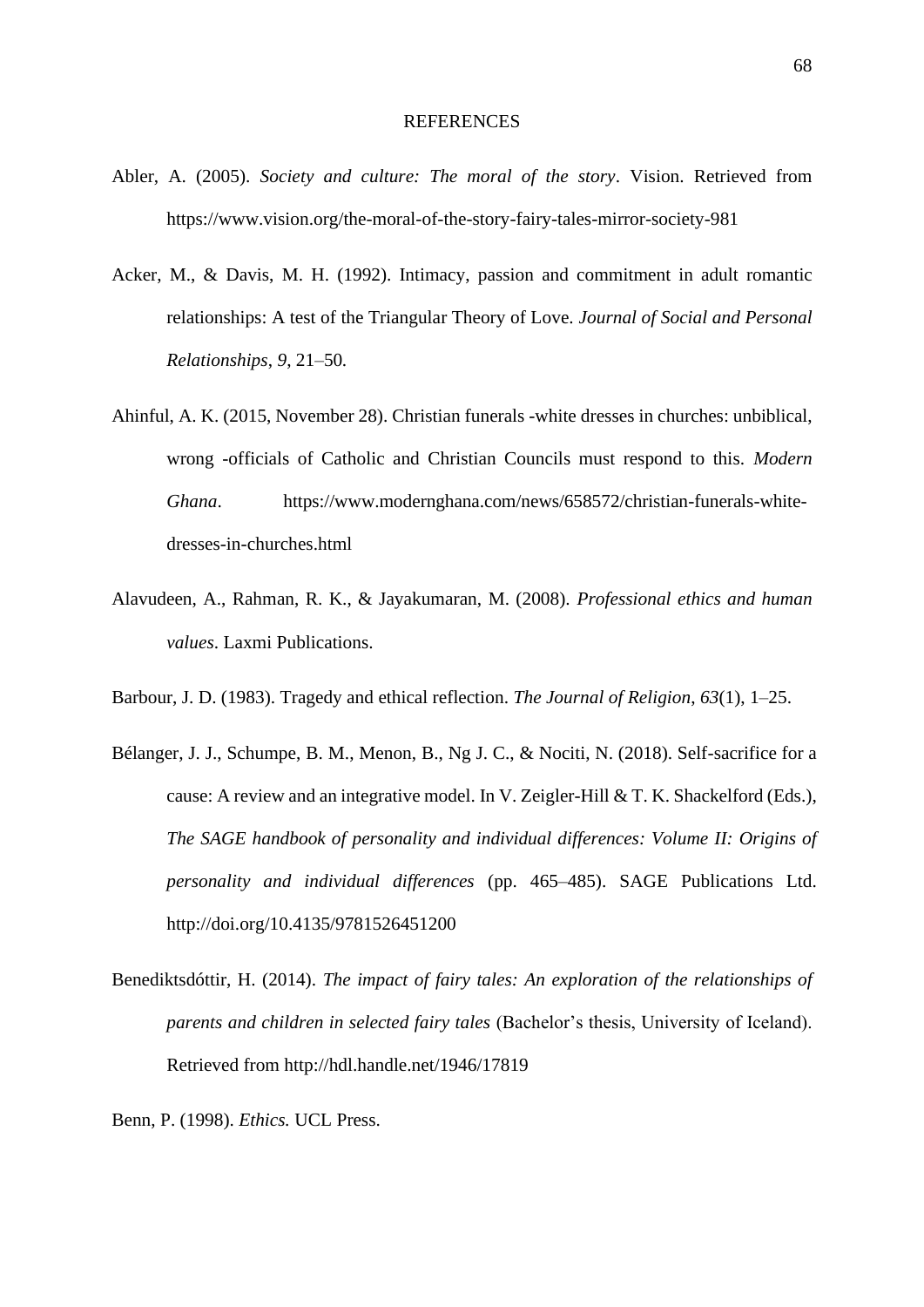# REFERENCES

Abler, A. (2005). *Society and culture: The moral of the story*. Vision. Retrieved from https://www.vision.org/the-moral-of-the-story-fairy-tales-mirror-society-981

Acker, M., & Davis, M. H. (1992). Intimacy, passion and commitment in adult romantic relationships: A test of the Triangular Theory of Love. *Journal of Social and Personal Relationships, 9*, 21–50.

Ahinful, A. K. (2015, November 28). Christian funerals -white dresses in churches: unbiblical, wrong -officials of Catholic and Christian Councils must respond to this. *Modern Ghana*. https://www.modernghana.com/news/658572/christian-funerals-white-dresses-in-churches.html

Alavudeen, A., Rahman, R. K., & Jayakumaran, M. (2008). *Professional ethics and human values*. Laxmi Publications.

Barbour, J. D. (1983). Tragedy and ethical reflection. *The Journal of Religion, 63*(1), 1–25.

Bélanger, J. J., Schumpe, B. M., Menon, B., Ng J. C., & Nociti, N. (2018). Self-sacrifice for a cause: A review and an integrative model. In V. Zeigler-Hill & T. K. Shackelford (Eds.), *The SAGE handbook of personality and individual differences: Volume II: Origins of personality and individual differences* (pp. 465–485). SAGE Publications Ltd. http://doi.org/10.4135/9781526451200

Benediktsdóttir, H. (2014). *The impact of fairy tales: An exploration of the relationships of parents and children in selected fairy tales* (Bachelor's thesis, University of Iceland). Retrieved from http://hdl.handle.net/1946/17819

Benn, P. (1998). *Ethics.* UCL Press.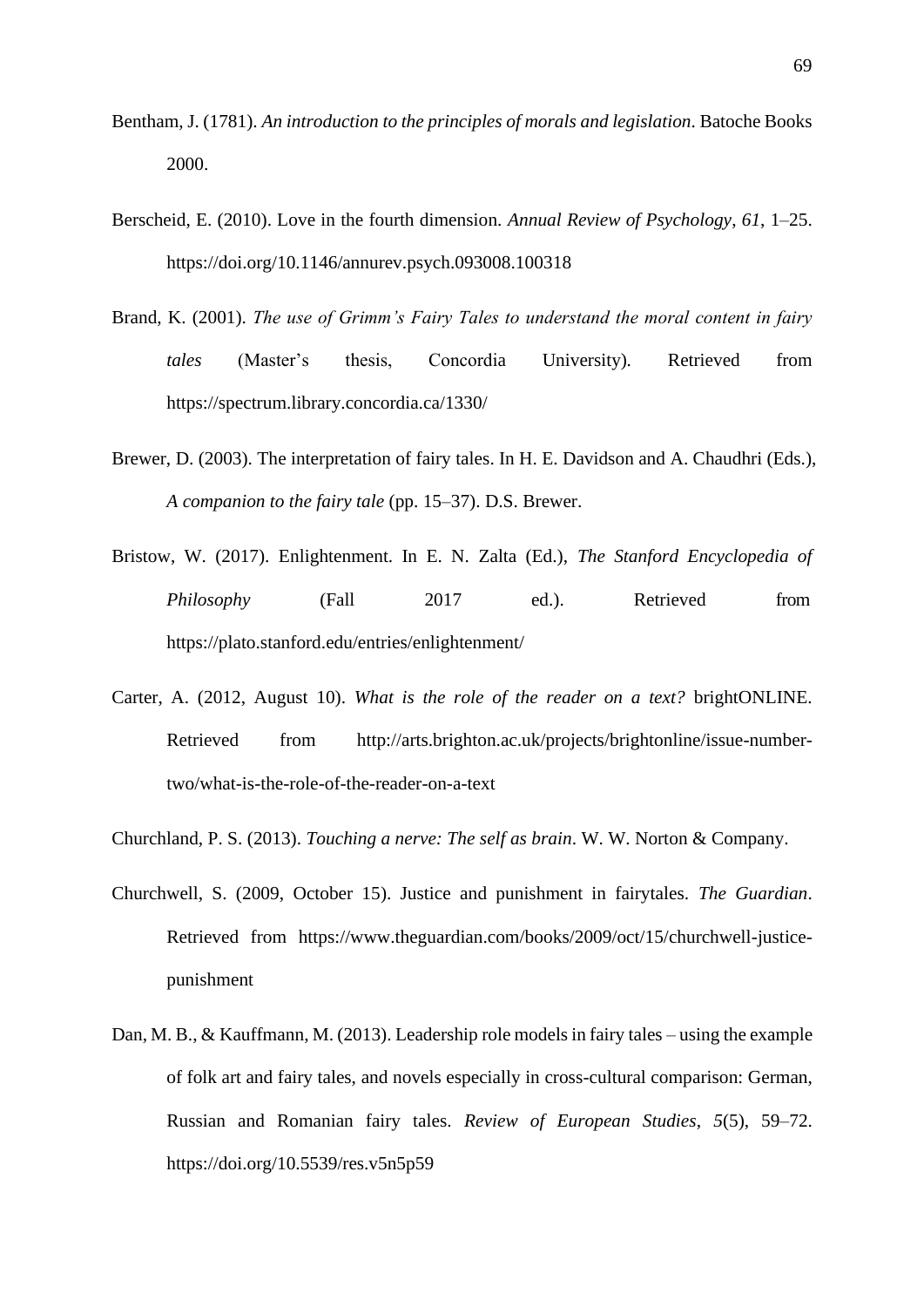Bentham, J. (1781). *An introduction to the principles of morals and legislation*. Batoche Books 2000.

Berscheid, E. (2010). Love in the fourth dimension. *Annual Review of Psychology*, *61*, 1–25. https://doi.org/10.1146/annurev.psych.093008.100318

Brand, K. (2001). *The use of Grimm's Fairy Tales to understand the moral content in fairy tales* (Master's thesis, Concordia University). Retrieved from https://spectrum.library.concordia.ca/1330/

Brewer, D. (2003). The interpretation of fairy tales. In H. E. Davidson and A. Chaudhri (Eds.), *A companion to the fairy tale* (pp. 15–37). D.S. Brewer.

Bristow, W. (2017). Enlightenment. In E. N. Zalta (Ed.), *The Stanford Encyclopedia of Philosophy* (Fall 2017 ed.). Retrieved from https://plato.stanford.edu/entries/enlightenment/

Carter, A. (2012, August 10). *What is the role of the reader on a text?* brightONLINE. Retrieved from http://arts.brighton.ac.uk/projects/brightonline/issue-number-two/what-is-the-role-of-the-reader-on-a-text

Churchland, P. S. (2013). *Touching a nerve: The self as brain*. W. W. Norton & Company.

Churchwell, S. (2009, October 15). Justice and punishment in fairytales. *The Guardian*. Retrieved from https://www.theguardian.com/books/2009/oct/15/churchwell-justice-punishment

Dan, M. B., & Kauffmann, M. (2013). Leadership role models in fairy tales – using the example of folk art and fairy tales, and novels especially in cross-cultural comparison: German, Russian and Romanian fairy tales. *Review of European Studies*, *5*(5), 59–72. https://doi.org/10.5539/res.v5n5p59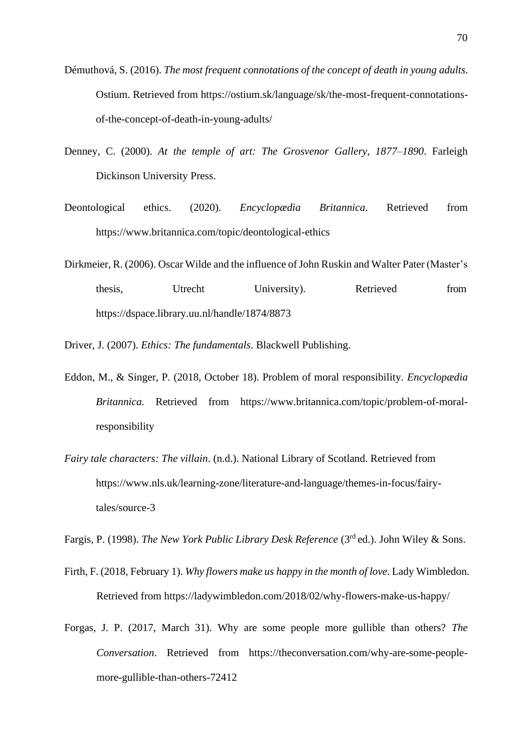Démuthová, S. (2016). *The most frequent connotations of the concept of death in young adults*. Ostium. Retrieved from https://ostium.sk/language/sk/the-most-frequent-connotations-of-the-concept-of-death-in-young-adults/

Denney, C. (2000). *At the temple of art: The Grosvenor Gallery, 1877–1890*. Farleigh Dickinson University Press.

Deontological ethics. (2020). *Encyclopædia Britannica*. Retrieved from https://www.britannica.com/topic/deontological-ethics

Dirkmeier, R. (2006). Oscar Wilde and the influence of John Ruskin and Walter Pater (Master's thesis, Utrecht University). Retrieved from https://dspace.library.uu.nl/handle/1874/8873

Driver, J. (2007). *Ethics: The fundamentals*. Blackwell Publishing.

Eddon, M., & Singer, P. (2018, October 18). Problem of moral responsibility. *Encyclopædia Britannica.* Retrieved from https://www.britannica.com/topic/problem-of-moral-responsibility

*Fairy tale characters: The villain*. (n.d.). National Library of Scotland. Retrieved from https://www.nls.uk/learning-zone/literature-and-language/themes-in-focus/fairy-tales/source-3

Fargis, P. (1998). *The New York Public Library Desk Reference* (3rd ed.). John Wiley & Sons.

Firth, F. (2018, February 1). *Why flowers make us happy in the month of love*. Lady Wimbledon. Retrieved from https://ladywimbledon.com/2018/02/why-flowers-make-us-happy/

Forgas, J. P. (2017, March 31). Why are some people more gullible than others? *The Conversation*. Retrieved from https://theconversation.com/why-are-some-people-more-gullible-than-others-72412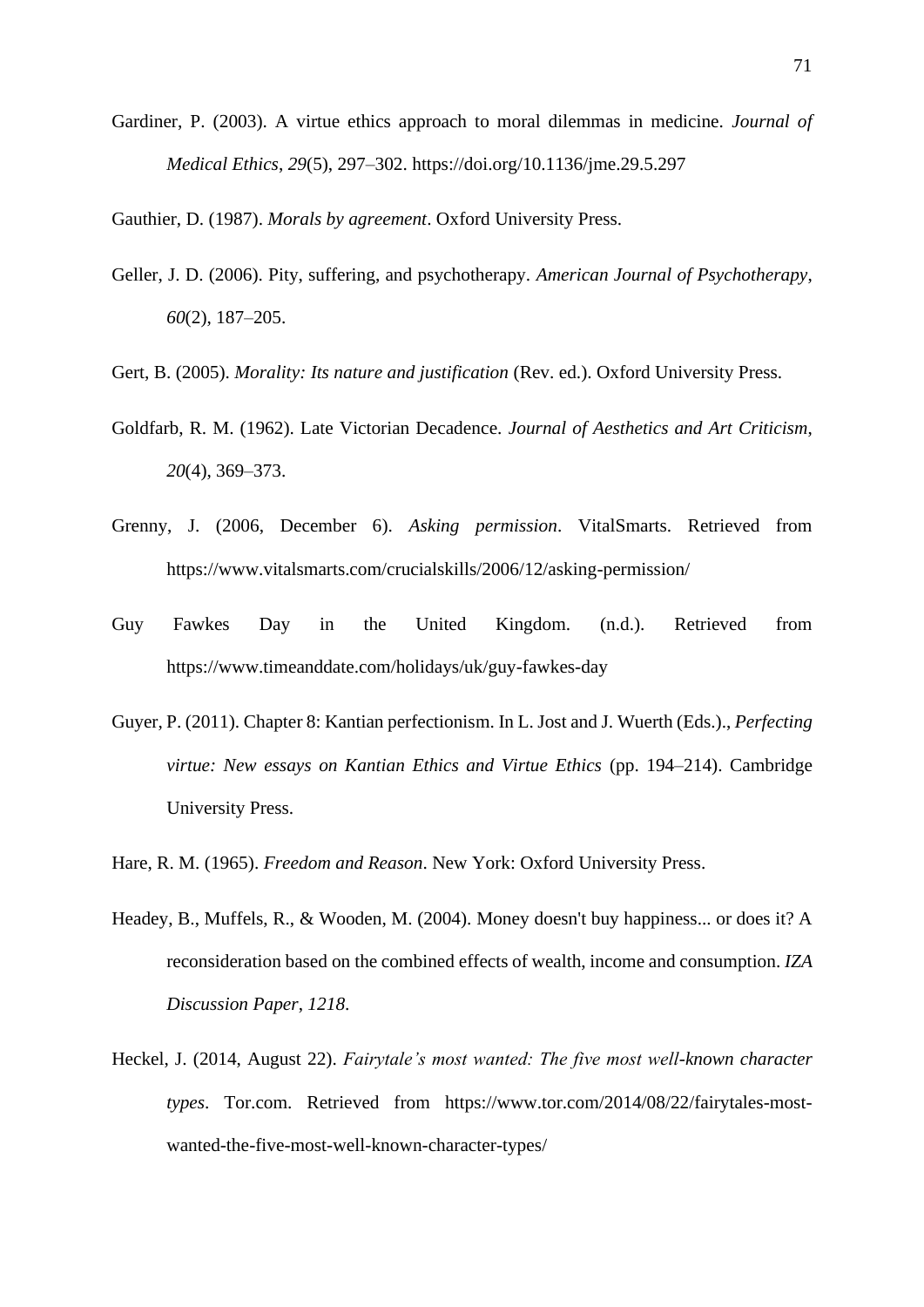Gardiner, P. (2003). A virtue ethics approach to moral dilemmas in medicine. *Journal of Medical Ethics*, *29*(5), 297–302. https://doi.org/10.1136/jme.29.5.297

Gauthier, D. (1987). *Morals by agreement*. Oxford University Press.

Geller, J. D. (2006). Pity, suffering, and psychotherapy. *American Journal of Psychotherapy*, *60*(2), 187–205.

Gert, B. (2005). *Morality: Its nature and justification* (Rev. ed.). Oxford University Press.

Goldfarb, R. M. (1962). Late Victorian Decadence. *Journal of Aesthetics and Art Criticism*, *20*(4), 369–373.

Grenny, J. (2006, December 6). *Asking permission*. VitalSmarts. Retrieved from https://www.vitalsmarts.com/crucialskills/2006/12/asking-permission/

Guy Fawkes Day in the United Kingdom. (n.d.). Retrieved from https://www.timeanddate.com/holidays/uk/guy-fawkes-day

Guyer, P. (2011). Chapter 8: Kantian perfectionism. In L. Jost and J. Wuerth (Eds.)., *Perfecting virtue: New essays on Kantian Ethics and Virtue Ethics* (pp. 194–214). Cambridge University Press.

Hare, R. M. (1965). *Freedom and Reason*. New York: Oxford University Press.

Headey, B., Muffels, R., & Wooden, M. (2004). Money doesn't buy happiness... or does it? A reconsideration based on the combined effects of wealth, income and consumption. *IZA Discussion Paper*, *1218*.

Heckel, J. (2014, August 22). *Fairytale's most wanted: The five most well-known character types*. Tor.com. Retrieved from https://www.tor.com/2014/08/22/fairytales-most-wanted-the-five-most-well-known-character-types/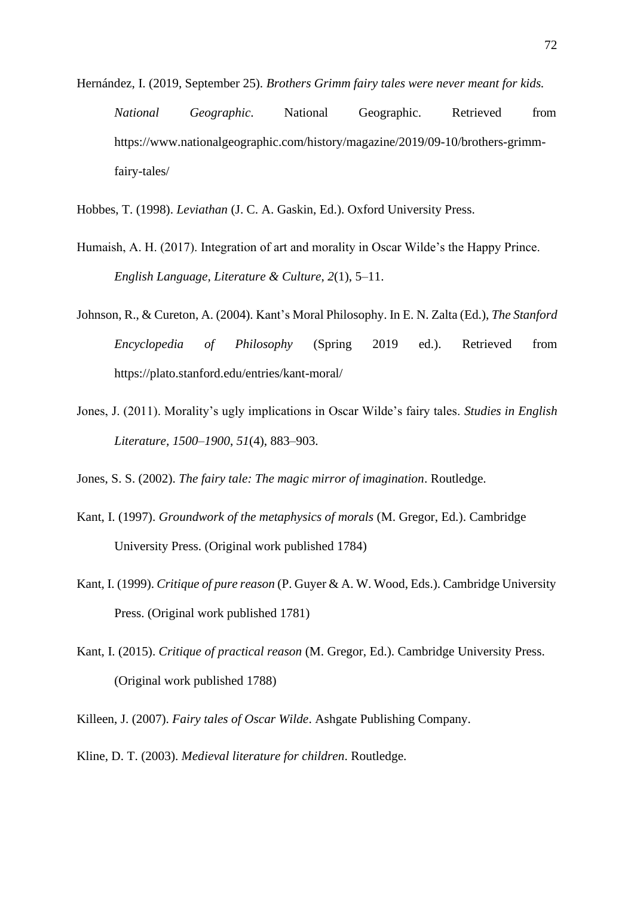Hernández, I. (2019, September 25). *Brothers Grimm fairy tales were never meant for kids. National Geographic*. National Geographic. Retrieved from https://www.nationalgeographic.com/history/magazine/2019/09-10/brothers-grimm-fairy-tales/

Hobbes, T. (1998). *Leviathan* (J. C. A. Gaskin, Ed.). Oxford University Press.

Humaish, A. H. (2017). Integration of art and morality in Oscar Wilde's the Happy Prince. *English Language, Literature & Culture*, *2*(1), 5–11.

Johnson, R., & Cureton, A. (2004). Kant's Moral Philosophy. In E. N. Zalta (Ed.), *The Stanford Encyclopedia of Philosophy* (Spring 2019 ed.). Retrieved from https://plato.stanford.edu/entries/kant-moral/

Jones, J. (2011). Morality's ugly implications in Oscar Wilde's fairy tales. *Studies in English Literature, 1500–1900*, *51*(4), 883–903.

Jones, S. S. (2002). *The fairy tale: The magic mirror of imagination*. Routledge.

Kant, I. (1997). *Groundwork of the metaphysics of morals* (M. Gregor, Ed.). Cambridge University Press. (Original work published 1784)

Kant, I. (1999). *Critique of pure reason* (P. Guyer & A. W. Wood, Eds.). Cambridge University Press. (Original work published 1781)

Kant, I. (2015). *Critique of practical reason* (M. Gregor, Ed.). Cambridge University Press. (Original work published 1788)

Killeen, J. (2007). *Fairy tales of Oscar Wilde*. Ashgate Publishing Company.

Kline, D. T. (2003). *Medieval literature for children*. Routledge.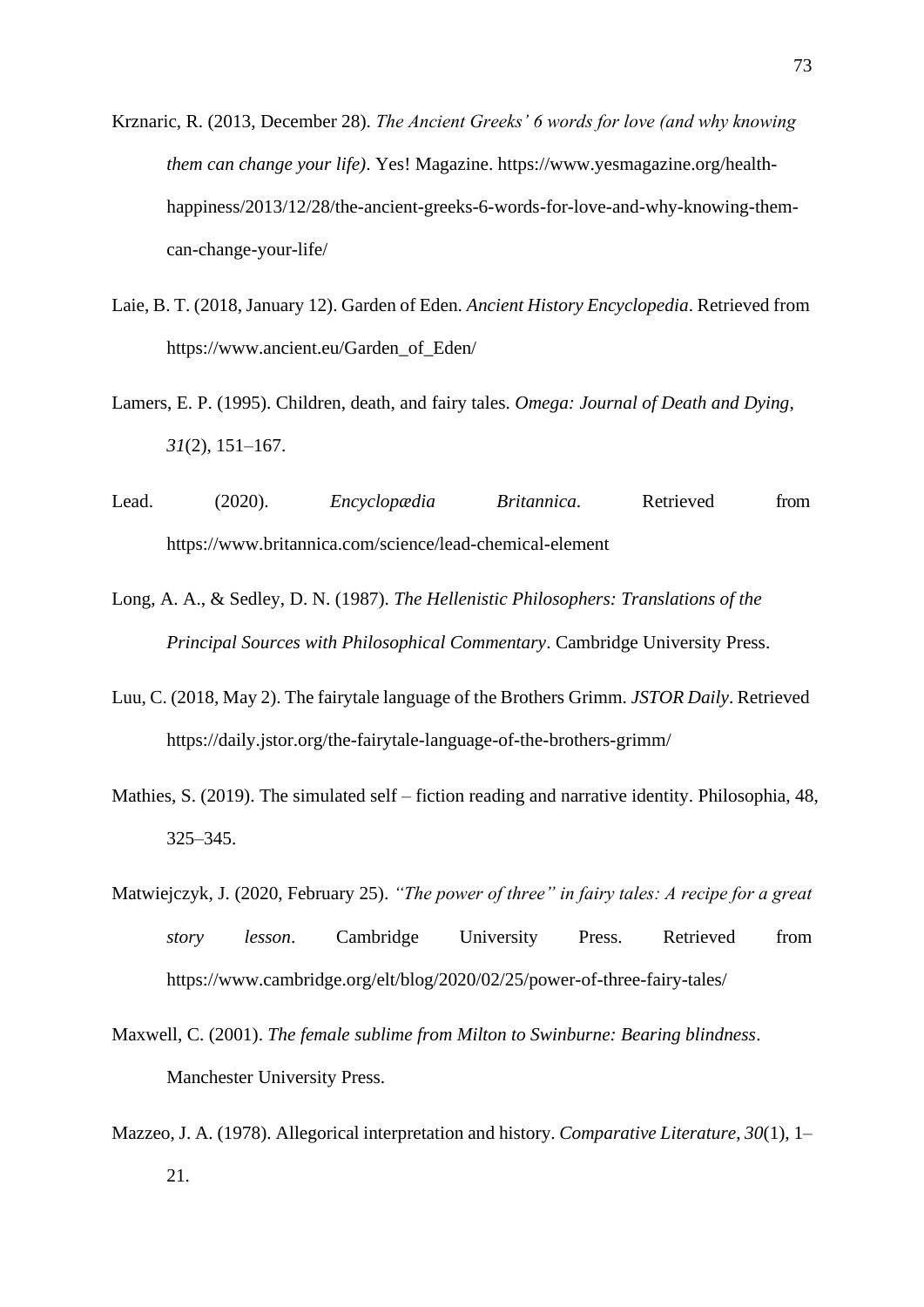Krznaric, R. (2013, December 28). *The Ancient Greeks' 6 words for love (and why knowing them can change your life)*. Yes! Magazine. https://www.yesmagazine.org/health-happiness/2013/12/28/the-ancient-greeks-6-words-for-love-and-why-knowing-them-can-change-your-life/

Laie, B. T. (2018, January 12). Garden of Eden. *Ancient History Encyclopedia*. Retrieved from https://www.ancient.eu/Garden_of_Eden/

Lamers, E. P. (1995). Children, death, and fairy tales. *Omega: Journal of Death and Dying*, *31*(2), 151–167.

Lead. (2020). *Encyclopædia Britannica*. Retrieved from https://www.britannica.com/science/lead-chemical-element

Long, A. A., & Sedley, D. N. (1987). *The Hellenistic Philosophers: Translations of the Principal Sources with Philosophical Commentary*. Cambridge University Press.

Luu, C. (2018, May 2). The fairytale language of the Brothers Grimm. *JSTOR Daily*. Retrieved https://daily.jstor.org/the-fairytale-language-of-the-brothers-grimm/

Mathies, S. (2019). The simulated self – fiction reading and narrative identity. Philosophia, 48, 325–345.

Matwiejczyk, J. (2020, February 25). *"The power of three" in fairy tales: A recipe for a great story lesson*. Cambridge University Press. Retrieved from https://www.cambridge.org/elt/blog/2020/02/25/power-of-three-fairy-tales/

Maxwell, C. (2001). *The female sublime from Milton to Swinburne: Bearing blindness*. Manchester University Press.

Mazzeo, J. A. (1978). Allegorical interpretation and history. *Comparative Literature, 30*(1), 1–21.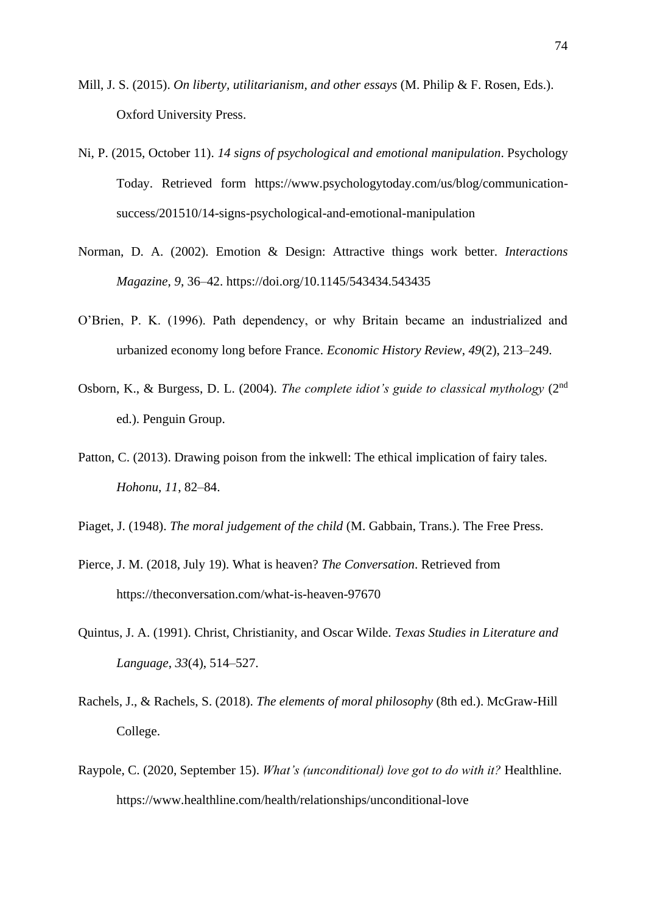Mill, J. S. (2015). *On liberty, utilitarianism, and other essays* (M. Philip & F. Rosen, Eds.). Oxford University Press.

Ni, P. (2015, October 11). *14 signs of psychological and emotional manipulation*. Psychology Today. Retrieved form https://www.psychologytoday.com/us/blog/communication-success/201510/14-signs-psychological-and-emotional-manipulation

Norman, D. A. (2002). Emotion & Design: Attractive things work better. *Interactions Magazine*, *9*, 36–42. https://doi.org/10.1145/543434.543435

O'Brien, P. K. (1996). Path dependency, or why Britain became an industrialized and urbanized economy long before France. *Economic History Review*, *49*(2), 213–249.

Osborn, K., & Burgess, D. L. (2004). *The complete idiot's guide to classical mythology* (2nd ed.). Penguin Group.

Patton, C. (2013). Drawing poison from the inkwell: The ethical implication of fairy tales. *Hohonu*, *11*, 82–84.

Piaget, J. (1948). *The moral judgement of the child* (M. Gabbain, Trans.). The Free Press.

Pierce, J. M. (2018, July 19). What is heaven? *The Conversation*. Retrieved from https://theconversation.com/what-is-heaven-97670

Quintus, J. A. (1991). Christ, Christianity, and Oscar Wilde. *Texas Studies in Literature and Language*, *33*(4), 514–527.

Rachels, J., & Rachels, S. (2018). *The elements of moral philosophy* (8th ed.). McGraw-Hill College.

Raypole, C. (2020, September 15). *What's (unconditional) love got to do with it?* Healthline. https://www.healthline.com/health/relationships/unconditional-love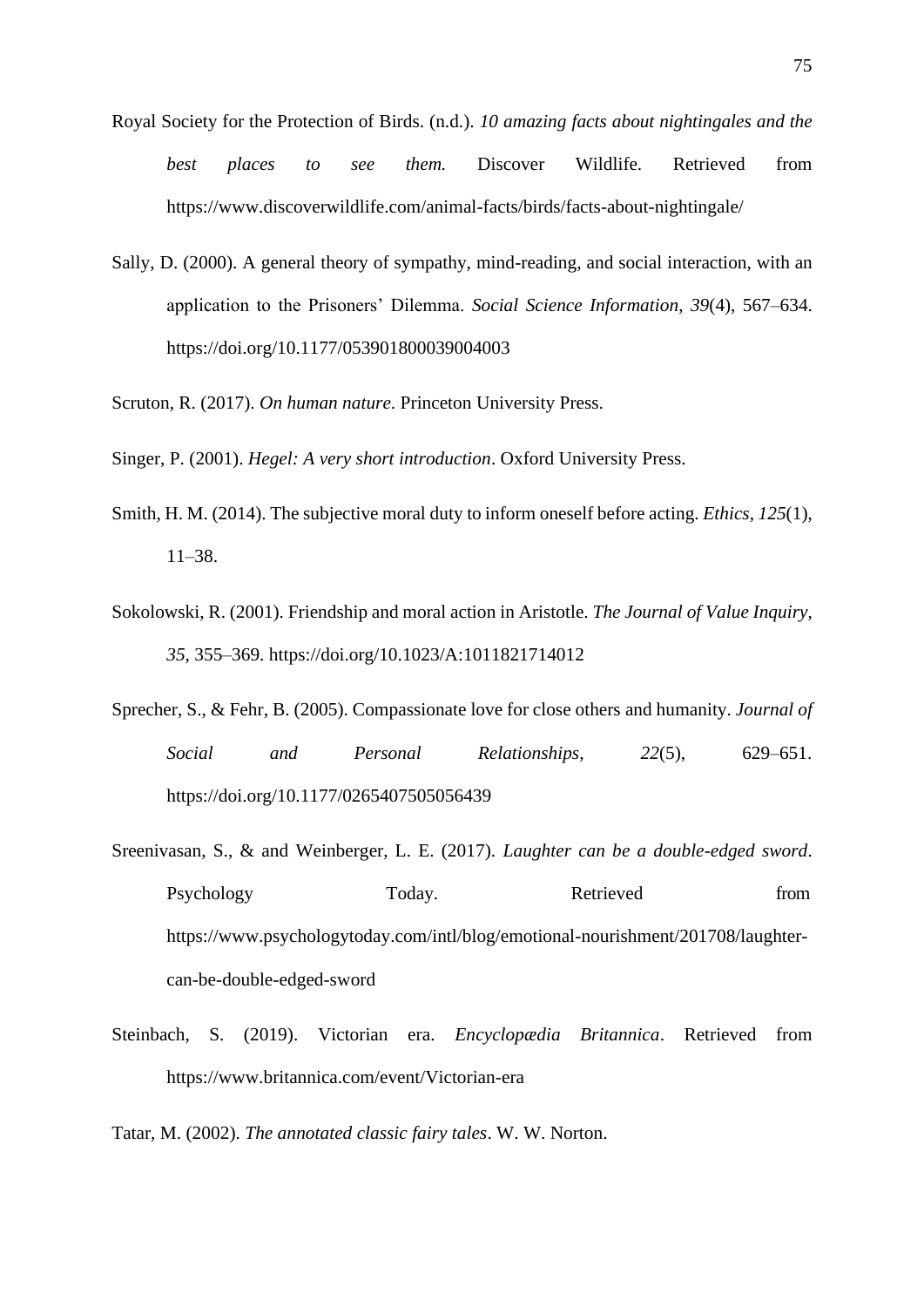Royal Society for the Protection of Birds. (n.d.). *10 amazing facts about nightingales and the best places to see them.* Discover Wildlife. Retrieved from https://www.discoverwildlife.com/animal-facts/birds/facts-about-nightingale/

Sally, D. (2000). A general theory of sympathy, mind-reading, and social interaction, with an application to the Prisoners' Dilemma. *Social Science Information*, *39*(4), 567–634. https://doi.org/10.1177/053901800039004003

Scruton, R. (2017). *On human nature*. Princeton University Press.

Singer, P. (2001). *Hegel: A very short introduction*. Oxford University Press.

Smith, H. M. (2014). The subjective moral duty to inform oneself before acting. *Ethics*, *125*(1), 11–38.

Sokolowski, R. (2001). Friendship and moral action in Aristotle. *The Journal of Value Inquiry*, *35*, 355–369. https://doi.org/10.1023/A:1011821714012

Sprecher, S., & Fehr, B. (2005). Compassionate love for close others and humanity. *Journal of Social and Personal Relationships*, *22*(5), 629–651. https://doi.org/10.1177/0265407505056439

Sreenivasan, S., & and Weinberger, L. E. (2017). *Laughter can be a double-edged sword*. Psychology Today. Retrieved from https://www.psychologytoday.com/intl/blog/emotional-nourishment/201708/laughter-can-be-double-edged-sword

Steinbach, S. (2019). Victorian era. *Encyclopædia Britannica*. Retrieved from https://www.britannica.com/event/Victorian-era

Tatar, M. (2002). *The annotated classic fairy tales*. W. W. Norton.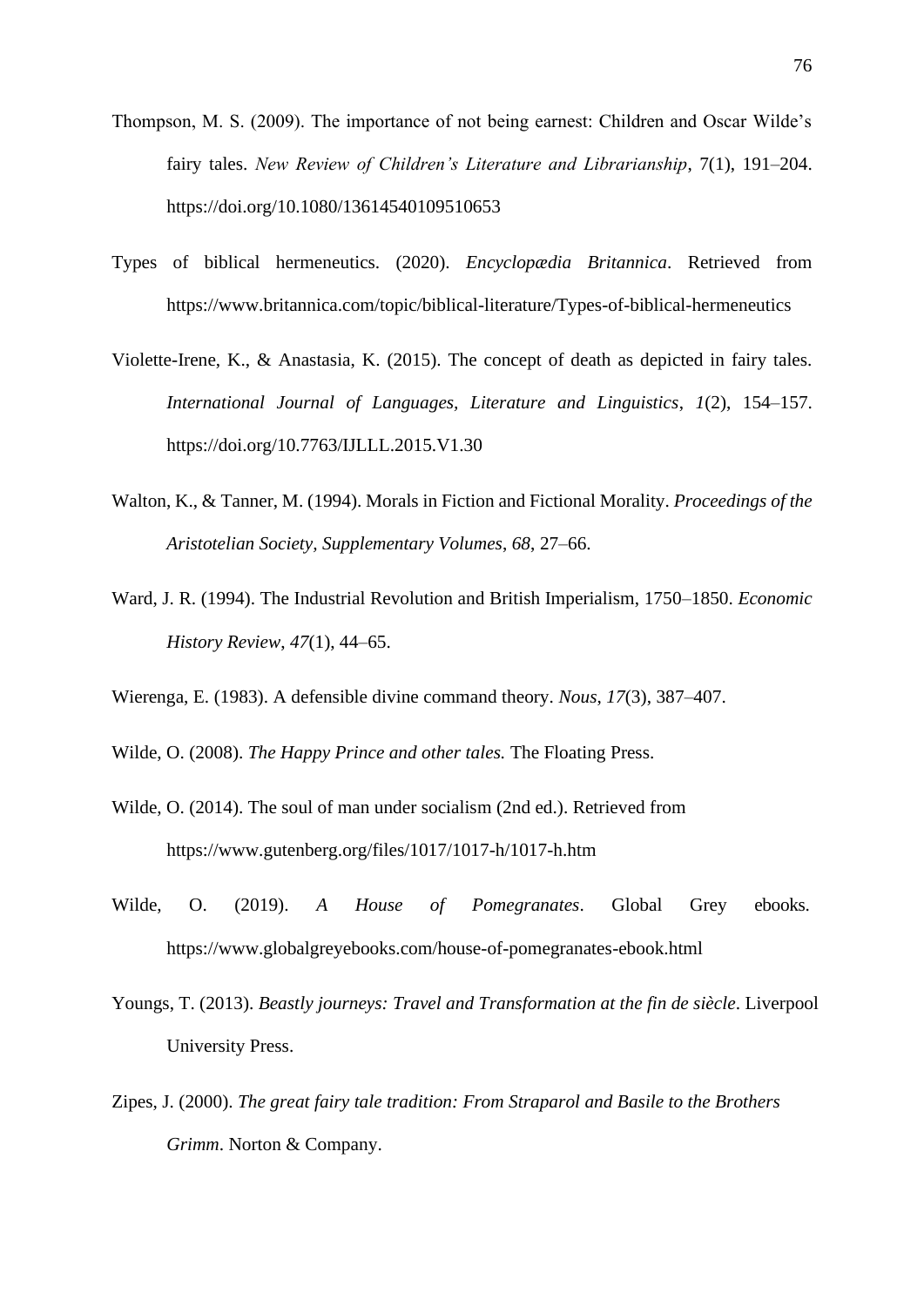Thompson, M. S. (2009). The importance of not being earnest: Children and Oscar Wilde's fairy tales. *New Review of Children's Literature and Librarianship*, 7(1), 191–204. https://doi.org/10.1080/13614540109510653

Types of biblical hermeneutics. (2020). *Encyclopædia Britannica*. Retrieved from https://www.britannica.com/topic/biblical-literature/Types-of-biblical-hermeneutics

Violette-Irene, K., & Anastasia, K. (2015). The concept of death as depicted in fairy tales. *International Journal of Languages, Literature and Linguistics*, *1*(2), 154–157. https://doi.org/10.7763/IJLLL.2015.V1.30

Walton, K., & Tanner, M. (1994). Morals in Fiction and Fictional Morality. *Proceedings of the Aristotelian Society, Supplementary Volumes*, *68*, 27–66.

Ward, J. R. (1994). The Industrial Revolution and British Imperialism, 1750–1850. *Economic History Review*, *47*(1), 44–65.

Wierenga, E. (1983). A defensible divine command theory. *Nous*, *17*(3), 387–407.

Wilde, O. (2008). *The Happy Prince and other tales.* The Floating Press.

Wilde, O. (2014). The soul of man under socialism (2nd ed.). Retrieved from https://www.gutenberg.org/files/1017/1017-h/1017-h.htm

Wilde, O. (2019). *A House of Pomegranates*. Global Grey ebooks. https://www.globalgreyebooks.com/house-of-pomegranates-ebook.html

Youngs, T. (2013). *Beastly journeys: Travel and Transformation at the fin de siècle*. Liverpool University Press.

Zipes, J. (2000). *The great fairy tale tradition: From Straparol and Basile to the Brothers Grimm*. Norton & Company.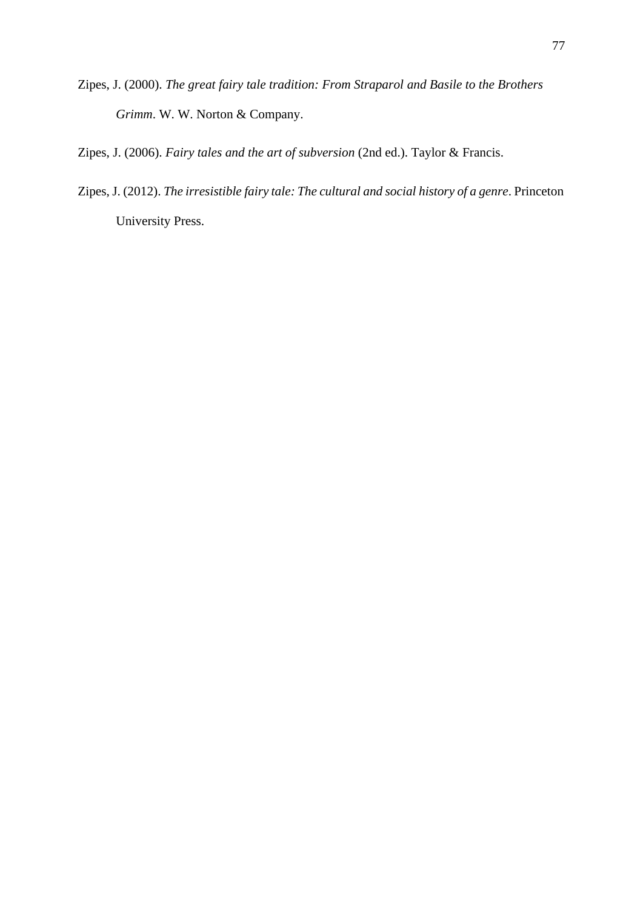Zipes, J. (2000). *The great fairy tale tradition: From Straparol and Basile to the Brothers Grimm*. W. W. Norton & Company.

Zipes, J. (2006). *Fairy tales and the art of subversion* (2nd ed.). Taylor & Francis.

Zipes, J. (2012). *The irresistible fairy tale: The cultural and social history of a genre*. Princeton University Press.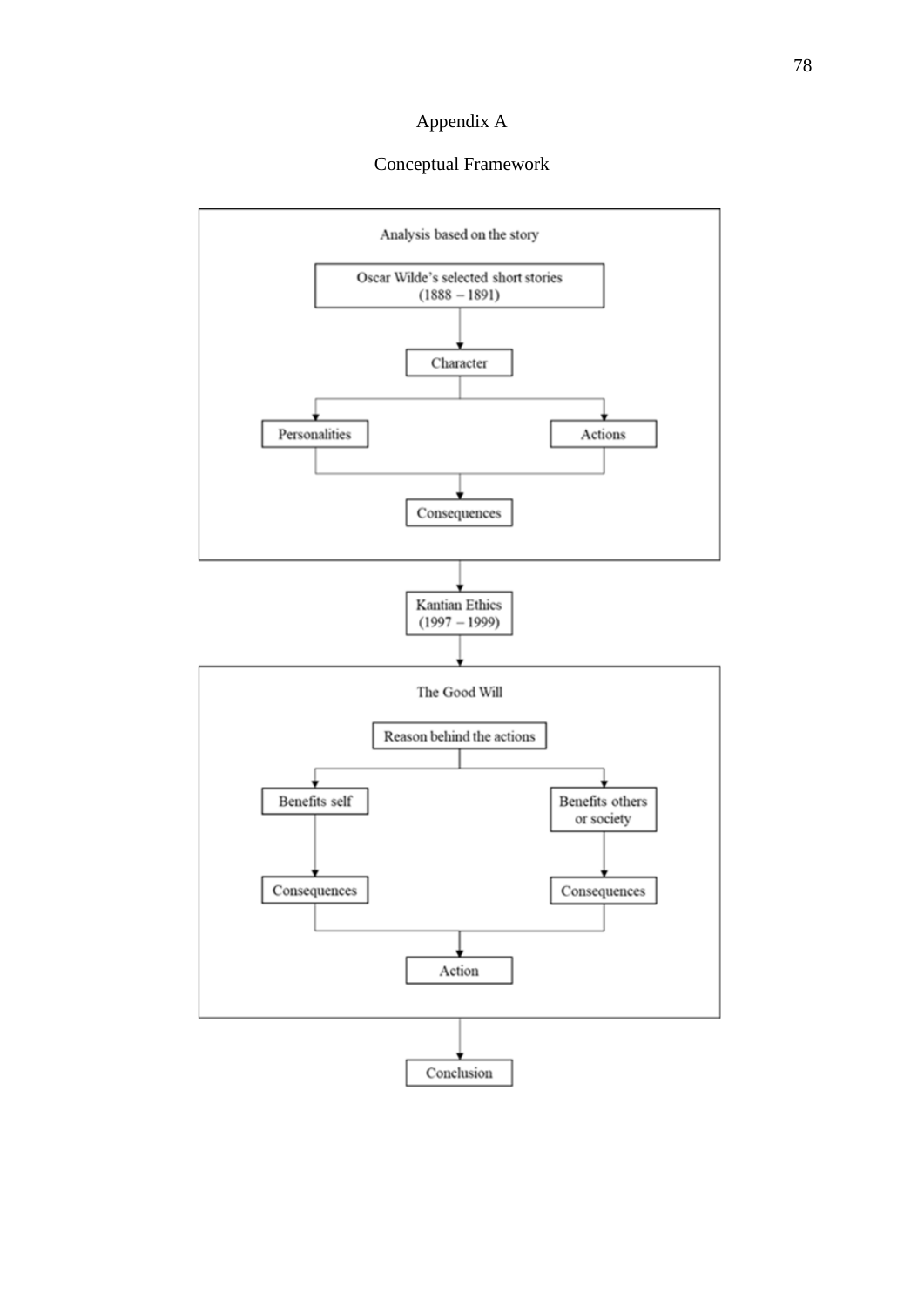# Appendix A

## Conceptual Framework

Analysis based on the story

Oscar Wilde's selected short stories (1888 – 1891)

Character

Personalities

Actions

Consequences

Kantian Ethics (1997 – 1999)

The Good Will

Reason behind the actions

Benefits self

Benefits others or society

Consequences

Consequences

Action

Conclusion